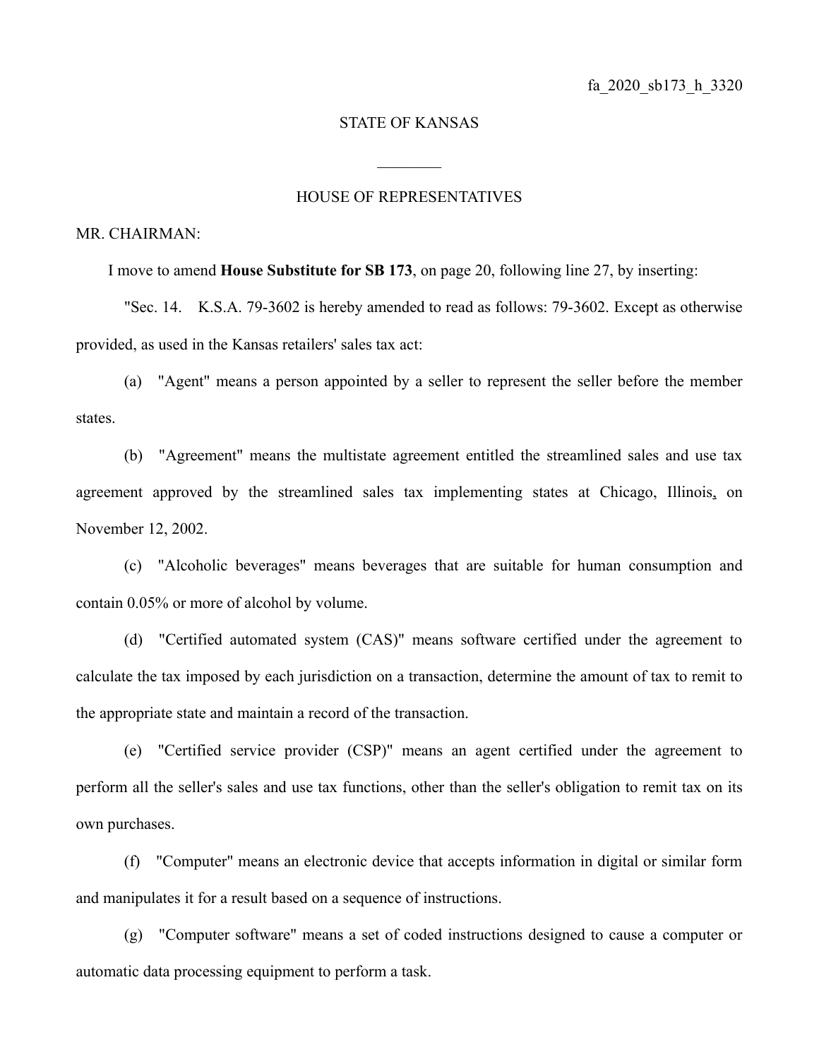fa_2020_sb173_h_3320

STATE OF KANSAS

________

HOUSE OF REPRESENTATIVES

MR. CHAIRMAN:

I move to amend **House Substitute for SB 173**, on page 20, following line 27, by inserting:

"Sec. 14. K.S.A. 79-3602 is hereby amended to read as follows: 79-3602. Except as otherwise provided, as used in the Kansas retailers' sales tax act:

(a) "Agent" means a person appointed by a seller to represent the seller before the member states.

(b) "Agreement" means the multistate agreement entitled the streamlined sales and use tax agreement approved by the streamlined sales tax implementing states at Chicago, Illinois, on November 12, 2002.

(c) "Alcoholic beverages" means beverages that are suitable for human consumption and contain 0.05% or more of alcohol by volume.

(d) "Certified automated system (CAS)" means software certified under the agreement to calculate the tax imposed by each jurisdiction on a transaction, determine the amount of tax to remit to the appropriate state and maintain a record of the transaction.

(e) "Certified service provider (CSP)" means an agent certified under the agreement to perform all the seller's sales and use tax functions, other than the seller's obligation to remit tax on its own purchases.

(f) "Computer" means an electronic device that accepts information in digital or similar form and manipulates it for a result based on a sequence of instructions.

(g) "Computer software" means a set of coded instructions designed to cause a computer or automatic data processing equipment to perform a task.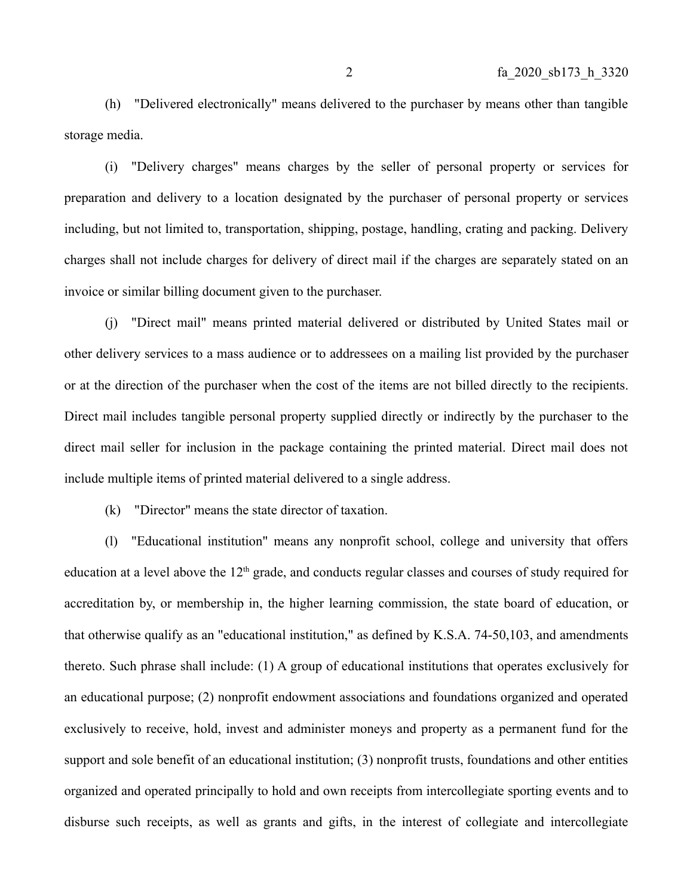(h) "Delivered electronically" means delivered to the purchaser by means other than tangible storage media.

(i) "Delivery charges" means charges by the seller of personal property or services for preparation and delivery to a location designated by the purchaser of personal property or services including, but not limited to, transportation, shipping, postage, handling, crating and packing. Delivery charges shall not include charges for delivery of direct mail if the charges are separately stated on an invoice or similar billing document given to the purchaser.

(j) "Direct mail" means printed material delivered or distributed by United States mail or other delivery services to a mass audience or to addressees on a mailing list provided by the purchaser or at the direction of the purchaser when the cost of the items are not billed directly to the recipients. Direct mail includes tangible personal property supplied directly or indirectly by the purchaser to the direct mail seller for inclusion in the package containing the printed material. Direct mail does not include multiple items of printed material delivered to a single address.

(k) "Director" means the state director of taxation.

(l) "Educational institution" means any nonprofit school, college and university that offers education at a level above the 12th grade, and conducts regular classes and courses of study required for accreditation by, or membership in, the higher learning commission, the state board of education, or that otherwise qualify as an "educational institution," as defined by K.S.A. 74-50,103, and amendments thereto. Such phrase shall include: (1) A group of educational institutions that operates exclusively for an educational purpose; (2) nonprofit endowment associations and foundations organized and operated exclusively to receive, hold, invest and administer moneys and property as a permanent fund for the support and sole benefit of an educational institution; (3) nonprofit trusts, foundations and other entities organized and operated principally to hold and own receipts from intercollegiate sporting events and to disburse such receipts, as well as grants and gifts, in the interest of collegiate and intercollegiate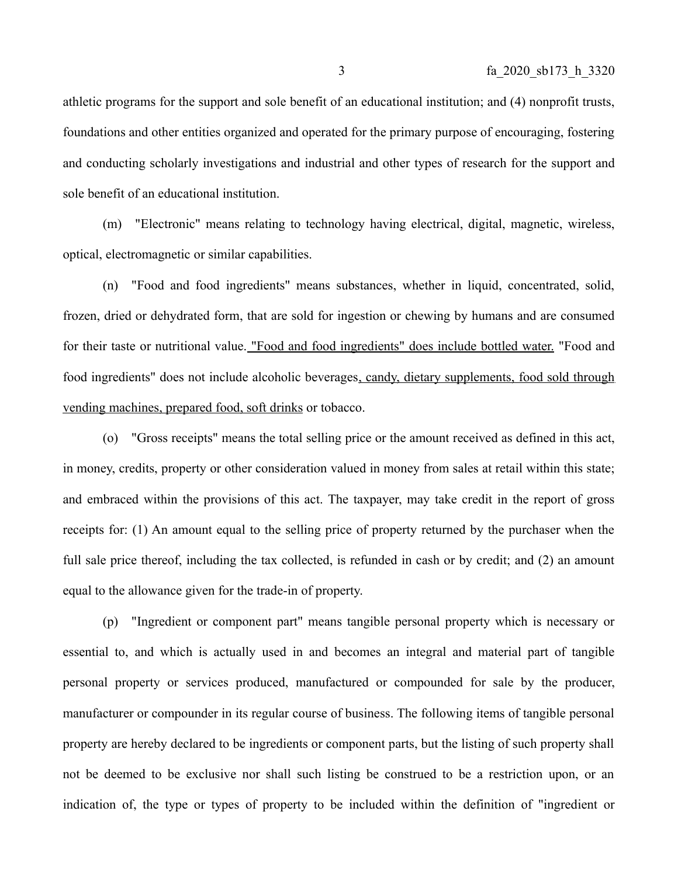athletic programs for the support and sole benefit of an educational institution; and (4) nonprofit trusts, foundations and other entities organized and operated for the primary purpose of encouraging, fostering and conducting scholarly investigations and industrial and other types of research for the support and sole benefit of an educational institution.

(m) "Electronic" means relating to technology having electrical, digital, magnetic, wireless, optical, electromagnetic or similar capabilities.

(n) "Food and food ingredients" means substances, whether in liquid, concentrated, solid, frozen, dried or dehydrated form, that are sold for ingestion or chewing by humans and are consumed for their taste or nutritional value. <u>"Food and food ingredients" does include bottled water.</u> "Food and food ingredients" does not include alcoholic beverages<u>, candy, dietary supplements, food sold through vending machines, prepared food, soft drinks</u> or tobacco.

(o) "Gross receipts" means the total selling price or the amount received as defined in this act, in money, credits, property or other consideration valued in money from sales at retail within this state; and embraced within the provisions of this act. The taxpayer, may take credit in the report of gross receipts for: (1) An amount equal to the selling price of property returned by the purchaser when the full sale price thereof, including the tax collected, is refunded in cash or by credit; and (2) an amount equal to the allowance given for the trade-in of property.

(p) "Ingredient or component part" means tangible personal property which is necessary or essential to, and which is actually used in and becomes an integral and material part of tangible personal property or services produced, manufactured or compounded for sale by the producer, manufacturer or compounder in its regular course of business. The following items of tangible personal property are hereby declared to be ingredients or component parts, but the listing of such property shall not be deemed to be exclusive nor shall such listing be construed to be a restriction upon, or an indication of, the type or types of property to be included within the definition of "ingredient or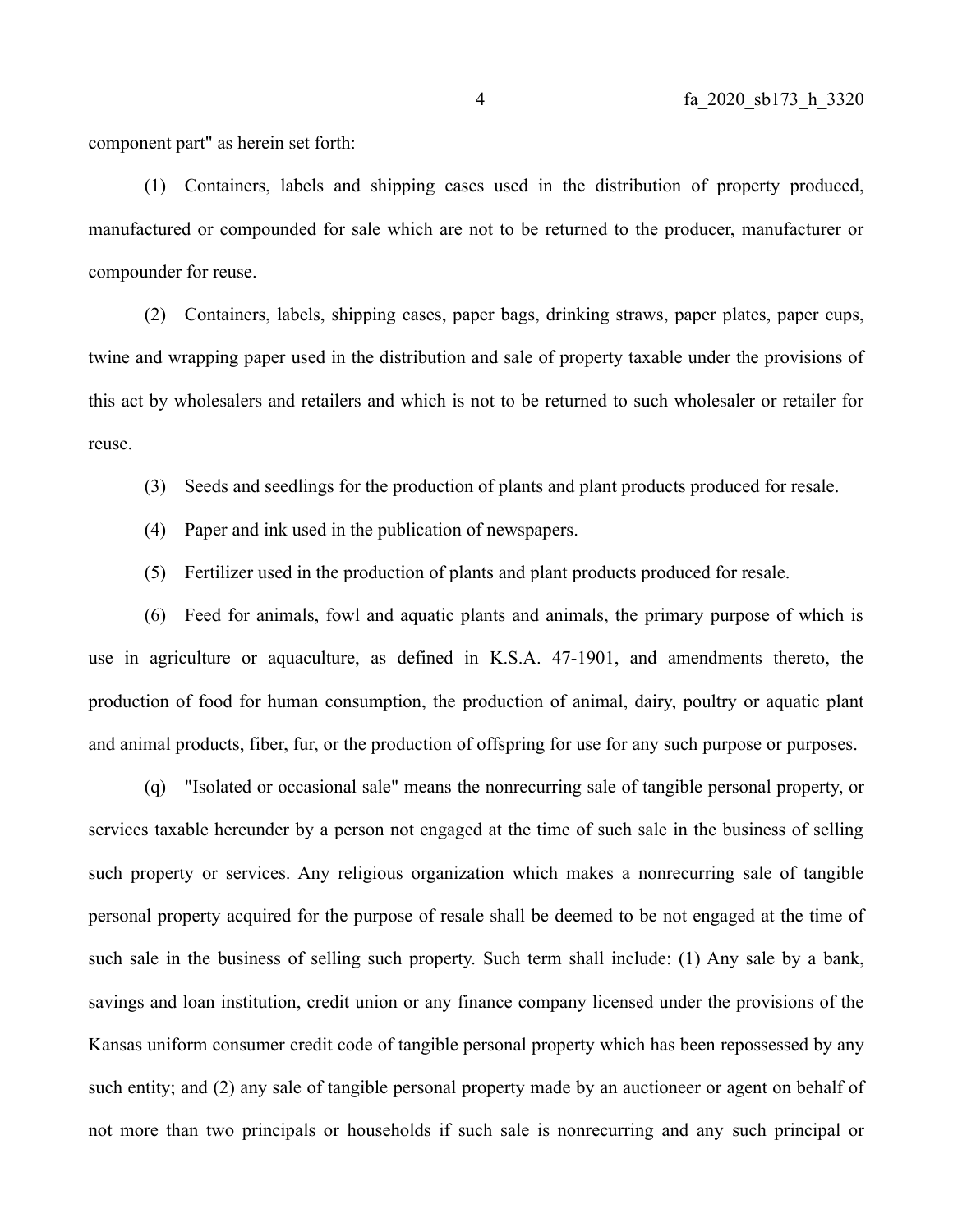component part" as herein set forth:

(1) Containers, labels and shipping cases used in the distribution of property produced, manufactured or compounded for sale which are not to be returned to the producer, manufacturer or compounder for reuse.

(2) Containers, labels, shipping cases, paper bags, drinking straws, paper plates, paper cups, twine and wrapping paper used in the distribution and sale of property taxable under the provisions of this act by wholesalers and retailers and which is not to be returned to such wholesaler or retailer for reuse.

(3) Seeds and seedlings for the production of plants and plant products produced for resale.

(4) Paper and ink used in the publication of newspapers.

(5) Fertilizer used in the production of plants and plant products produced for resale.

(6) Feed for animals, fowl and aquatic plants and animals, the primary purpose of which is use in agriculture or aquaculture, as defined in K.S.A. 47-1901, and amendments thereto, the production of food for human consumption, the production of animal, dairy, poultry or aquatic plant and animal products, fiber, fur, or the production of offspring for use for any such purpose or purposes.

(q) "Isolated or occasional sale" means the nonrecurring sale of tangible personal property, or services taxable hereunder by a person not engaged at the time of such sale in the business of selling such property or services. Any religious organization which makes a nonrecurring sale of tangible personal property acquired for the purpose of resale shall be deemed to be not engaged at the time of such sale in the business of selling such property. Such term shall include: (1) Any sale by a bank, savings and loan institution, credit union or any finance company licensed under the provisions of the Kansas uniform consumer credit code of tangible personal property which has been repossessed by any such entity; and (2) any sale of tangible personal property made by an auctioneer or agent on behalf of not more than two principals or households if such sale is nonrecurring and any such principal or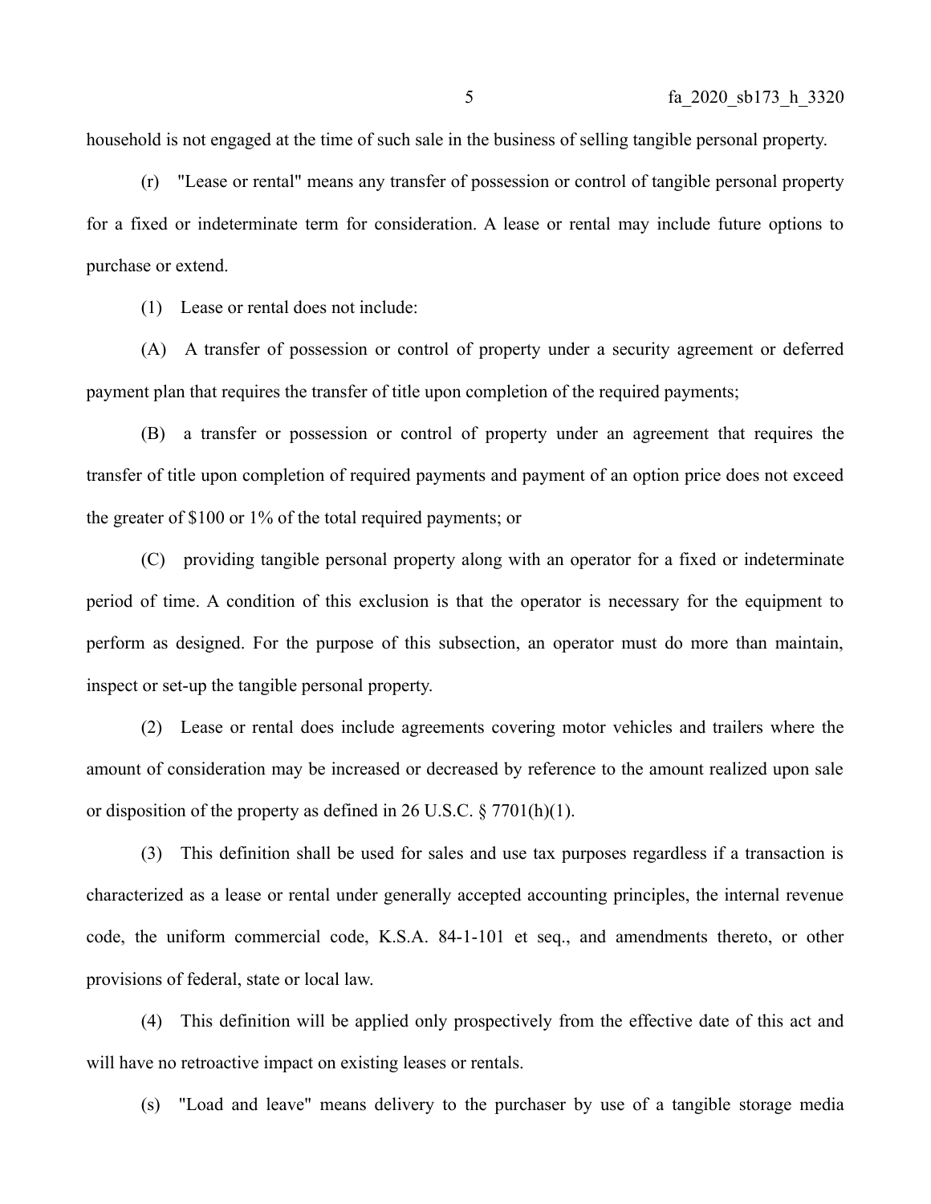household is not engaged at the time of such sale in the business of selling tangible personal property.

(r) "Lease or rental" means any transfer of possession or control of tangible personal property for a fixed or indeterminate term for consideration. A lease or rental may include future options to purchase or extend.

(1) Lease or rental does not include:

(A) A transfer of possession or control of property under a security agreement or deferred payment plan that requires the transfer of title upon completion of the required payments;

(B) a transfer or possession or control of property under an agreement that requires the transfer of title upon completion of required payments and payment of an option price does not exceed the greater of $100 or 1% of the total required payments; or

(C) providing tangible personal property along with an operator for a fixed or indeterminate period of time. A condition of this exclusion is that the operator is necessary for the equipment to perform as designed. For the purpose of this subsection, an operator must do more than maintain, inspect or set-up the tangible personal property.

(2) Lease or rental does include agreements covering motor vehicles and trailers where the amount of consideration may be increased or decreased by reference to the amount realized upon sale or disposition of the property as defined in 26 U.S.C. § 7701(h)(1).

(3) This definition shall be used for sales and use tax purposes regardless if a transaction is characterized as a lease or rental under generally accepted accounting principles, the internal revenue code, the uniform commercial code, K.S.A. 84-1-101 et seq., and amendments thereto, or other provisions of federal, state or local law.

(4) This definition will be applied only prospectively from the effective date of this act and will have no retroactive impact on existing leases or rentals.

(s) "Load and leave" means delivery to the purchaser by use of a tangible storage media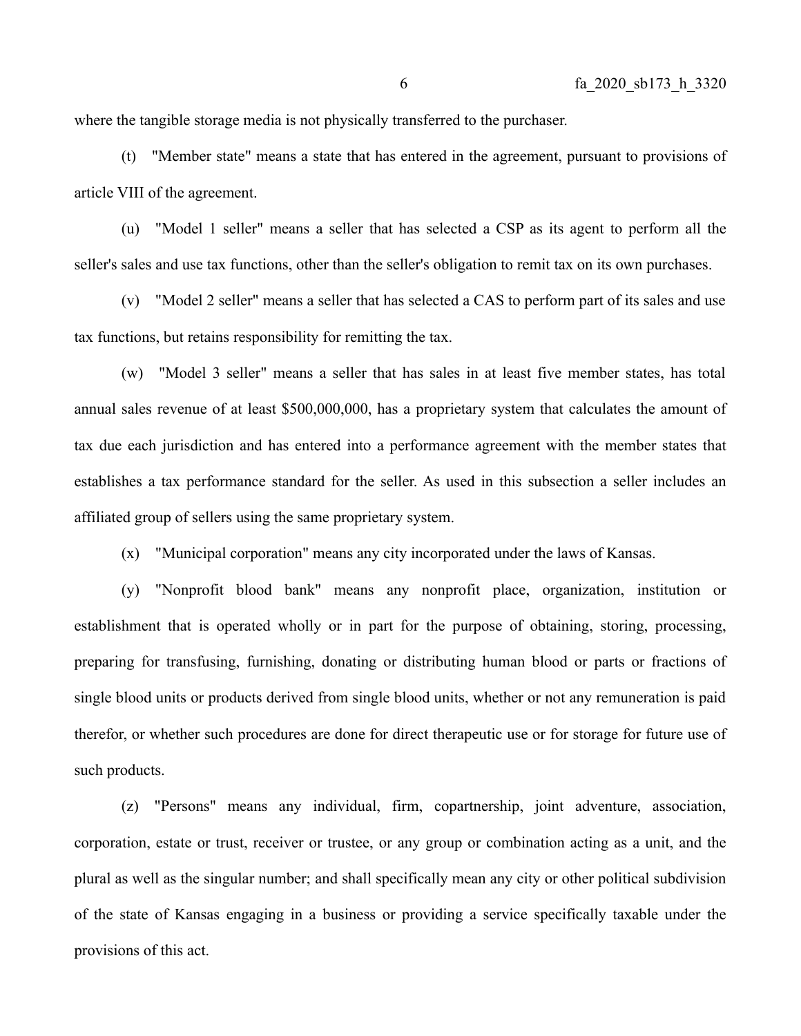where the tangible storage media is not physically transferred to the purchaser.

(t) "Member state" means a state that has entered in the agreement, pursuant to provisions of article VIII of the agreement.

(u) "Model 1 seller" means a seller that has selected a CSP as its agent to perform all the seller's sales and use tax functions, other than the seller's obligation to remit tax on its own purchases.

(v) "Model 2 seller" means a seller that has selected a CAS to perform part of its sales and use tax functions, but retains responsibility for remitting the tax.

(w) "Model 3 seller" means a seller that has sales in at least five member states, has total annual sales revenue of at least $500,000,000, has a proprietary system that calculates the amount of tax due each jurisdiction and has entered into a performance agreement with the member states that establishes a tax performance standard for the seller. As used in this subsection a seller includes an affiliated group of sellers using the same proprietary system.

(x) "Municipal corporation" means any city incorporated under the laws of Kansas.

(y) "Nonprofit blood bank" means any nonprofit place, organization, institution or establishment that is operated wholly or in part for the purpose of obtaining, storing, processing, preparing for transfusing, furnishing, donating or distributing human blood or parts or fractions of single blood units or products derived from single blood units, whether or not any remuneration is paid therefor, or whether such procedures are done for direct therapeutic use or for storage for future use of such products.

(z) "Persons" means any individual, firm, copartnership, joint adventure, association, corporation, estate or trust, receiver or trustee, or any group or combination acting as a unit, and the plural as well as the singular number; and shall specifically mean any city or other political subdivision of the state of Kansas engaging in a business or providing a service specifically taxable under the provisions of this act.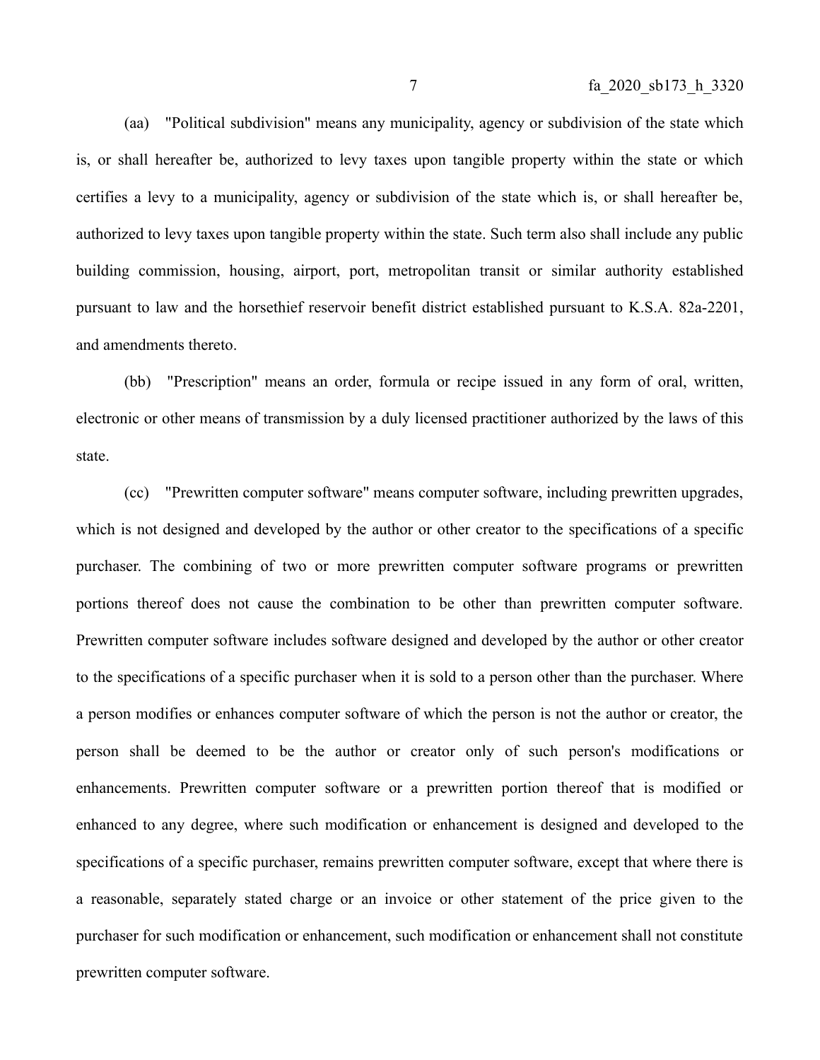(aa) "Political subdivision" means any municipality, agency or subdivision of the state which is, or shall hereafter be, authorized to levy taxes upon tangible property within the state or which certifies a levy to a municipality, agency or subdivision of the state which is, or shall hereafter be, authorized to levy taxes upon tangible property within the state. Such term also shall include any public building commission, housing, airport, port, metropolitan transit or similar authority established pursuant to law and the horsethief reservoir benefit district established pursuant to K.S.A. 82a-2201, and amendments thereto.

(bb) "Prescription" means an order, formula or recipe issued in any form of oral, written, electronic or other means of transmission by a duly licensed practitioner authorized by the laws of this state.

(cc) "Prewritten computer software" means computer software, including prewritten upgrades, which is not designed and developed by the author or other creator to the specifications of a specific purchaser. The combining of two or more prewritten computer software programs or prewritten portions thereof does not cause the combination to be other than prewritten computer software. Prewritten computer software includes software designed and developed by the author or other creator to the specifications of a specific purchaser when it is sold to a person other than the purchaser. Where a person modifies or enhances computer software of which the person is not the author or creator, the person shall be deemed to be the author or creator only of such person's modifications or enhancements. Prewritten computer software or a prewritten portion thereof that is modified or enhanced to any degree, where such modification or enhancement is designed and developed to the specifications of a specific purchaser, remains prewritten computer software, except that where there is a reasonable, separately stated charge or an invoice or other statement of the price given to the purchaser for such modification or enhancement, such modification or enhancement shall not constitute prewritten computer software.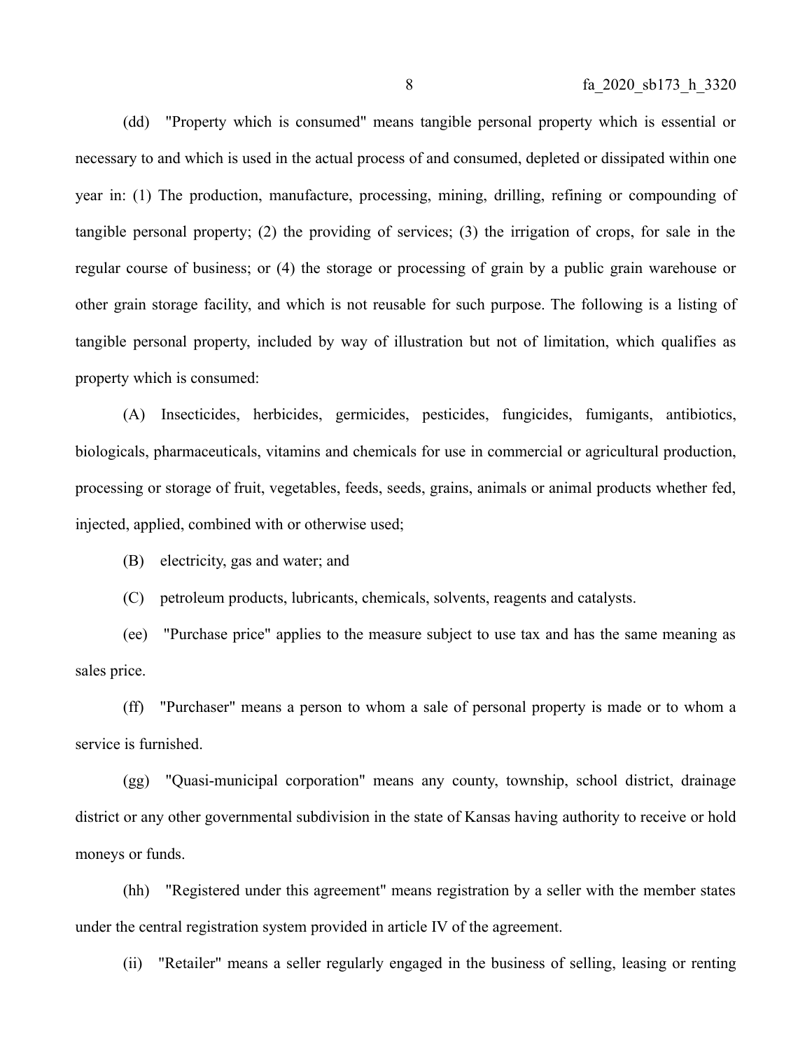(dd) "Property which is consumed" means tangible personal property which is essential or necessary to and which is used in the actual process of and consumed, depleted or dissipated within one year in: (1) The production, manufacture, processing, mining, drilling, refining or compounding of tangible personal property; (2) the providing of services; (3) the irrigation of crops, for sale in the regular course of business; or (4) the storage or processing of grain by a public grain warehouse or other grain storage facility, and which is not reusable for such purpose. The following is a listing of tangible personal property, included by way of illustration but not of limitation, which qualifies as property which is consumed:

(A) Insecticides, herbicides, germicides, pesticides, fungicides, fumigants, antibiotics, biologicals, pharmaceuticals, vitamins and chemicals for use in commercial or agricultural production, processing or storage of fruit, vegetables, feeds, seeds, grains, animals or animal products whether fed, injected, applied, combined with or otherwise used;

(B) electricity, gas and water; and

(C) petroleum products, lubricants, chemicals, solvents, reagents and catalysts.

(ee) "Purchase price" applies to the measure subject to use tax and has the same meaning as sales price.

(ff) "Purchaser" means a person to whom a sale of personal property is made or to whom a service is furnished.

(gg) "Quasi-municipal corporation" means any county, township, school district, drainage district or any other governmental subdivision in the state of Kansas having authority to receive or hold moneys or funds.

(hh) "Registered under this agreement" means registration by a seller with the member states under the central registration system provided in article IV of the agreement.

(ii) "Retailer" means a seller regularly engaged in the business of selling, leasing or renting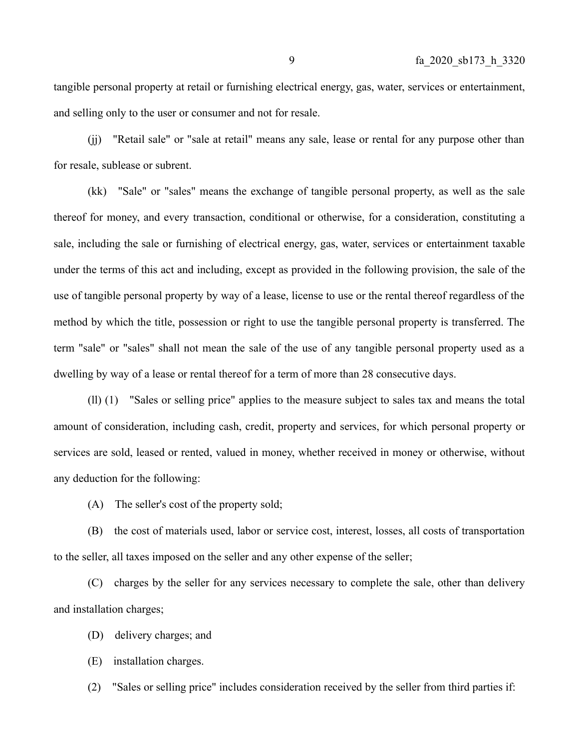tangible personal property at retail or furnishing electrical energy, gas, water, services or entertainment, and selling only to the user or consumer and not for resale.

(jj) "Retail sale" or "sale at retail" means any sale, lease or rental for any purpose other than for resale, sublease or subrent.

(kk) "Sale" or "sales" means the exchange of tangible personal property, as well as the sale thereof for money, and every transaction, conditional or otherwise, for a consideration, constituting a sale, including the sale or furnishing of electrical energy, gas, water, services or entertainment taxable under the terms of this act and including, except as provided in the following provision, the sale of the use of tangible personal property by way of a lease, license to use or the rental thereof regardless of the method by which the title, possession or right to use the tangible personal property is transferred. The term "sale" or "sales" shall not mean the sale of the use of any tangible personal property used as a dwelling by way of a lease or rental thereof for a term of more than 28 consecutive days.

(ll) (1) "Sales or selling price" applies to the measure subject to sales tax and means the total amount of consideration, including cash, credit, property and services, for which personal property or services are sold, leased or rented, valued in money, whether received in money or otherwise, without any deduction for the following:

(A) The seller's cost of the property sold;

(B) the cost of materials used, labor or service cost, interest, losses, all costs of transportation to the seller, all taxes imposed on the seller and any other expense of the seller;

(C) charges by the seller for any services necessary to complete the sale, other than delivery and installation charges;

(D) delivery charges; and

(E) installation charges.

(2) "Sales or selling price" includes consideration received by the seller from third parties if: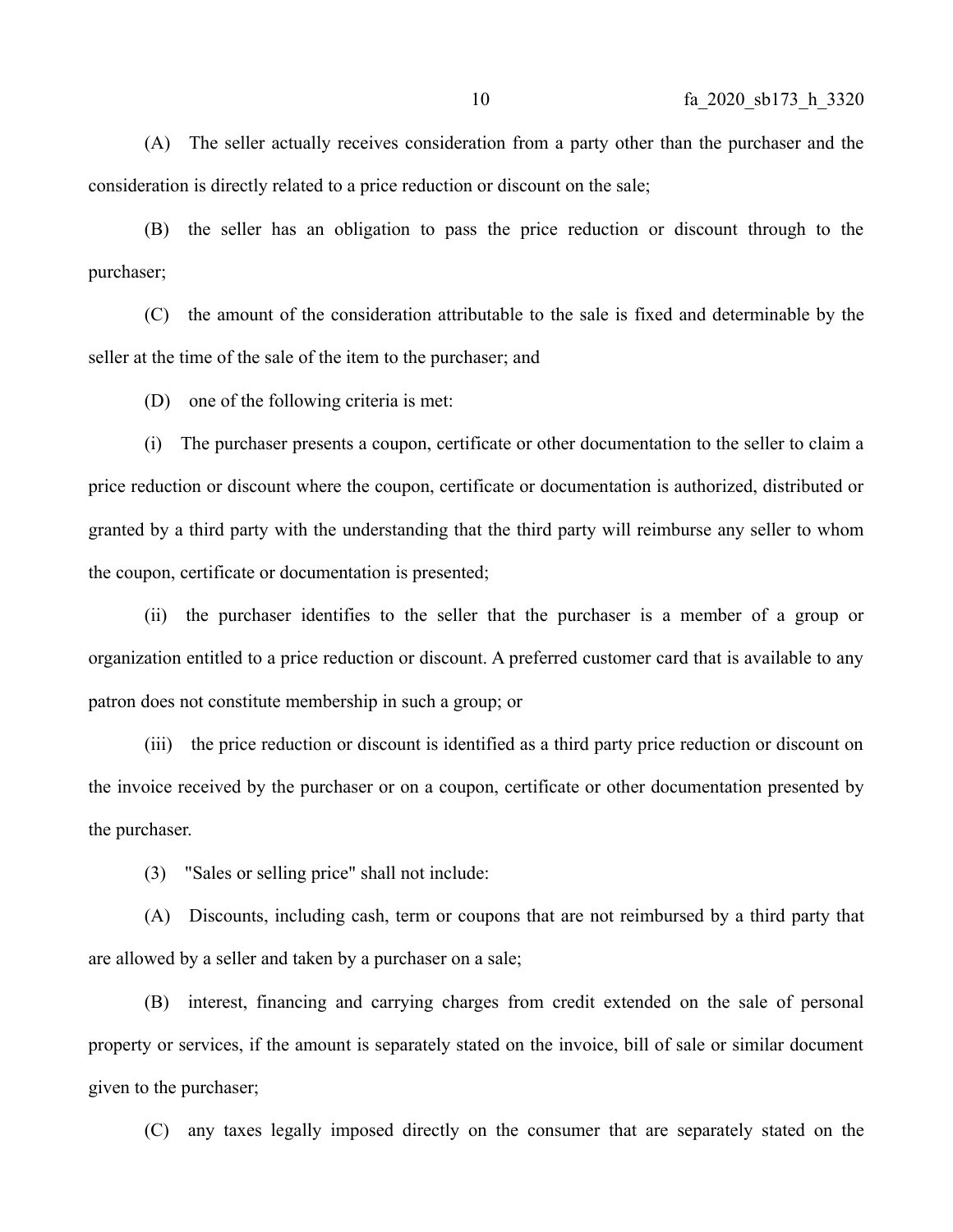(A) The seller actually receives consideration from a party other than the purchaser and the consideration is directly related to a price reduction or discount on the sale;

(B) the seller has an obligation to pass the price reduction or discount through to the purchaser;

(C) the amount of the consideration attributable to the sale is fixed and determinable by the seller at the time of the sale of the item to the purchaser; and

(D) one of the following criteria is met:

(i) The purchaser presents a coupon, certificate or other documentation to the seller to claim a price reduction or discount where the coupon, certificate or documentation is authorized, distributed or granted by a third party with the understanding that the third party will reimburse any seller to whom the coupon, certificate or documentation is presented;

(ii) the purchaser identifies to the seller that the purchaser is a member of a group or organization entitled to a price reduction or discount. A preferred customer card that is available to any patron does not constitute membership in such a group; or

(iii) the price reduction or discount is identified as a third party price reduction or discount on the invoice received by the purchaser or on a coupon, certificate or other documentation presented by the purchaser.

(3) "Sales or selling price" shall not include:

(A) Discounts, including cash, term or coupons that are not reimbursed by a third party that are allowed by a seller and taken by a purchaser on a sale;

(B) interest, financing and carrying charges from credit extended on the sale of personal property or services, if the amount is separately stated on the invoice, bill of sale or similar document given to the purchaser;

(C) any taxes legally imposed directly on the consumer that are separately stated on the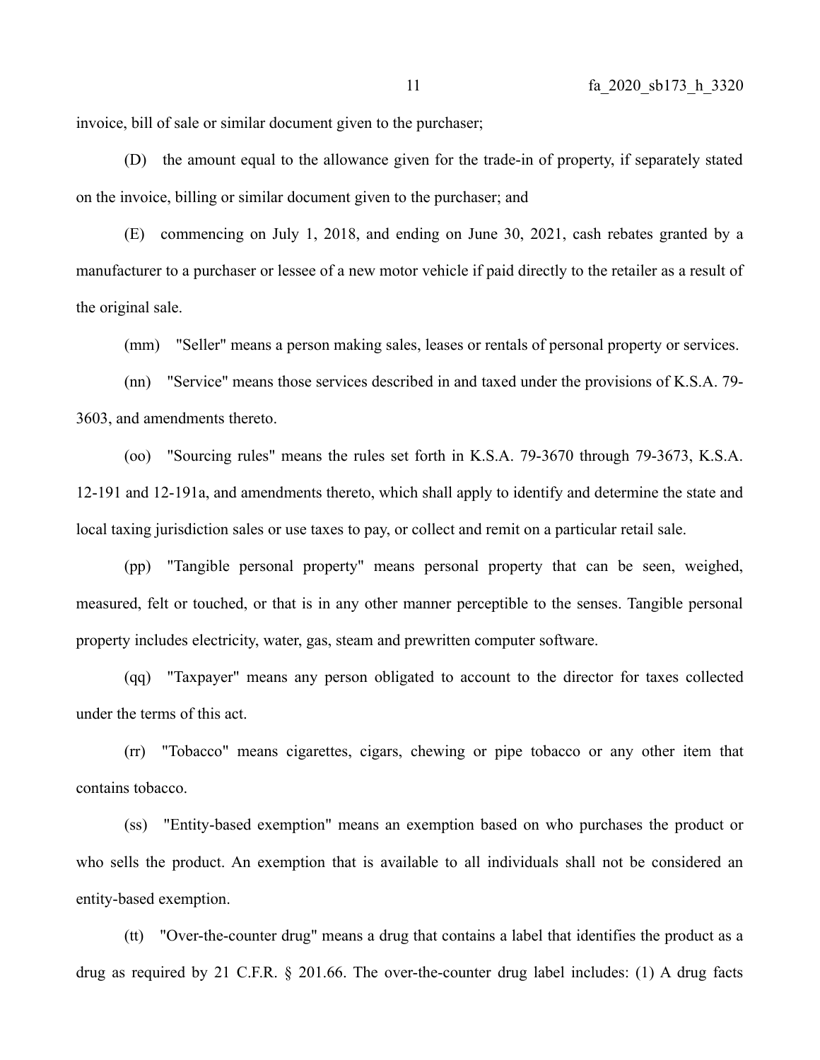invoice, bill of sale or similar document given to the purchaser;

(D) the amount equal to the allowance given for the trade-in of property, if separately stated on the invoice, billing or similar document given to the purchaser; and

(E) commencing on July 1, 2018, and ending on June 30, 2021, cash rebates granted by a manufacturer to a purchaser or lessee of a new motor vehicle if paid directly to the retailer as a result of the original sale.

(mm) "Seller" means a person making sales, leases or rentals of personal property or services.

(nn) "Service" means those services described in and taxed under the provisions of K.S.A. 79-3603, and amendments thereto.

(oo) "Sourcing rules" means the rules set forth in K.S.A. 79-3670 through 79-3673, K.S.A. 12-191 and 12-191a, and amendments thereto, which shall apply to identify and determine the state and local taxing jurisdiction sales or use taxes to pay, or collect and remit on a particular retail sale.

(pp) "Tangible personal property" means personal property that can be seen, weighed, measured, felt or touched, or that is in any other manner perceptible to the senses. Tangible personal property includes electricity, water, gas, steam and prewritten computer software.

(qq) "Taxpayer" means any person obligated to account to the director for taxes collected under the terms of this act.

(rr) "Tobacco" means cigarettes, cigars, chewing or pipe tobacco or any other item that contains tobacco.

(ss) "Entity-based exemption" means an exemption based on who purchases the product or who sells the product. An exemption that is available to all individuals shall not be considered an entity-based exemption.

(tt) "Over-the-counter drug" means a drug that contains a label that identifies the product as a drug as required by 21 C.F.R. § 201.66. The over-the-counter drug label includes: (1) A drug facts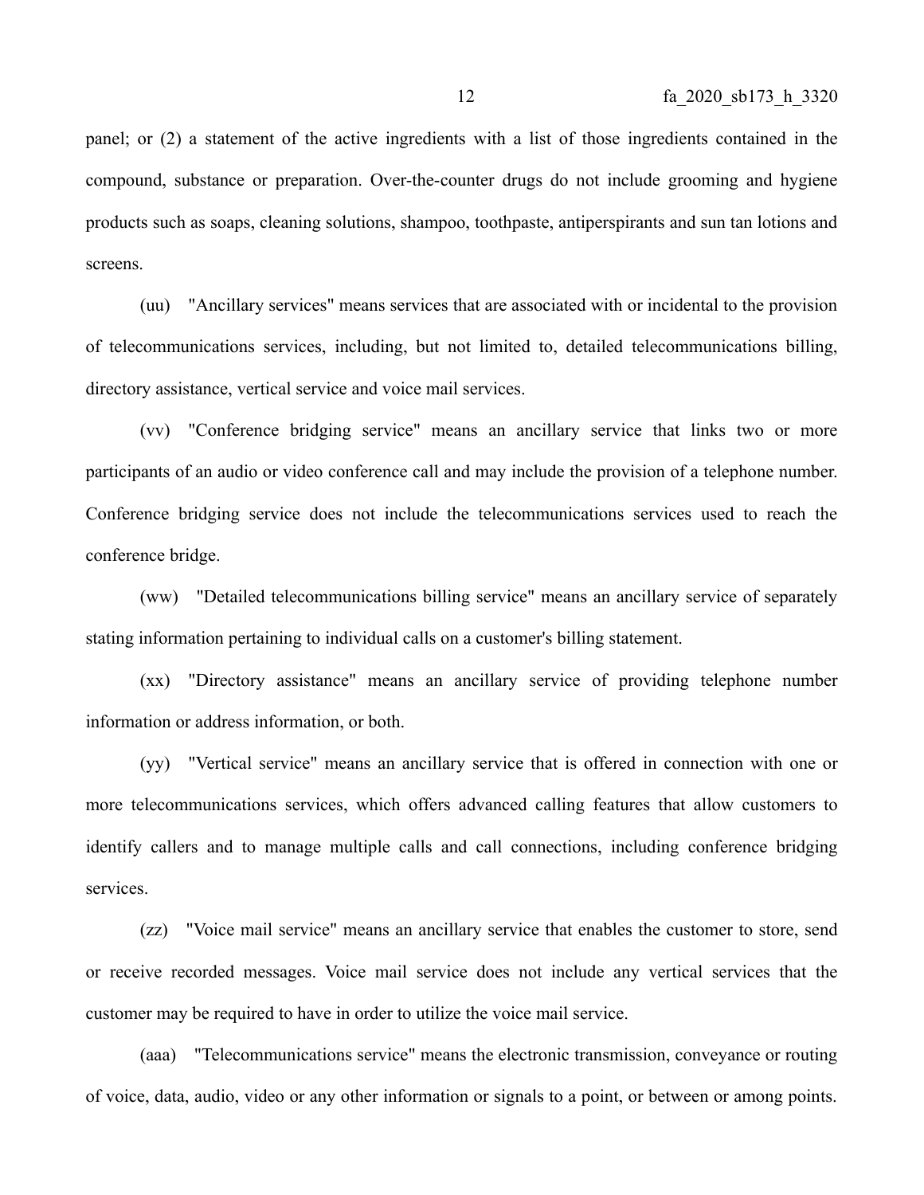panel; or (2) a statement of the active ingredients with a list of those ingredients contained in the compound, substance or preparation. Over-the-counter drugs do not include grooming and hygiene products such as soaps, cleaning solutions, shampoo, toothpaste, antiperspirants and sun tan lotions and screens.

(uu) "Ancillary services" means services that are associated with or incidental to the provision of telecommunications services, including, but not limited to, detailed telecommunications billing, directory assistance, vertical service and voice mail services.

(vv) "Conference bridging service" means an ancillary service that links two or more participants of an audio or video conference call and may include the provision of a telephone number. Conference bridging service does not include the telecommunications services used to reach the conference bridge.

(ww) "Detailed telecommunications billing service" means an ancillary service of separately stating information pertaining to individual calls on a customer's billing statement.

(xx) "Directory assistance" means an ancillary service of providing telephone number information or address information, or both.

(yy) "Vertical service" means an ancillary service that is offered in connection with one or more telecommunications services, which offers advanced calling features that allow customers to identify callers and to manage multiple calls and call connections, including conference bridging services.

(zz) "Voice mail service" means an ancillary service that enables the customer to store, send or receive recorded messages. Voice mail service does not include any vertical services that the customer may be required to have in order to utilize the voice mail service.

(aaa) "Telecommunications service" means the electronic transmission, conveyance or routing of voice, data, audio, video or any other information or signals to a point, or between or among points.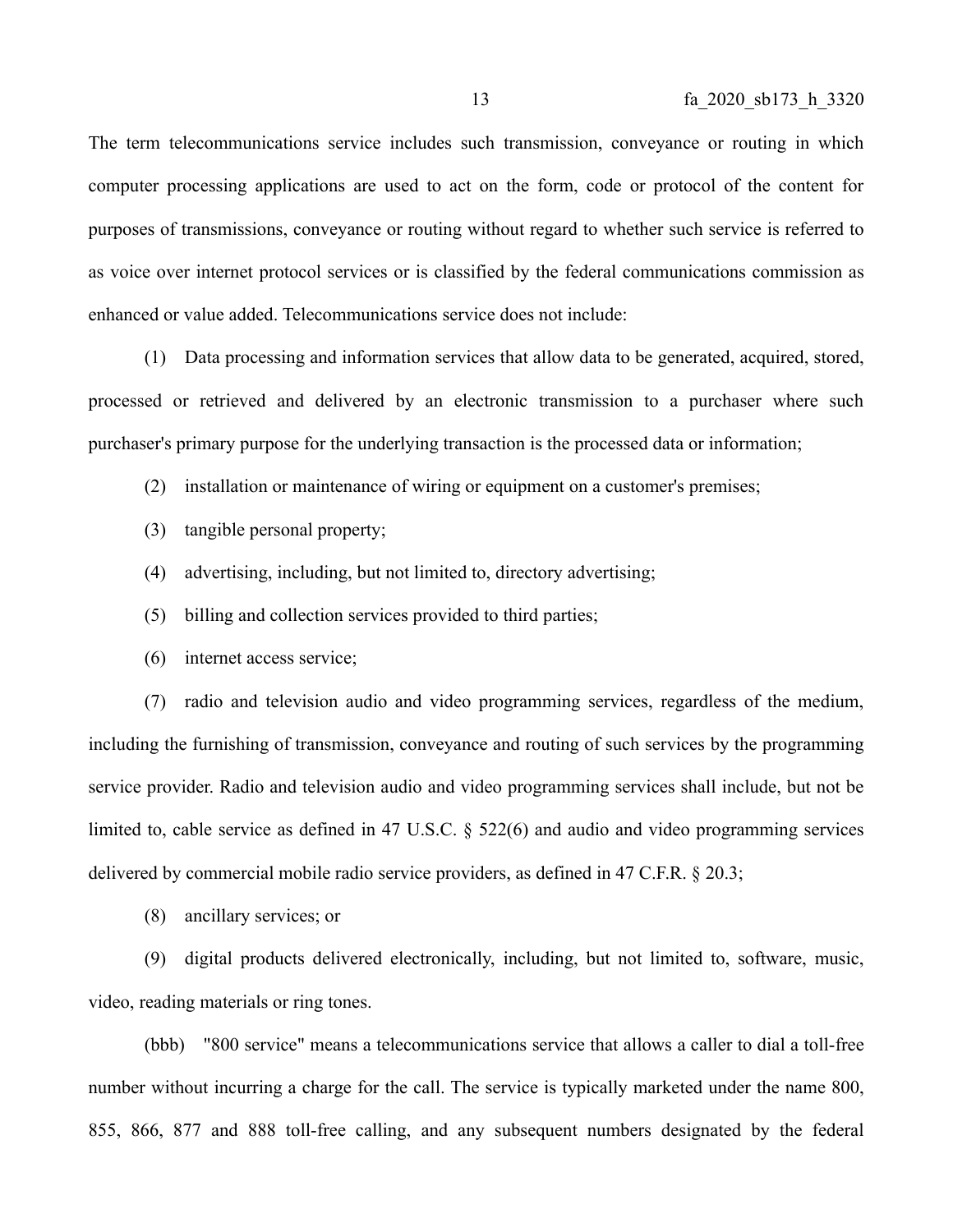The term telecommunications service includes such transmission, conveyance or routing in which computer processing applications are used to act on the form, code or protocol of the content for purposes of transmissions, conveyance or routing without regard to whether such service is referred to as voice over internet protocol services or is classified by the federal communications commission as enhanced or value added. Telecommunications service does not include:

(1) Data processing and information services that allow data to be generated, acquired, stored, processed or retrieved and delivered by an electronic transmission to a purchaser where such purchaser's primary purpose for the underlying transaction is the processed data or information;

(2) installation or maintenance of wiring or equipment on a customer's premises;

(3) tangible personal property;

(4) advertising, including, but not limited to, directory advertising;

(5) billing and collection services provided to third parties;

(6) internet access service;

(7) radio and television audio and video programming services, regardless of the medium, including the furnishing of transmission, conveyance and routing of such services by the programming service provider. Radio and television audio and video programming services shall include, but not be limited to, cable service as defined in 47 U.S.C. § 522(6) and audio and video programming services delivered by commercial mobile radio service providers, as defined in 47 C.F.R. § 20.3;

(8) ancillary services; or

(9) digital products delivered electronically, including, but not limited to, software, music, video, reading materials or ring tones.

(bbb) "800 service" means a telecommunications service that allows a caller to dial a toll-free number without incurring a charge for the call. The service is typically marketed under the name 800, 855, 866, 877 and 888 toll-free calling, and any subsequent numbers designated by the federal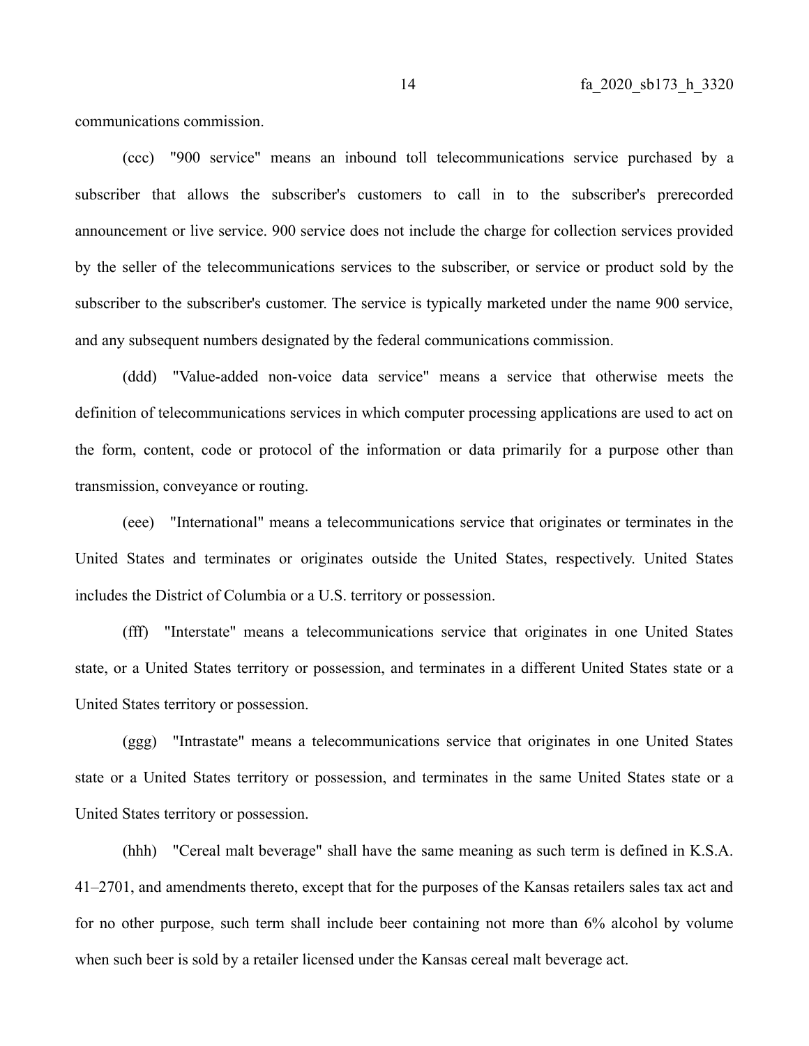communications commission.

(ccc) "900 service" means an inbound toll telecommunications service purchased by a subscriber that allows the subscriber's customers to call in to the subscriber's prerecorded announcement or live service. 900 service does not include the charge for collection services provided by the seller of the telecommunications services to the subscriber, or service or product sold by the subscriber to the subscriber's customer. The service is typically marketed under the name 900 service, and any subsequent numbers designated by the federal communications commission.

(ddd) "Value-added non-voice data service" means a service that otherwise meets the definition of telecommunications services in which computer processing applications are used to act on the form, content, code or protocol of the information or data primarily for a purpose other than transmission, conveyance or routing.

(eee) "International" means a telecommunications service that originates or terminates in the United States and terminates or originates outside the United States, respectively. United States includes the District of Columbia or a U.S. territory or possession.

(fff) "Interstate" means a telecommunications service that originates in one United States state, or a United States territory or possession, and terminates in a different United States state or a United States territory or possession.

(ggg) "Intrastate" means a telecommunications service that originates in one United States state or a United States territory or possession, and terminates in the same United States state or a United States territory or possession.

(hhh) "Cereal malt beverage" shall have the same meaning as such term is defined in K.S.A. 41–2701, and amendments thereto, except that for the purposes of the Kansas retailers sales tax act and for no other purpose, such term shall include beer containing not more than 6% alcohol by volume when such beer is sold by a retailer licensed under the Kansas cereal malt beverage act.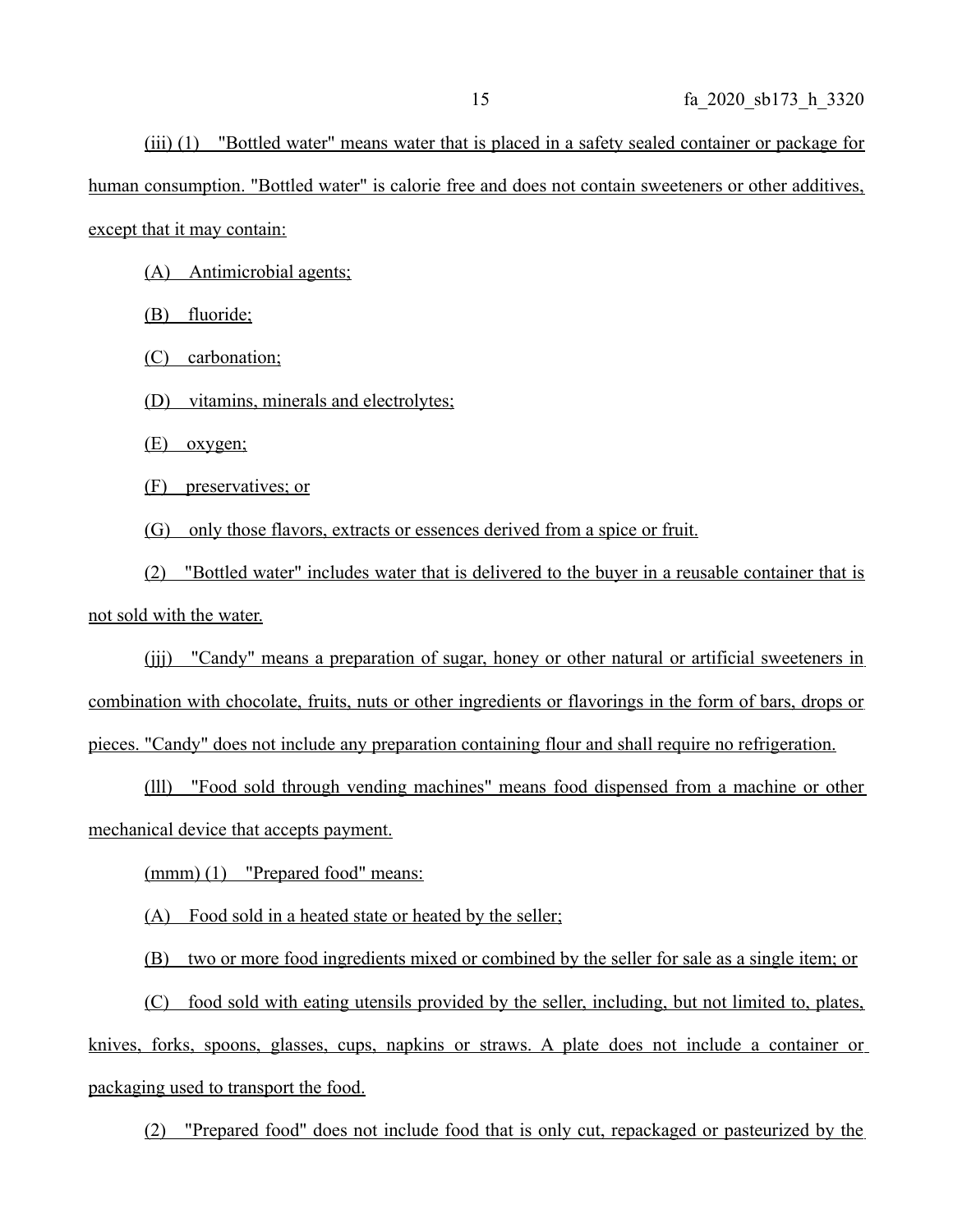(iii) (1) "Bottled water" means water that is placed in a safety sealed container or package for human consumption. "Bottled water" is calorie free and does not contain sweeteners or other additives, except that it may contain:

(A) Antimicrobial agents;

(B) fluoride;

(C) carbonation;

(D) vitamins, minerals and electrolytes;

(E) oxygen;

(F) preservatives; or

(G) only those flavors, extracts or essences derived from a spice or fruit.

(2) "Bottled water" includes water that is delivered to the buyer in a reusable container that is not sold with the water.

(jjj) "Candy" means a preparation of sugar, honey or other natural or artificial sweeteners in combination with chocolate, fruits, nuts or other ingredients or flavorings in the form of bars, drops or pieces. "Candy" does not include any preparation containing flour and shall require no refrigeration.

(lll) "Food sold through vending machines" means food dispensed from a machine or other mechanical device that accepts payment.

(mmm) (1) "Prepared food" means:

(A) Food sold in a heated state or heated by the seller;

(B) two or more food ingredients mixed or combined by the seller for sale as a single item; or

(C) food sold with eating utensils provided by the seller, including, but not limited to, plates, knives, forks, spoons, glasses, cups, napkins or straws. A plate does not include a container or packaging used to transport the food.

(2) "Prepared food" does not include food that is only cut, repackaged or pasteurized by the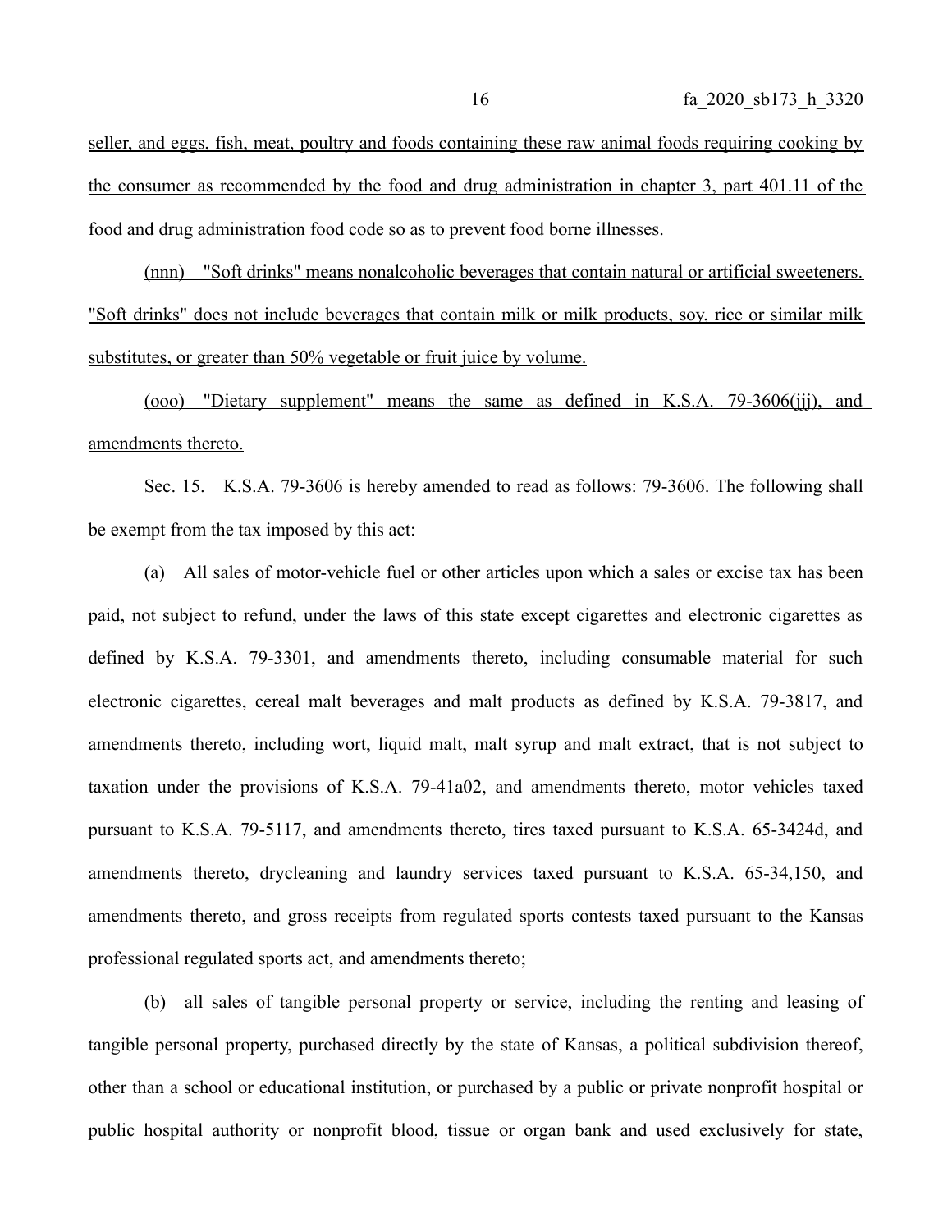seller, and eggs, fish, meat, poultry and foods containing these raw animal foods requiring cooking by the consumer as recommended by the food and drug administration in chapter 3, part 401.11 of the food and drug administration food code so as to prevent food borne illnesses.

(nnn) "Soft drinks" means nonalcoholic beverages that contain natural or artificial sweeteners. "Soft drinks" does not include beverages that contain milk or milk products, soy, rice or similar milk substitutes, or greater than 50% vegetable or fruit juice by volume.

(ooo) "Dietary supplement" means the same as defined in K.S.A. 79-3606(jjj), and amendments thereto.

Sec. 15. K.S.A. 79-3606 is hereby amended to read as follows: 79-3606. The following shall be exempt from the tax imposed by this act:

(a) All sales of motor-vehicle fuel or other articles upon which a sales or excise tax has been paid, not subject to refund, under the laws of this state except cigarettes and electronic cigarettes as defined by K.S.A. 79-3301, and amendments thereto, including consumable material for such electronic cigarettes, cereal malt beverages and malt products as defined by K.S.A. 79-3817, and amendments thereto, including wort, liquid malt, malt syrup and malt extract, that is not subject to taxation under the provisions of K.S.A. 79-41a02, and amendments thereto, motor vehicles taxed pursuant to K.S.A. 79-5117, and amendments thereto, tires taxed pursuant to K.S.A. 65-3424d, and amendments thereto, drycleaning and laundry services taxed pursuant to K.S.A. 65-34,150, and amendments thereto, and gross receipts from regulated sports contests taxed pursuant to the Kansas professional regulated sports act, and amendments thereto;

(b) all sales of tangible personal property or service, including the renting and leasing of tangible personal property, purchased directly by the state of Kansas, a political subdivision thereof, other than a school or educational institution, or purchased by a public or private nonprofit hospital or public hospital authority or nonprofit blood, tissue or organ bank and used exclusively for state,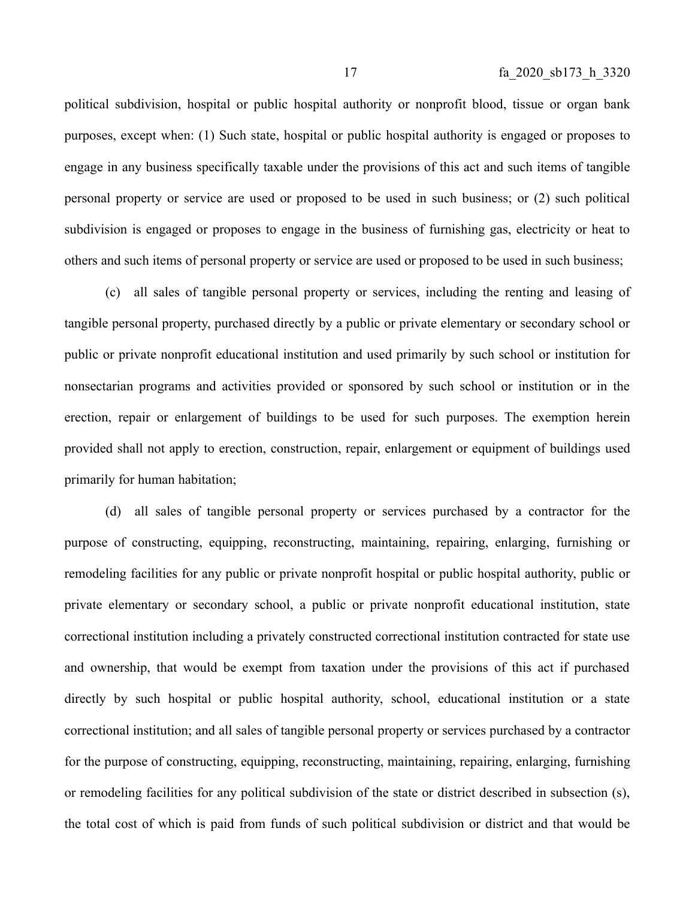political subdivision, hospital or public hospital authority or nonprofit blood, tissue or organ bank purposes, except when: (1) Such state, hospital or public hospital authority is engaged or proposes to engage in any business specifically taxable under the provisions of this act and such items of tangible personal property or service are used or proposed to be used in such business; or (2) such political subdivision is engaged or proposes to engage in the business of furnishing gas, electricity or heat to others and such items of personal property or service are used or proposed to be used in such business;

(c) all sales of tangible personal property or services, including the renting and leasing of tangible personal property, purchased directly by a public or private elementary or secondary school or public or private nonprofit educational institution and used primarily by such school or institution for nonsectarian programs and activities provided or sponsored by such school or institution or in the erection, repair or enlargement of buildings to be used for such purposes. The exemption herein provided shall not apply to erection, construction, repair, enlargement or equipment of buildings used primarily for human habitation;

(d) all sales of tangible personal property or services purchased by a contractor for the purpose of constructing, equipping, reconstructing, maintaining, repairing, enlarging, furnishing or remodeling facilities for any public or private nonprofit hospital or public hospital authority, public or private elementary or secondary school, a public or private nonprofit educational institution, state correctional institution including a privately constructed correctional institution contracted for state use and ownership, that would be exempt from taxation under the provisions of this act if purchased directly by such hospital or public hospital authority, school, educational institution or a state correctional institution; and all sales of tangible personal property or services purchased by a contractor for the purpose of constructing, equipping, reconstructing, maintaining, repairing, enlarging, furnishing or remodeling facilities for any political subdivision of the state or district described in subsection (s), the total cost of which is paid from funds of such political subdivision or district and that would be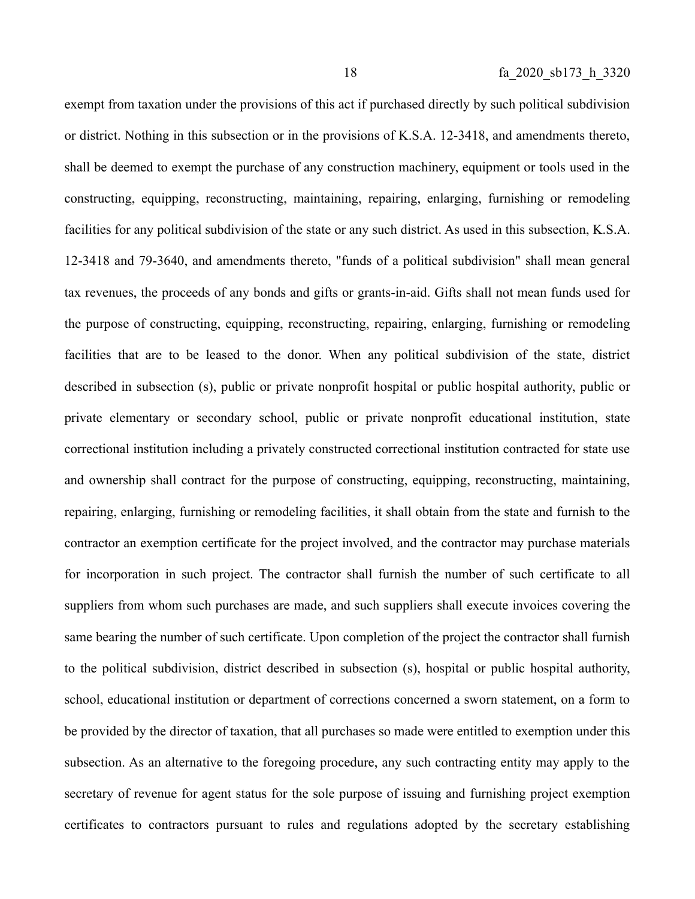exempt from taxation under the provisions of this act if purchased directly by such political subdivision or district. Nothing in this subsection or in the provisions of K.S.A. 12-3418, and amendments thereto, shall be deemed to exempt the purchase of any construction machinery, equipment or tools used in the constructing, equipping, reconstructing, maintaining, repairing, enlarging, furnishing or remodeling facilities for any political subdivision of the state or any such district. As used in this subsection, K.S.A. 12-3418 and 79-3640, and amendments thereto, "funds of a political subdivision" shall mean general tax revenues, the proceeds of any bonds and gifts or grants-in-aid. Gifts shall not mean funds used for the purpose of constructing, equipping, reconstructing, repairing, enlarging, furnishing or remodeling facilities that are to be leased to the donor. When any political subdivision of the state, district described in subsection (s), public or private nonprofit hospital or public hospital authority, public or private elementary or secondary school, public or private nonprofit educational institution, state correctional institution including a privately constructed correctional institution contracted for state use and ownership shall contract for the purpose of constructing, equipping, reconstructing, maintaining, repairing, enlarging, furnishing or remodeling facilities, it shall obtain from the state and furnish to the contractor an exemption certificate for the project involved, and the contractor may purchase materials for incorporation in such project. The contractor shall furnish the number of such certificate to all suppliers from whom such purchases are made, and such suppliers shall execute invoices covering the same bearing the number of such certificate. Upon completion of the project the contractor shall furnish to the political subdivision, district described in subsection (s), hospital or public hospital authority, school, educational institution or department of corrections concerned a sworn statement, on a form to be provided by the director of taxation, that all purchases so made were entitled to exemption under this subsection. As an alternative to the foregoing procedure, any such contracting entity may apply to the secretary of revenue for agent status for the sole purpose of issuing and furnishing project exemption certificates to contractors pursuant to rules and regulations adopted by the secretary establishing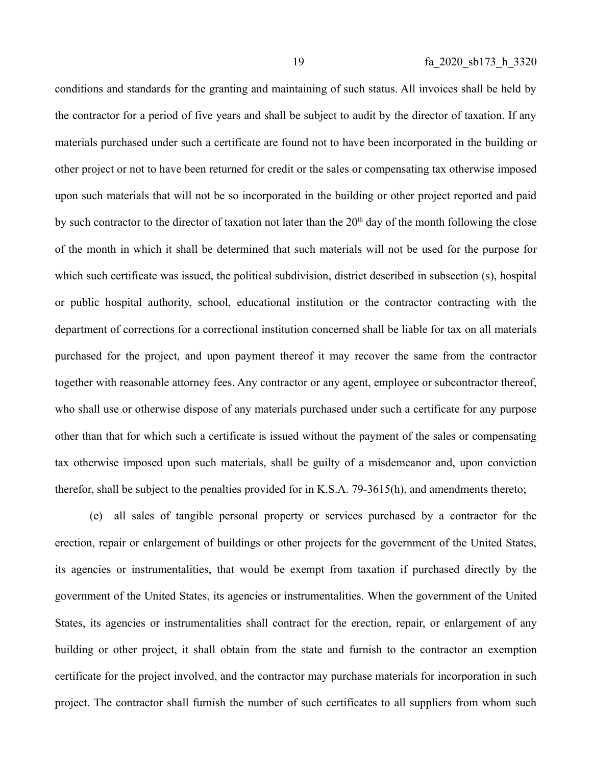conditions and standards for the granting and maintaining of such status. All invoices shall be held by the contractor for a period of five years and shall be subject to audit by the director of taxation. If any materials purchased under such a certificate are found not to have been incorporated in the building or other project or not to have been returned for credit or the sales or compensating tax otherwise imposed upon such materials that will not be so incorporated in the building or other project reported and paid by such contractor to the director of taxation not later than the 20th day of the month following the close of the month in which it shall be determined that such materials will not be used for the purpose for which such certificate was issued, the political subdivision, district described in subsection (s), hospital or public hospital authority, school, educational institution or the contractor contracting with the department of corrections for a correctional institution concerned shall be liable for tax on all materials purchased for the project, and upon payment thereof it may recover the same from the contractor together with reasonable attorney fees. Any contractor or any agent, employee or subcontractor thereof, who shall use or otherwise dispose of any materials purchased under such a certificate for any purpose other than that for which such a certificate is issued without the payment of the sales or compensating tax otherwise imposed upon such materials, shall be guilty of a misdemeanor and, upon conviction therefor, shall be subject to the penalties provided for in K.S.A. 79-3615(h), and amendments thereto;

(e) all sales of tangible personal property or services purchased by a contractor for the erection, repair or enlargement of buildings or other projects for the government of the United States, its agencies or instrumentalities, that would be exempt from taxation if purchased directly by the government of the United States, its agencies or instrumentalities. When the government of the United States, its agencies or instrumentalities shall contract for the erection, repair, or enlargement of any building or other project, it shall obtain from the state and furnish to the contractor an exemption certificate for the project involved, and the contractor may purchase materials for incorporation in such project. The contractor shall furnish the number of such certificates to all suppliers from whom such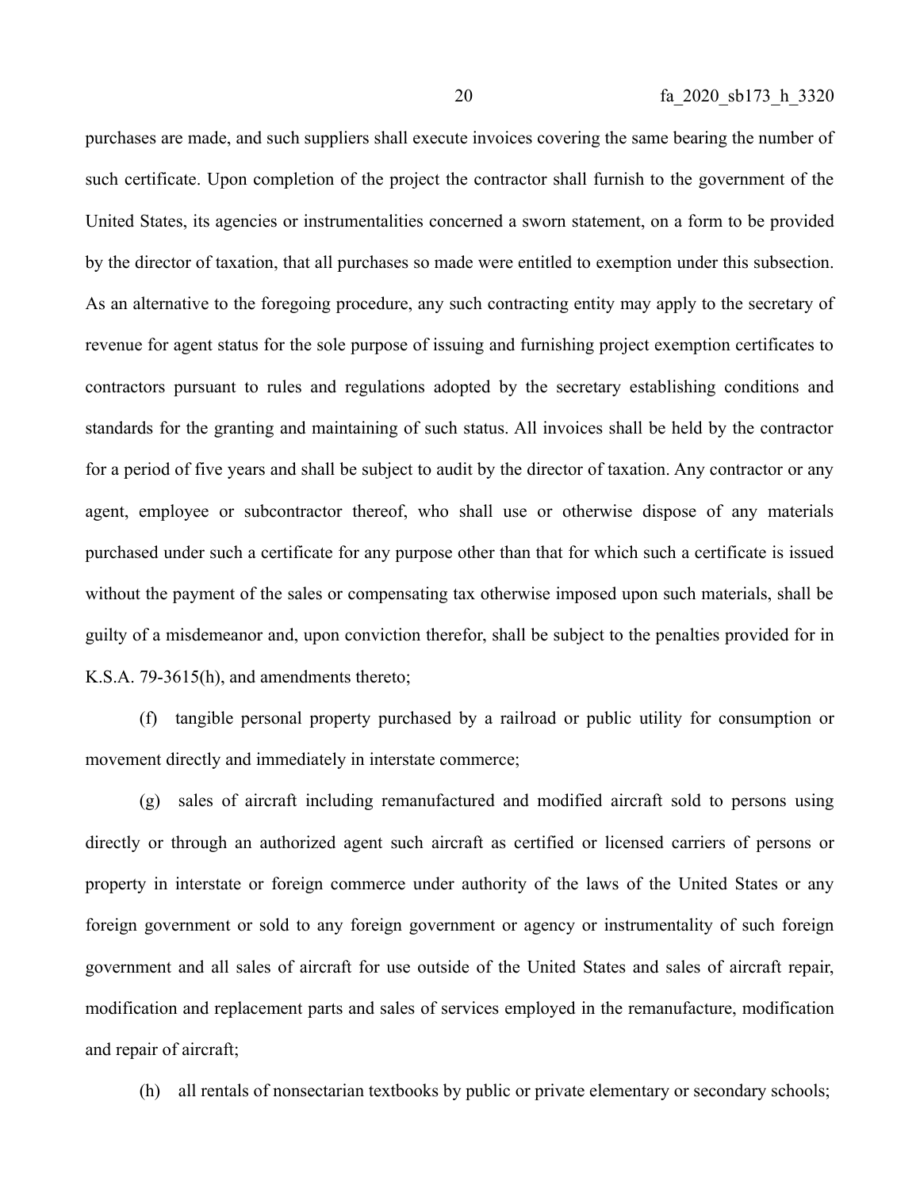purchases are made, and such suppliers shall execute invoices covering the same bearing the number of such certificate. Upon completion of the project the contractor shall furnish to the government of the United States, its agencies or instrumentalities concerned a sworn statement, on a form to be provided by the director of taxation, that all purchases so made were entitled to exemption under this subsection. As an alternative to the foregoing procedure, any such contracting entity may apply to the secretary of revenue for agent status for the sole purpose of issuing and furnishing project exemption certificates to contractors pursuant to rules and regulations adopted by the secretary establishing conditions and standards for the granting and maintaining of such status. All invoices shall be held by the contractor for a period of five years and shall be subject to audit by the director of taxation. Any contractor or any agent, employee or subcontractor thereof, who shall use or otherwise dispose of any materials purchased under such a certificate for any purpose other than that for which such a certificate is issued without the payment of the sales or compensating tax otherwise imposed upon such materials, shall be guilty of a misdemeanor and, upon conviction therefor, shall be subject to the penalties provided for in K.S.A. 79-3615(h), and amendments thereto;

(f) tangible personal property purchased by a railroad or public utility for consumption or movement directly and immediately in interstate commerce;

(g) sales of aircraft including remanufactured and modified aircraft sold to persons using directly or through an authorized agent such aircraft as certified or licensed carriers of persons or property in interstate or foreign commerce under authority of the laws of the United States or any foreign government or sold to any foreign government or agency or instrumentality of such foreign government and all sales of aircraft for use outside of the United States and sales of aircraft repair, modification and replacement parts and sales of services employed in the remanufacture, modification and repair of aircraft;

(h) all rentals of nonsectarian textbooks by public or private elementary or secondary schools;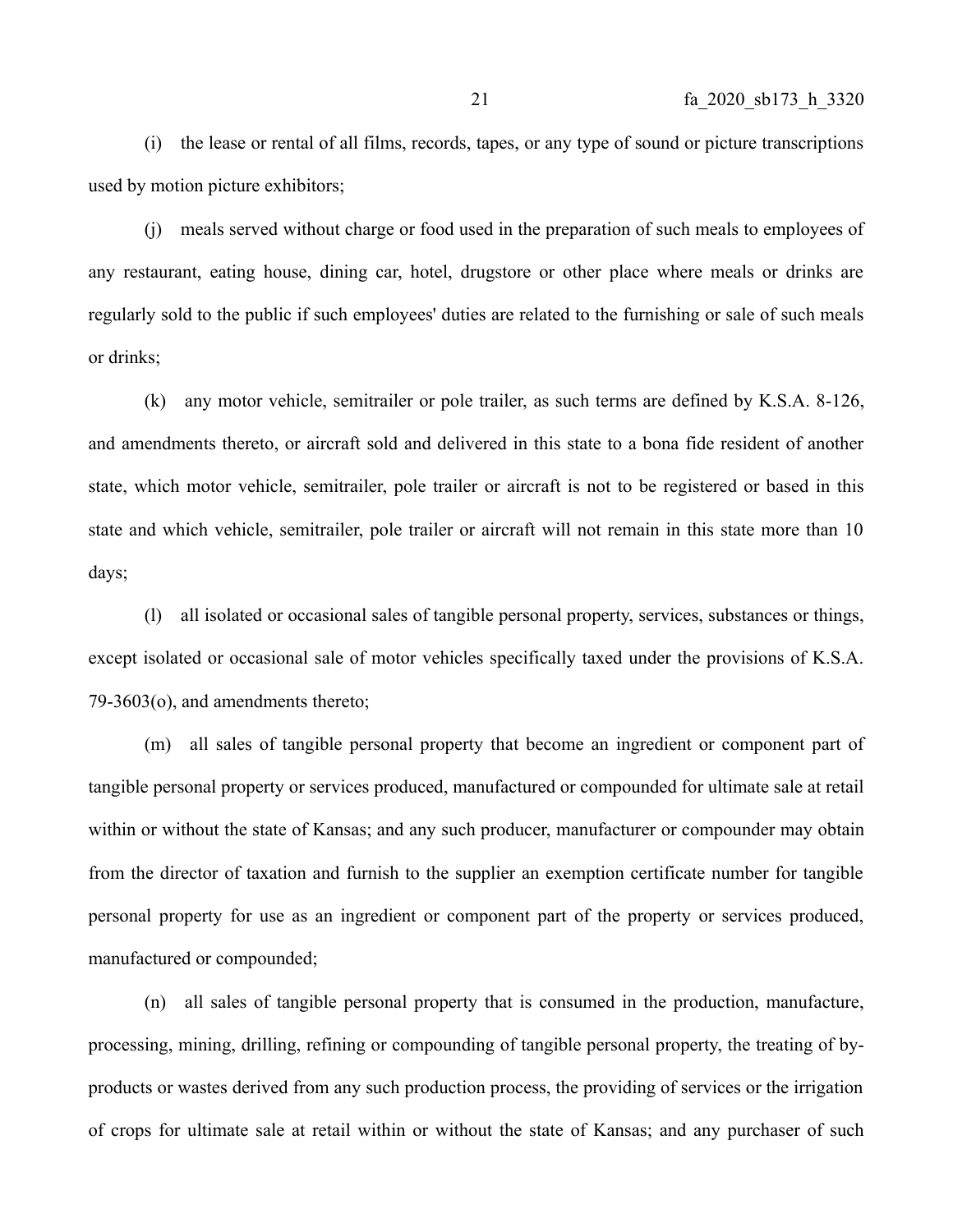(i) the lease or rental of all films, records, tapes, or any type of sound or picture transcriptions used by motion picture exhibitors;

(j) meals served without charge or food used in the preparation of such meals to employees of any restaurant, eating house, dining car, hotel, drugstore or other place where meals or drinks are regularly sold to the public if such employees' duties are related to the furnishing or sale of such meals or drinks;

(k) any motor vehicle, semitrailer or pole trailer, as such terms are defined by K.S.A. 8-126, and amendments thereto, or aircraft sold and delivered in this state to a bona fide resident of another state, which motor vehicle, semitrailer, pole trailer or aircraft is not to be registered or based in this state and which vehicle, semitrailer, pole trailer or aircraft will not remain in this state more than 10 days;

(l) all isolated or occasional sales of tangible personal property, services, substances or things, except isolated or occasional sale of motor vehicles specifically taxed under the provisions of K.S.A. 79-3603(o), and amendments thereto;

(m) all sales of tangible personal property that become an ingredient or component part of tangible personal property or services produced, manufactured or compounded for ultimate sale at retail within or without the state of Kansas; and any such producer, manufacturer or compounder may obtain from the director of taxation and furnish to the supplier an exemption certificate number for tangible personal property for use as an ingredient or component part of the property or services produced, manufactured or compounded;

(n) all sales of tangible personal property that is consumed in the production, manufacture, processing, mining, drilling, refining or compounding of tangible personal property, the treating of by-products or wastes derived from any such production process, the providing of services or the irrigation of crops for ultimate sale at retail within or without the state of Kansas; and any purchaser of such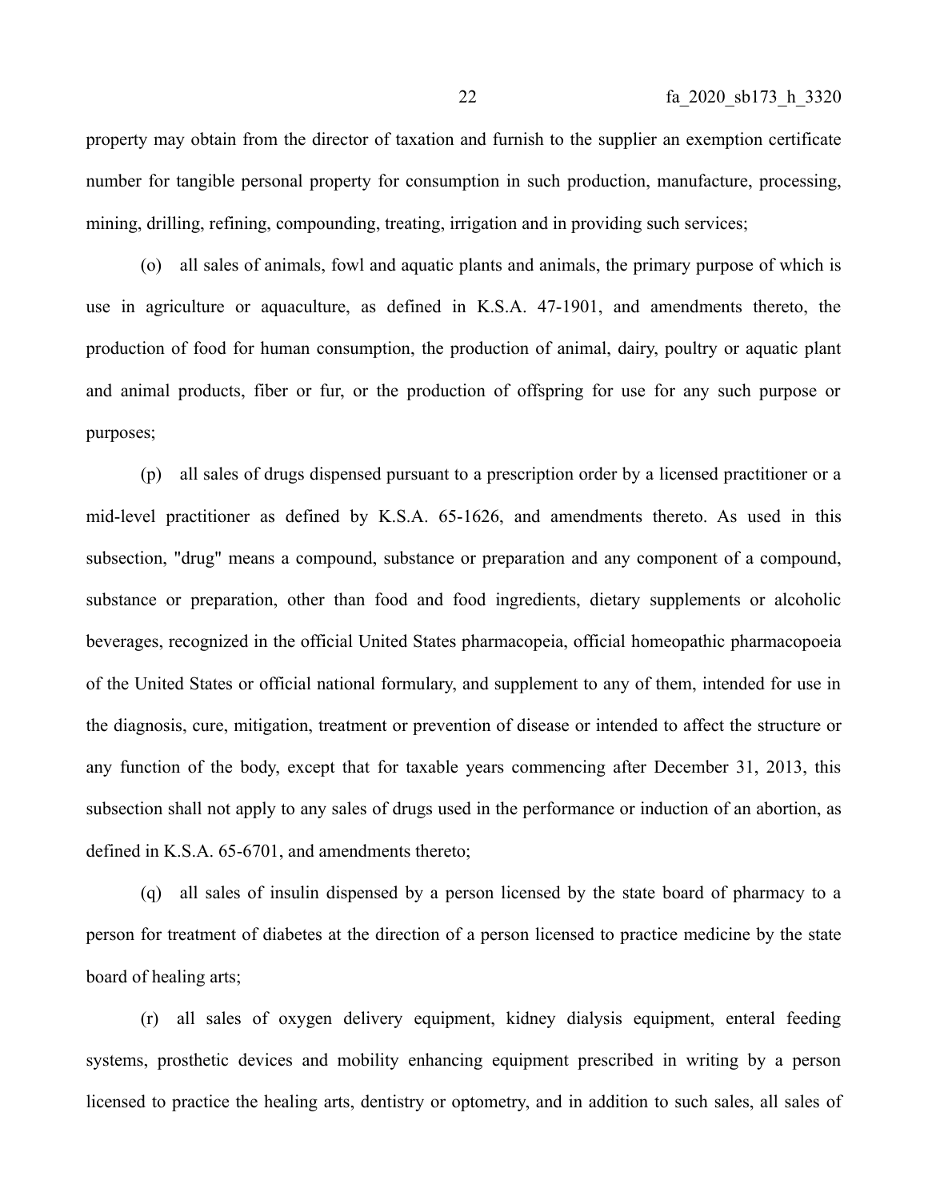property may obtain from the director of taxation and furnish to the supplier an exemption certificate number for tangible personal property for consumption in such production, manufacture, processing, mining, drilling, refining, compounding, treating, irrigation and in providing such services;

(o) all sales of animals, fowl and aquatic plants and animals, the primary purpose of which is use in agriculture or aquaculture, as defined in K.S.A. 47-1901, and amendments thereto, the production of food for human consumption, the production of animal, dairy, poultry or aquatic plant and animal products, fiber or fur, or the production of offspring for use for any such purpose or purposes;

(p) all sales of drugs dispensed pursuant to a prescription order by a licensed practitioner or a mid-level practitioner as defined by K.S.A. 65-1626, and amendments thereto. As used in this subsection, "drug" means a compound, substance or preparation and any component of a compound, substance or preparation, other than food and food ingredients, dietary supplements or alcoholic beverages, recognized in the official United States pharmacopeia, official homeopathic pharmacopoeia of the United States or official national formulary, and supplement to any of them, intended for use in the diagnosis, cure, mitigation, treatment or prevention of disease or intended to affect the structure or any function of the body, except that for taxable years commencing after December 31, 2013, this subsection shall not apply to any sales of drugs used in the performance or induction of an abortion, as defined in K.S.A. 65-6701, and amendments thereto;

(q) all sales of insulin dispensed by a person licensed by the state board of pharmacy to a person for treatment of diabetes at the direction of a person licensed to practice medicine by the state board of healing arts;

(r) all sales of oxygen delivery equipment, kidney dialysis equipment, enteral feeding systems, prosthetic devices and mobility enhancing equipment prescribed in writing by a person licensed to practice the healing arts, dentistry or optometry, and in addition to such sales, all sales of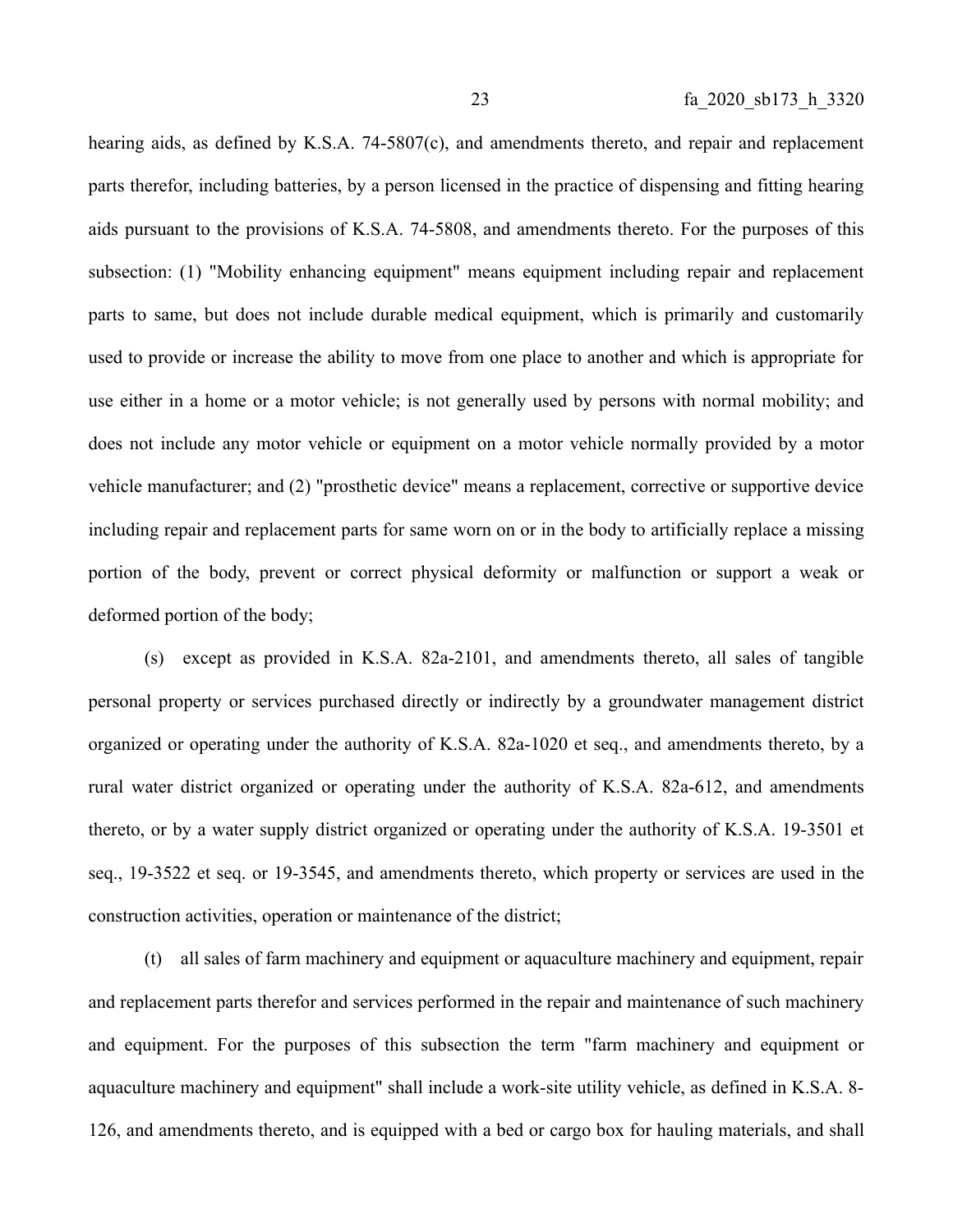hearing aids, as defined by K.S.A. 74-5807(c), and amendments thereto, and repair and replacement parts therefor, including batteries, by a person licensed in the practice of dispensing and fitting hearing aids pursuant to the provisions of K.S.A. 74-5808, and amendments thereto. For the purposes of this subsection: (1) "Mobility enhancing equipment" means equipment including repair and replacement parts to same, but does not include durable medical equipment, which is primarily and customarily used to provide or increase the ability to move from one place to another and which is appropriate for use either in a home or a motor vehicle; is not generally used by persons with normal mobility; and does not include any motor vehicle or equipment on a motor vehicle normally provided by a motor vehicle manufacturer; and (2) "prosthetic device" means a replacement, corrective or supportive device including repair and replacement parts for same worn on or in the body to artificially replace a missing portion of the body, prevent or correct physical deformity or malfunction or support a weak or deformed portion of the body;

(s) except as provided in K.S.A. 82a-2101, and amendments thereto, all sales of tangible personal property or services purchased directly or indirectly by a groundwater management district organized or operating under the authority of K.S.A. 82a-1020 et seq., and amendments thereto, by a rural water district organized or operating under the authority of K.S.A. 82a-612, and amendments thereto, or by a water supply district organized or operating under the authority of K.S.A. 19-3501 et seq., 19-3522 et seq. or 19-3545, and amendments thereto, which property or services are used in the construction activities, operation or maintenance of the district;

(t) all sales of farm machinery and equipment or aquaculture machinery and equipment, repair and replacement parts therefor and services performed in the repair and maintenance of such machinery and equipment. For the purposes of this subsection the term "farm machinery and equipment or aquaculture machinery and equipment" shall include a work-site utility vehicle, as defined in K.S.A. 8-126, and amendments thereto, and is equipped with a bed or cargo box for hauling materials, and shall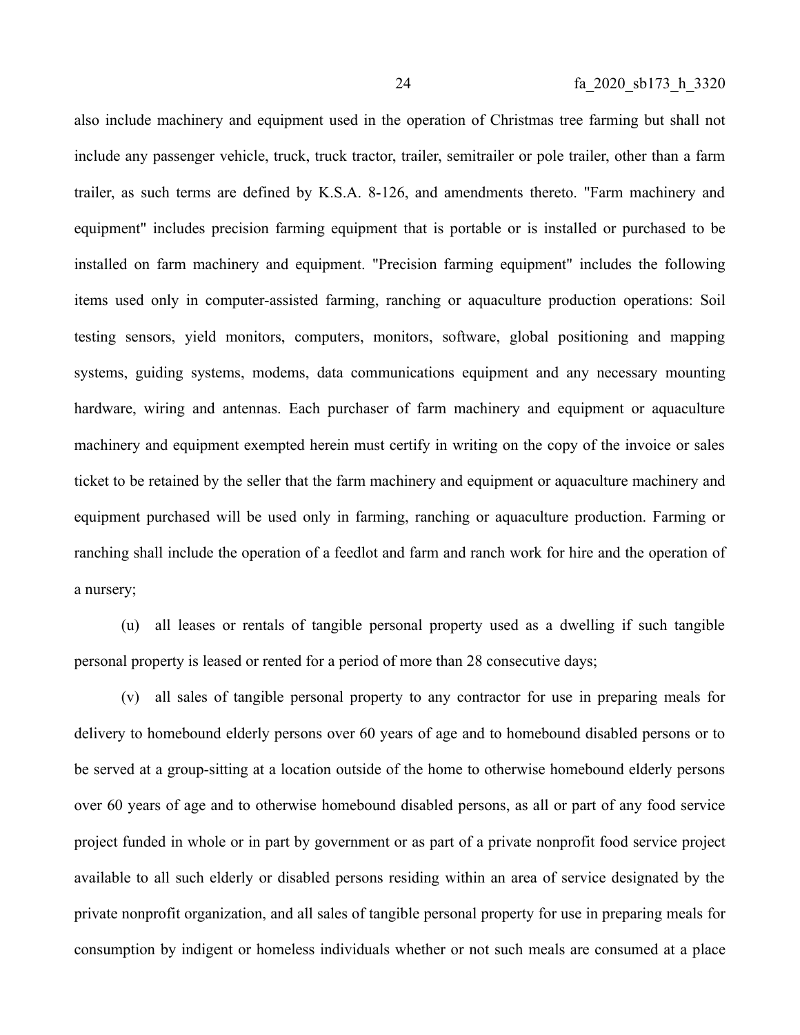also include machinery and equipment used in the operation of Christmas tree farming but shall not include any passenger vehicle, truck, truck tractor, trailer, semitrailer or pole trailer, other than a farm trailer, as such terms are defined by K.S.A. 8-126, and amendments thereto. "Farm machinery and equipment" includes precision farming equipment that is portable or is installed or purchased to be installed on farm machinery and equipment. "Precision farming equipment" includes the following items used only in computer-assisted farming, ranching or aquaculture production operations: Soil testing sensors, yield monitors, computers, monitors, software, global positioning and mapping systems, guiding systems, modems, data communications equipment and any necessary mounting hardware, wiring and antennas. Each purchaser of farm machinery and equipment or aquaculture machinery and equipment exempted herein must certify in writing on the copy of the invoice or sales ticket to be retained by the seller that the farm machinery and equipment or aquaculture machinery and equipment purchased will be used only in farming, ranching or aquaculture production. Farming or ranching shall include the operation of a feedlot and farm and ranch work for hire and the operation of a nursery;

(u) all leases or rentals of tangible personal property used as a dwelling if such tangible personal property is leased or rented for a period of more than 28 consecutive days;

(v) all sales of tangible personal property to any contractor for use in preparing meals for delivery to homebound elderly persons over 60 years of age and to homebound disabled persons or to be served at a group-sitting at a location outside of the home to otherwise homebound elderly persons over 60 years of age and to otherwise homebound disabled persons, as all or part of any food service project funded in whole or in part by government or as part of a private nonprofit food service project available to all such elderly or disabled persons residing within an area of service designated by the private nonprofit organization, and all sales of tangible personal property for use in preparing meals for consumption by indigent or homeless individuals whether or not such meals are consumed at a place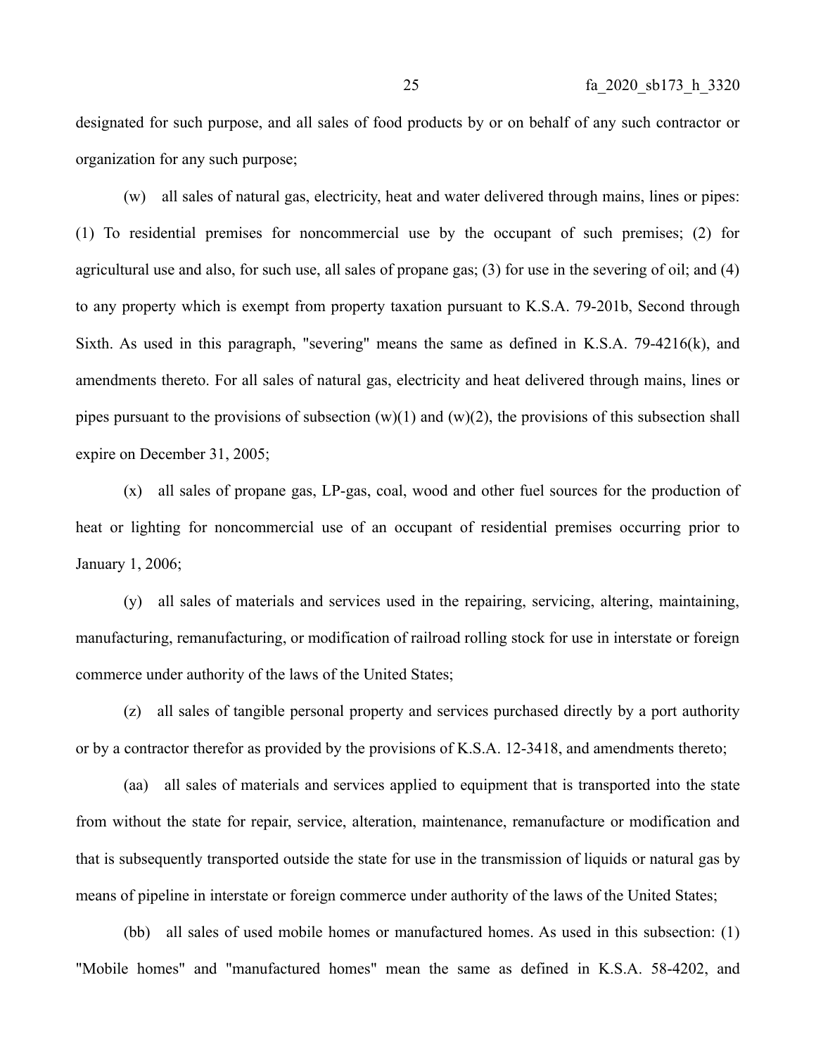designated for such purpose, and all sales of food products by or on behalf of any such contractor or organization for any such purpose;

(w) all sales of natural gas, electricity, heat and water delivered through mains, lines or pipes: (1) To residential premises for noncommercial use by the occupant of such premises; (2) for agricultural use and also, for such use, all sales of propane gas; (3) for use in the severing of oil; and (4) to any property which is exempt from property taxation pursuant to K.S.A. 79-201b, Second through Sixth. As used in this paragraph, "severing" means the same as defined in K.S.A. 79-4216(k), and amendments thereto. For all sales of natural gas, electricity and heat delivered through mains, lines or pipes pursuant to the provisions of subsection (w)(1) and (w)(2), the provisions of this subsection shall expire on December 31, 2005;

(x) all sales of propane gas, LP-gas, coal, wood and other fuel sources for the production of heat or lighting for noncommercial use of an occupant of residential premises occurring prior to January 1, 2006;

(y) all sales of materials and services used in the repairing, servicing, altering, maintaining, manufacturing, remanufacturing, or modification of railroad rolling stock for use in interstate or foreign commerce under authority of the laws of the United States;

(z) all sales of tangible personal property and services purchased directly by a port authority or by a contractor therefor as provided by the provisions of K.S.A. 12-3418, and amendments thereto;

(aa) all sales of materials and services applied to equipment that is transported into the state from without the state for repair, service, alteration, maintenance, remanufacture or modification and that is subsequently transported outside the state for use in the transmission of liquids or natural gas by means of pipeline in interstate or foreign commerce under authority of the laws of the United States;

(bb) all sales of used mobile homes or manufactured homes. As used in this subsection: (1) "Mobile homes" and "manufactured homes" mean the same as defined in K.S.A. 58-4202, and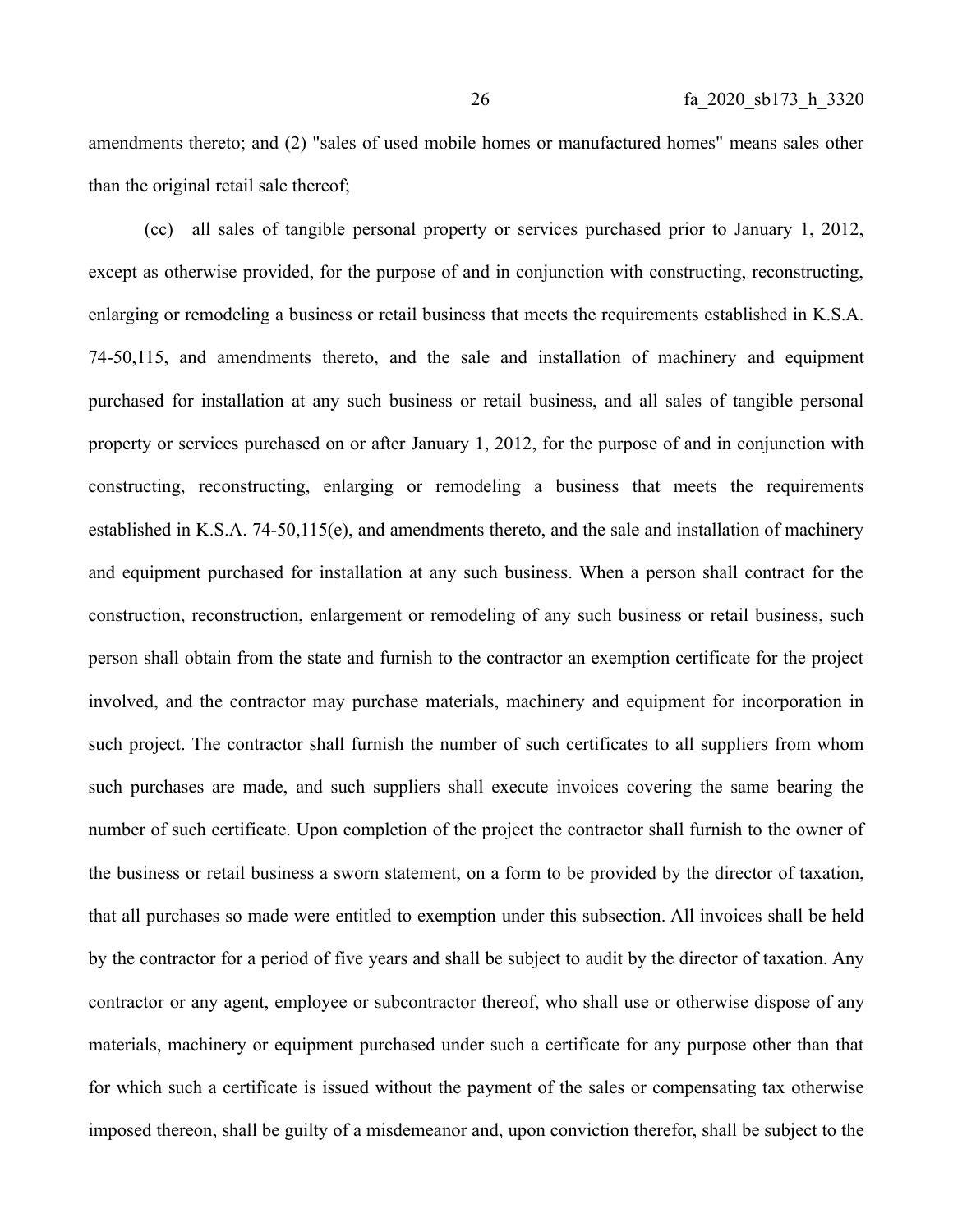amendments thereto; and (2) "sales of used mobile homes or manufactured homes" means sales other than the original retail sale thereof;

(cc) all sales of tangible personal property or services purchased prior to January 1, 2012, except as otherwise provided, for the purpose of and in conjunction with constructing, reconstructing, enlarging or remodeling a business or retail business that meets the requirements established in K.S.A. 74-50,115, and amendments thereto, and the sale and installation of machinery and equipment purchased for installation at any such business or retail business, and all sales of tangible personal property or services purchased on or after January 1, 2012, for the purpose of and in conjunction with constructing, reconstructing, enlarging or remodeling a business that meets the requirements established in K.S.A. 74-50,115(e), and amendments thereto, and the sale and installation of machinery and equipment purchased for installation at any such business. When a person shall contract for the construction, reconstruction, enlargement or remodeling of any such business or retail business, such person shall obtain from the state and furnish to the contractor an exemption certificate for the project involved, and the contractor may purchase materials, machinery and equipment for incorporation in such project. The contractor shall furnish the number of such certificates to all suppliers from whom such purchases are made, and such suppliers shall execute invoices covering the same bearing the number of such certificate. Upon completion of the project the contractor shall furnish to the owner of the business or retail business a sworn statement, on a form to be provided by the director of taxation, that all purchases so made were entitled to exemption under this subsection. All invoices shall be held by the contractor for a period of five years and shall be subject to audit by the director of taxation. Any contractor or any agent, employee or subcontractor thereof, who shall use or otherwise dispose of any materials, machinery or equipment purchased under such a certificate for any purpose other than that for which such a certificate is issued without the payment of the sales or compensating tax otherwise imposed thereon, shall be guilty of a misdemeanor and, upon conviction therefor, shall be subject to the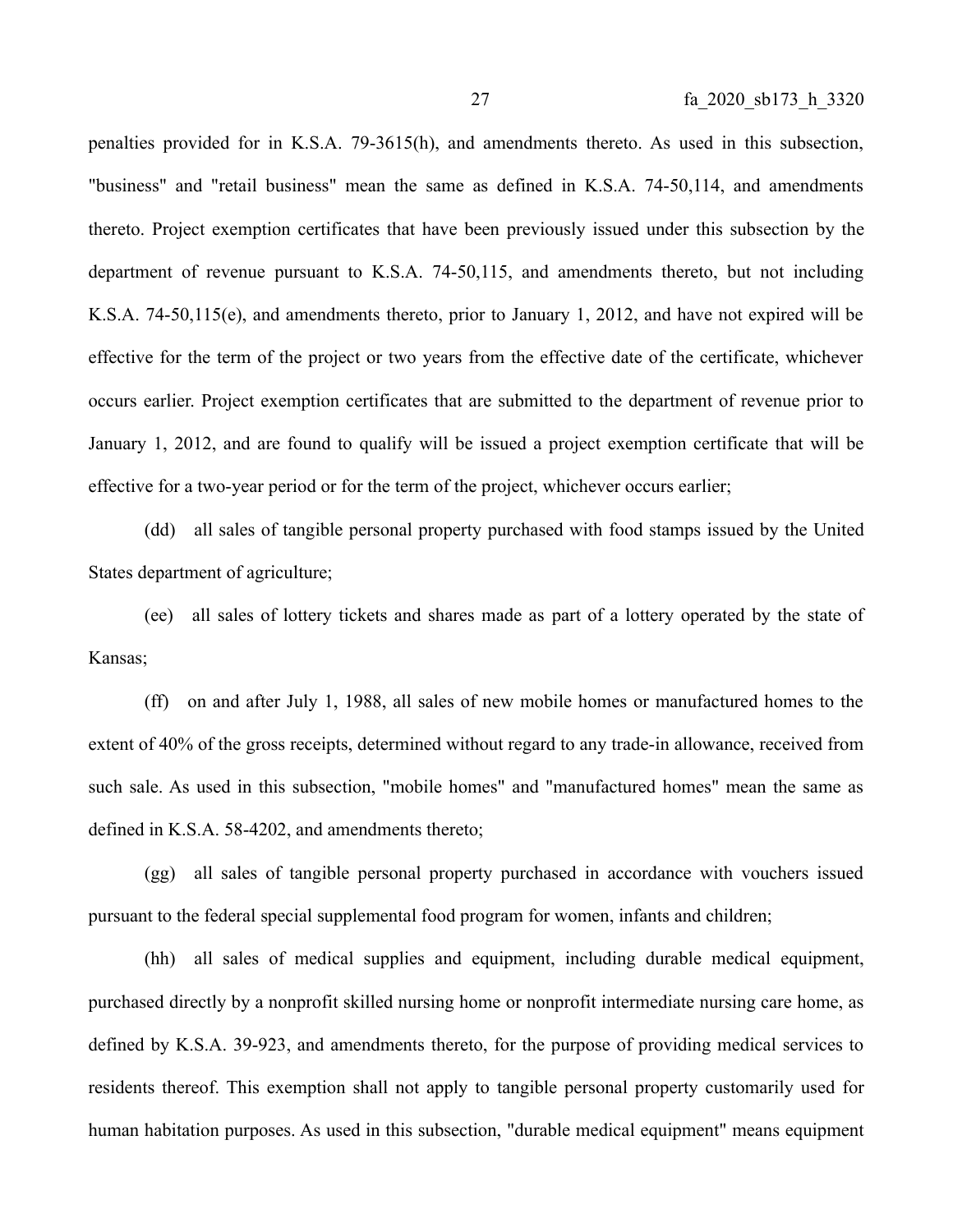penalties provided for in K.S.A. 79-3615(h), and amendments thereto. As used in this subsection, "business" and "retail business" mean the same as defined in K.S.A. 74-50,114, and amendments thereto. Project exemption certificates that have been previously issued under this subsection by the department of revenue pursuant to K.S.A. 74-50,115, and amendments thereto, but not including K.S.A. 74-50,115(e), and amendments thereto, prior to January 1, 2012, and have not expired will be effective for the term of the project or two years from the effective date of the certificate, whichever occurs earlier. Project exemption certificates that are submitted to the department of revenue prior to January 1, 2012, and are found to qualify will be issued a project exemption certificate that will be effective for a two-year period or for the term of the project, whichever occurs earlier;

(dd) all sales of tangible personal property purchased with food stamps issued by the United States department of agriculture;

(ee) all sales of lottery tickets and shares made as part of a lottery operated by the state of Kansas;

(ff) on and after July 1, 1988, all sales of new mobile homes or manufactured homes to the extent of 40% of the gross receipts, determined without regard to any trade-in allowance, received from such sale. As used in this subsection, "mobile homes" and "manufactured homes" mean the same as defined in K.S.A. 58-4202, and amendments thereto;

(gg) all sales of tangible personal property purchased in accordance with vouchers issued pursuant to the federal special supplemental food program for women, infants and children;

(hh) all sales of medical supplies and equipment, including durable medical equipment, purchased directly by a nonprofit skilled nursing home or nonprofit intermediate nursing care home, as defined by K.S.A. 39-923, and amendments thereto, for the purpose of providing medical services to residents thereof. This exemption shall not apply to tangible personal property customarily used for human habitation purposes. As used in this subsection, "durable medical equipment" means equipment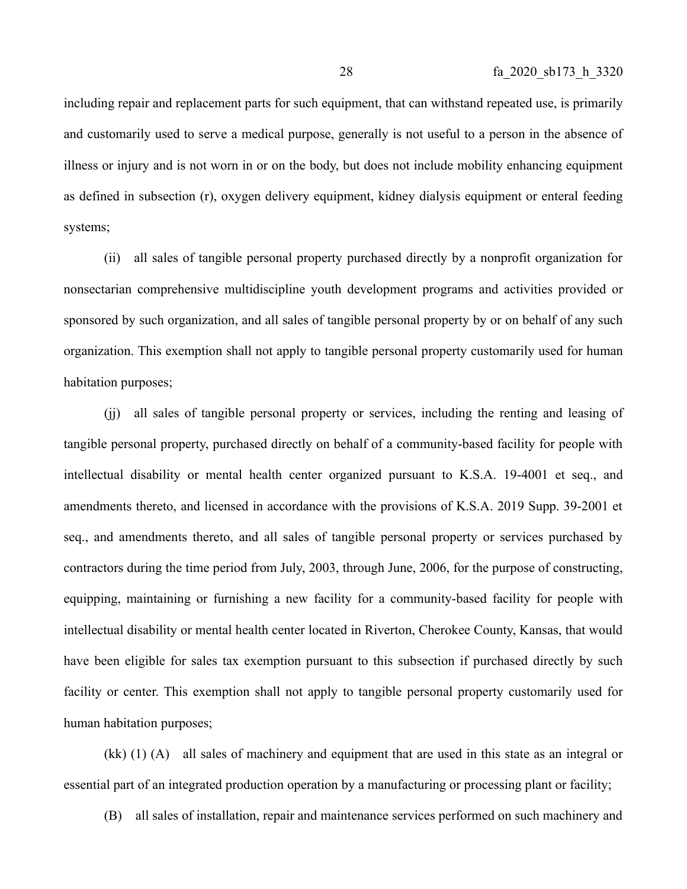including repair and replacement parts for such equipment, that can withstand repeated use, is primarily and customarily used to serve a medical purpose, generally is not useful to a person in the absence of illness or injury and is not worn in or on the body, but does not include mobility enhancing equipment as defined in subsection (r), oxygen delivery equipment, kidney dialysis equipment or enteral feeding systems;

(ii) all sales of tangible personal property purchased directly by a nonprofit organization for nonsectarian comprehensive multidiscipline youth development programs and activities provided or sponsored by such organization, and all sales of tangible personal property by or on behalf of any such organization. This exemption shall not apply to tangible personal property customarily used for human habitation purposes;

(jj) all sales of tangible personal property or services, including the renting and leasing of tangible personal property, purchased directly on behalf of a community-based facility for people with intellectual disability or mental health center organized pursuant to K.S.A. 19-4001 et seq., and amendments thereto, and licensed in accordance with the provisions of K.S.A. 2019 Supp. 39-2001 et seq., and amendments thereto, and all sales of tangible personal property or services purchased by contractors during the time period from July, 2003, through June, 2006, for the purpose of constructing, equipping, maintaining or furnishing a new facility for a community-based facility for people with intellectual disability or mental health center located in Riverton, Cherokee County, Kansas, that would have been eligible for sales tax exemption pursuant to this subsection if purchased directly by such facility or center. This exemption shall not apply to tangible personal property customarily used for human habitation purposes;

(kk) (1) (A) all sales of machinery and equipment that are used in this state as an integral or essential part of an integrated production operation by a manufacturing or processing plant or facility;

(B) all sales of installation, repair and maintenance services performed on such machinery and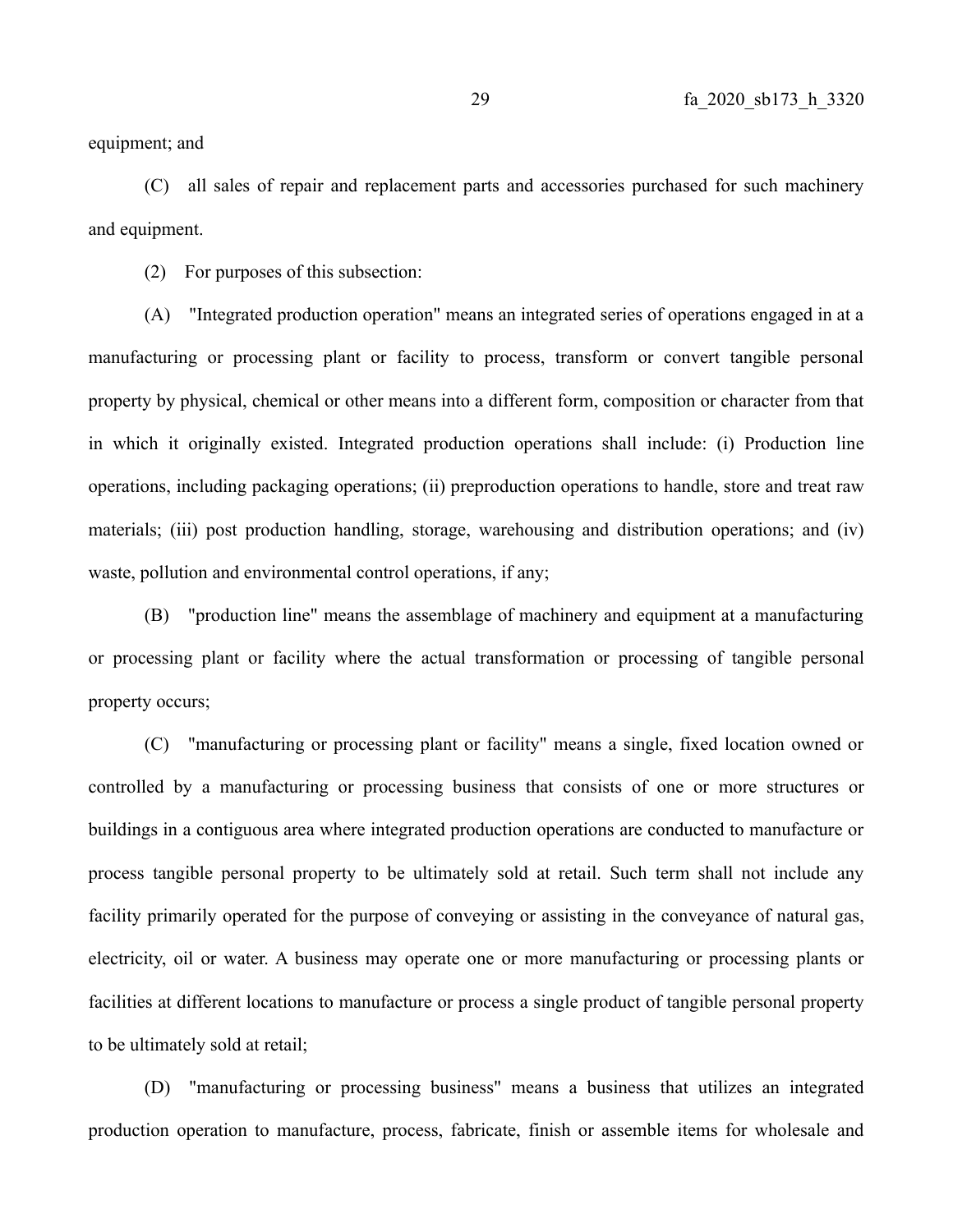equipment; and

(C) all sales of repair and replacement parts and accessories purchased for such machinery and equipment.

(2) For purposes of this subsection:

(A) "Integrated production operation" means an integrated series of operations engaged in at a manufacturing or processing plant or facility to process, transform or convert tangible personal property by physical, chemical or other means into a different form, composition or character from that in which it originally existed. Integrated production operations shall include: (i) Production line operations, including packaging operations; (ii) preproduction operations to handle, store and treat raw materials; (iii) post production handling, storage, warehousing and distribution operations; and (iv) waste, pollution and environmental control operations, if any;

(B) "production line" means the assemblage of machinery and equipment at a manufacturing or processing plant or facility where the actual transformation or processing of tangible personal property occurs;

(C) "manufacturing or processing plant or facility" means a single, fixed location owned or controlled by a manufacturing or processing business that consists of one or more structures or buildings in a contiguous area where integrated production operations are conducted to manufacture or process tangible personal property to be ultimately sold at retail. Such term shall not include any facility primarily operated for the purpose of conveying or assisting in the conveyance of natural gas, electricity, oil or water. A business may operate one or more manufacturing or processing plants or facilities at different locations to manufacture or process a single product of tangible personal property to be ultimately sold at retail;

(D) "manufacturing or processing business" means a business that utilizes an integrated production operation to manufacture, process, fabricate, finish or assemble items for wholesale and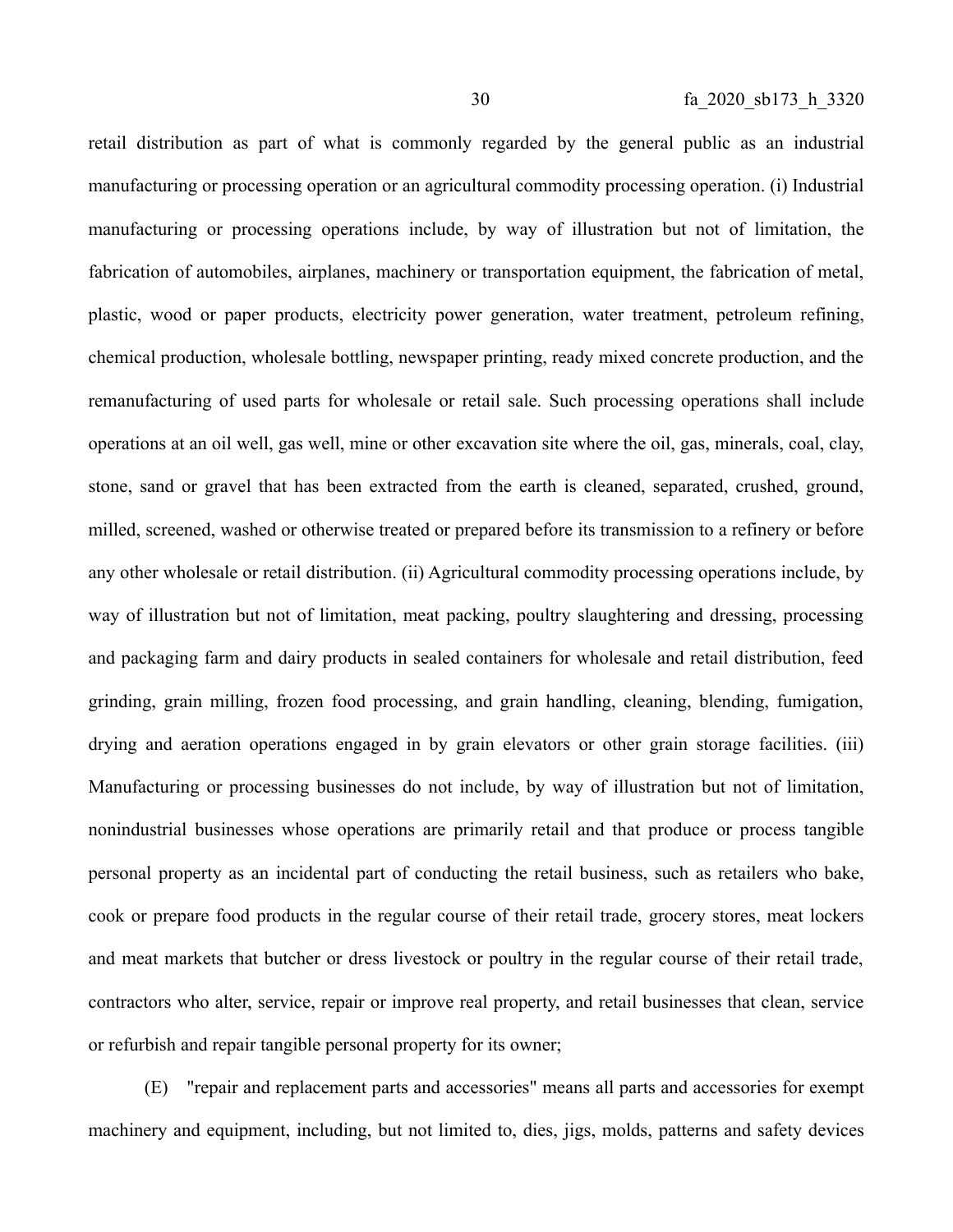retail distribution as part of what is commonly regarded by the general public as an industrial manufacturing or processing operation or an agricultural commodity processing operation. (i) Industrial manufacturing or processing operations include, by way of illustration but not of limitation, the fabrication of automobiles, airplanes, machinery or transportation equipment, the fabrication of metal, plastic, wood or paper products, electricity power generation, water treatment, petroleum refining, chemical production, wholesale bottling, newspaper printing, ready mixed concrete production, and the remanufacturing of used parts for wholesale or retail sale. Such processing operations shall include operations at an oil well, gas well, mine or other excavation site where the oil, gas, minerals, coal, clay, stone, sand or gravel that has been extracted from the earth is cleaned, separated, crushed, ground, milled, screened, washed or otherwise treated or prepared before its transmission to a refinery or before any other wholesale or retail distribution. (ii) Agricultural commodity processing operations include, by way of illustration but not of limitation, meat packing, poultry slaughtering and dressing, processing and packaging farm and dairy products in sealed containers for wholesale and retail distribution, feed grinding, grain milling, frozen food processing, and grain handling, cleaning, blending, fumigation, drying and aeration operations engaged in by grain elevators or other grain storage facilities. (iii) Manufacturing or processing businesses do not include, by way of illustration but not of limitation, nonindustrial businesses whose operations are primarily retail and that produce or process tangible personal property as an incidental part of conducting the retail business, such as retailers who bake, cook or prepare food products in the regular course of their retail trade, grocery stores, meat lockers and meat markets that butcher or dress livestock or poultry in the regular course of their retail trade, contractors who alter, service, repair or improve real property, and retail businesses that clean, service or refurbish and repair tangible personal property for its owner;

(E) "repair and replacement parts and accessories" means all parts and accessories for exempt machinery and equipment, including, but not limited to, dies, jigs, molds, patterns and safety devices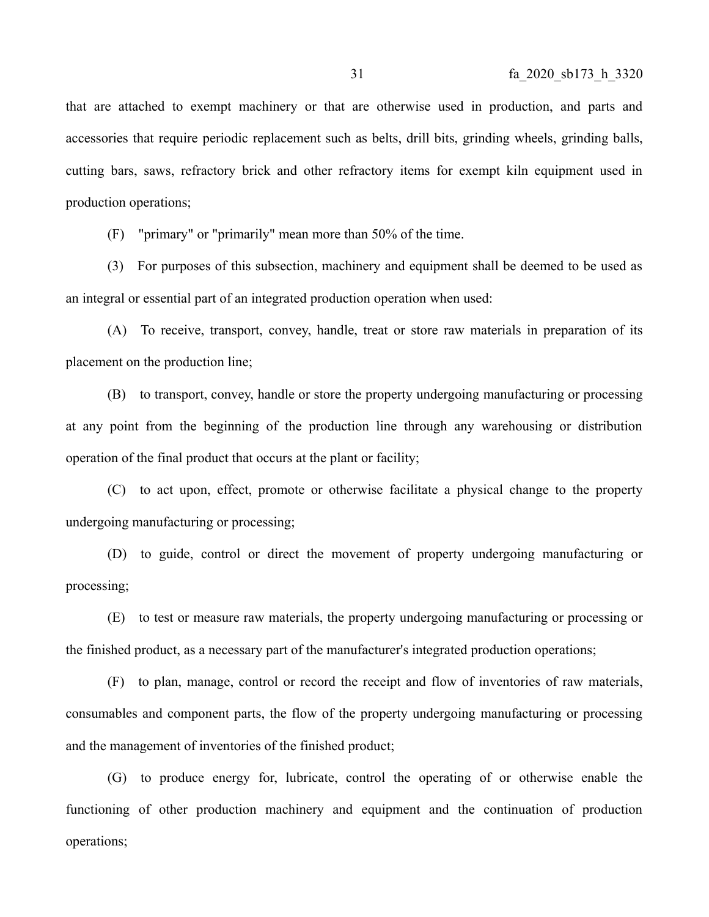that are attached to exempt machinery or that are otherwise used in production, and parts and accessories that require periodic replacement such as belts, drill bits, grinding wheels, grinding balls, cutting bars, saws, refractory brick and other refractory items for exempt kiln equipment used in production operations;

(F) "primary" or "primarily" mean more than 50% of the time.

(3) For purposes of this subsection, machinery and equipment shall be deemed to be used as an integral or essential part of an integrated production operation when used:

(A) To receive, transport, convey, handle, treat or store raw materials in preparation of its placement on the production line;

(B) to transport, convey, handle or store the property undergoing manufacturing or processing at any point from the beginning of the production line through any warehousing or distribution operation of the final product that occurs at the plant or facility;

(C) to act upon, effect, promote or otherwise facilitate a physical change to the property undergoing manufacturing or processing;

(D) to guide, control or direct the movement of property undergoing manufacturing or processing;

(E) to test or measure raw materials, the property undergoing manufacturing or processing or the finished product, as a necessary part of the manufacturer's integrated production operations;

(F) to plan, manage, control or record the receipt and flow of inventories of raw materials, consumables and component parts, the flow of the property undergoing manufacturing or processing and the management of inventories of the finished product;

(G) to produce energy for, lubricate, control the operating of or otherwise enable the functioning of other production machinery and equipment and the continuation of production operations;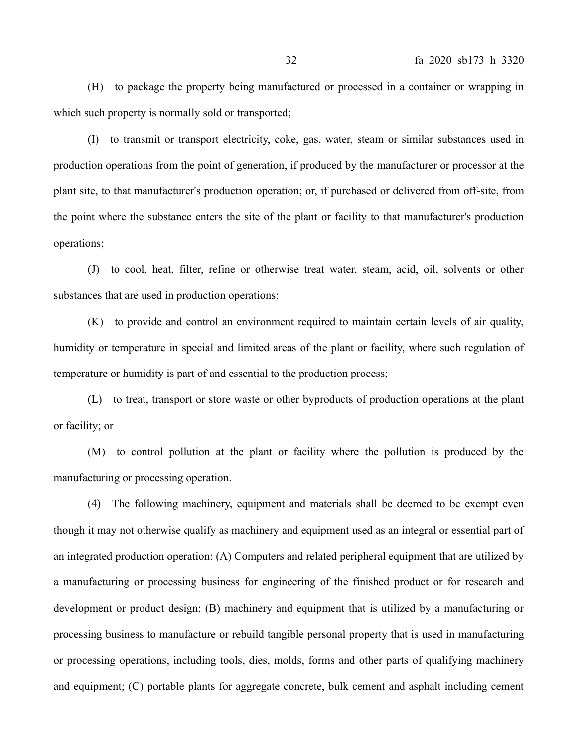(H) to package the property being manufactured or processed in a container or wrapping in which such property is normally sold or transported;

(I) to transmit or transport electricity, coke, gas, water, steam or similar substances used in production operations from the point of generation, if produced by the manufacturer or processor at the plant site, to that manufacturer's production operation; or, if purchased or delivered from off-site, from the point where the substance enters the site of the plant or facility to that manufacturer's production operations;

(J) to cool, heat, filter, refine or otherwise treat water, steam, acid, oil, solvents or other substances that are used in production operations;

(K) to provide and control an environment required to maintain certain levels of air quality, humidity or temperature in special and limited areas of the plant or facility, where such regulation of temperature or humidity is part of and essential to the production process;

(L) to treat, transport or store waste or other byproducts of production operations at the plant or facility; or

(M) to control pollution at the plant or facility where the pollution is produced by the manufacturing or processing operation.

(4) The following machinery, equipment and materials shall be deemed to be exempt even though it may not otherwise qualify as machinery and equipment used as an integral or essential part of an integrated production operation: (A) Computers and related peripheral equipment that are utilized by a manufacturing or processing business for engineering of the finished product or for research and development or product design; (B) machinery and equipment that is utilized by a manufacturing or processing business to manufacture or rebuild tangible personal property that is used in manufacturing or processing operations, including tools, dies, molds, forms and other parts of qualifying machinery and equipment; (C) portable plants for aggregate concrete, bulk cement and asphalt including cement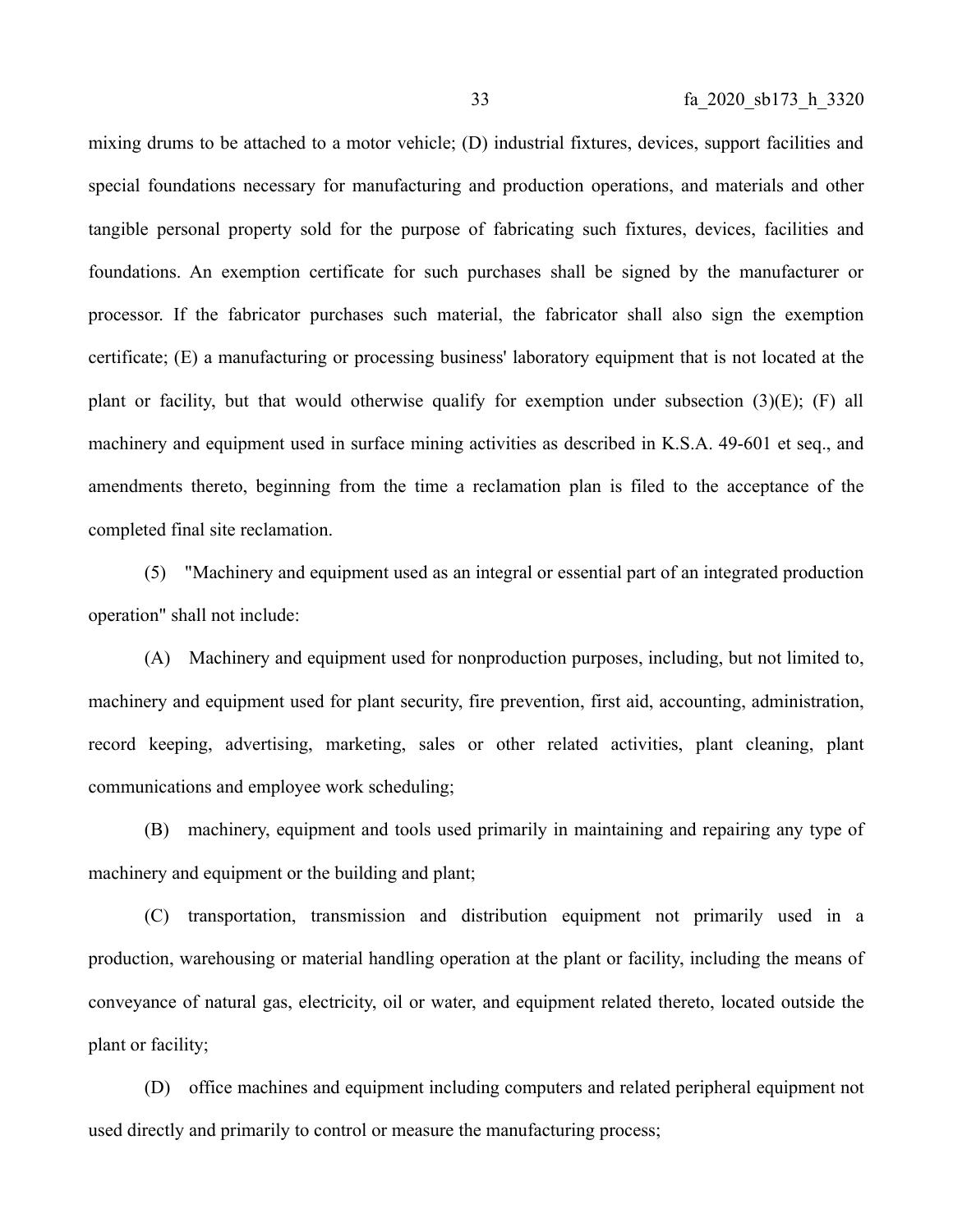mixing drums to be attached to a motor vehicle; (D) industrial fixtures, devices, support facilities and special foundations necessary for manufacturing and production operations, and materials and other tangible personal property sold for the purpose of fabricating such fixtures, devices, facilities and foundations. An exemption certificate for such purchases shall be signed by the manufacturer or processor. If the fabricator purchases such material, the fabricator shall also sign the exemption certificate; (E) a manufacturing or processing business' laboratory equipment that is not located at the plant or facility, but that would otherwise qualify for exemption under subsection (3)(E); (F) all machinery and equipment used in surface mining activities as described in K.S.A. 49-601 et seq., and amendments thereto, beginning from the time a reclamation plan is filed to the acceptance of the completed final site reclamation.

(5) "Machinery and equipment used as an integral or essential part of an integrated production operation" shall not include:

(A) Machinery and equipment used for nonproduction purposes, including, but not limited to, machinery and equipment used for plant security, fire prevention, first aid, accounting, administration, record keeping, advertising, marketing, sales or other related activities, plant cleaning, plant communications and employee work scheduling;

(B) machinery, equipment and tools used primarily in maintaining and repairing any type of machinery and equipment or the building and plant;

(C) transportation, transmission and distribution equipment not primarily used in a production, warehousing or material handling operation at the plant or facility, including the means of conveyance of natural gas, electricity, oil or water, and equipment related thereto, located outside the plant or facility;

(D) office machines and equipment including computers and related peripheral equipment not used directly and primarily to control or measure the manufacturing process;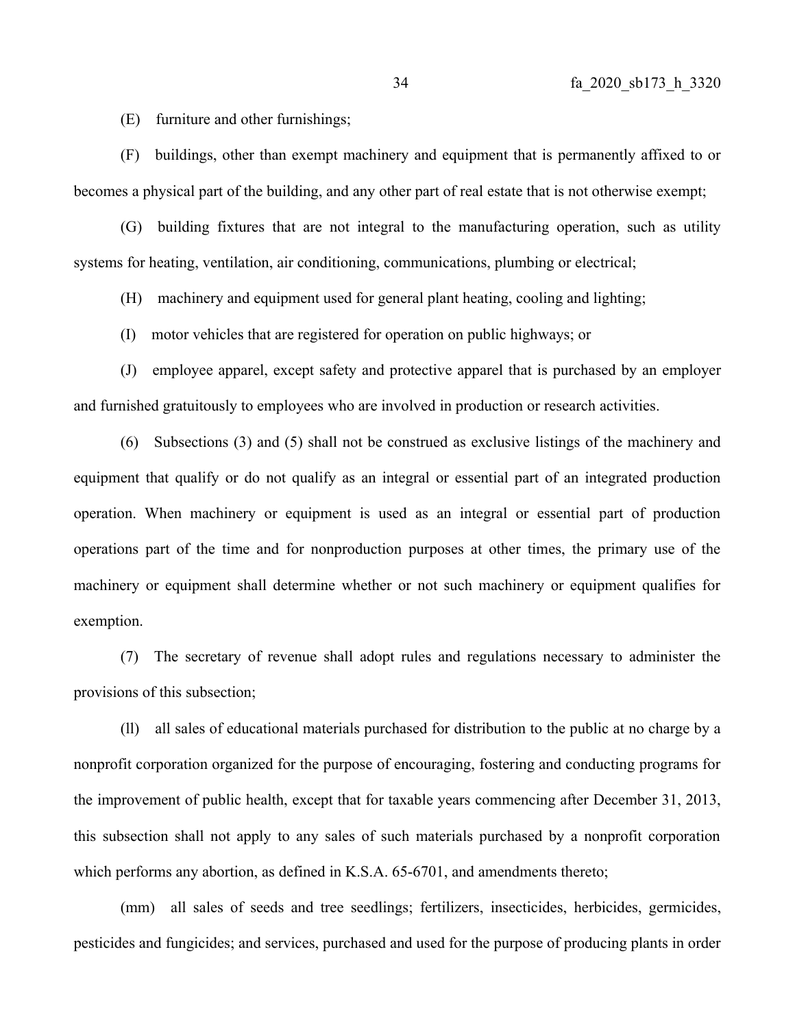(E) furniture and other furnishings;

(F) buildings, other than exempt machinery and equipment that is permanently affixed to or becomes a physical part of the building, and any other part of real estate that is not otherwise exempt;

(G) building fixtures that are not integral to the manufacturing operation, such as utility systems for heating, ventilation, air conditioning, communications, plumbing or electrical;

(H) machinery and equipment used for general plant heating, cooling and lighting;

(I) motor vehicles that are registered for operation on public highways; or

(J) employee apparel, except safety and protective apparel that is purchased by an employer and furnished gratuitously to employees who are involved in production or research activities.

(6) Subsections (3) and (5) shall not be construed as exclusive listings of the machinery and equipment that qualify or do not qualify as an integral or essential part of an integrated production operation. When machinery or equipment is used as an integral or essential part of production operations part of the time and for nonproduction purposes at other times, the primary use of the machinery or equipment shall determine whether or not such machinery or equipment qualifies for exemption.

(7) The secretary of revenue shall adopt rules and regulations necessary to administer the provisions of this subsection;

(ll) all sales of educational materials purchased for distribution to the public at no charge by a nonprofit corporation organized for the purpose of encouraging, fostering and conducting programs for the improvement of public health, except that for taxable years commencing after December 31, 2013, this subsection shall not apply to any sales of such materials purchased by a nonprofit corporation which performs any abortion, as defined in K.S.A. 65-6701, and amendments thereto;

(mm) all sales of seeds and tree seedlings; fertilizers, insecticides, herbicides, germicides, pesticides and fungicides; and services, purchased and used for the purpose of producing plants in order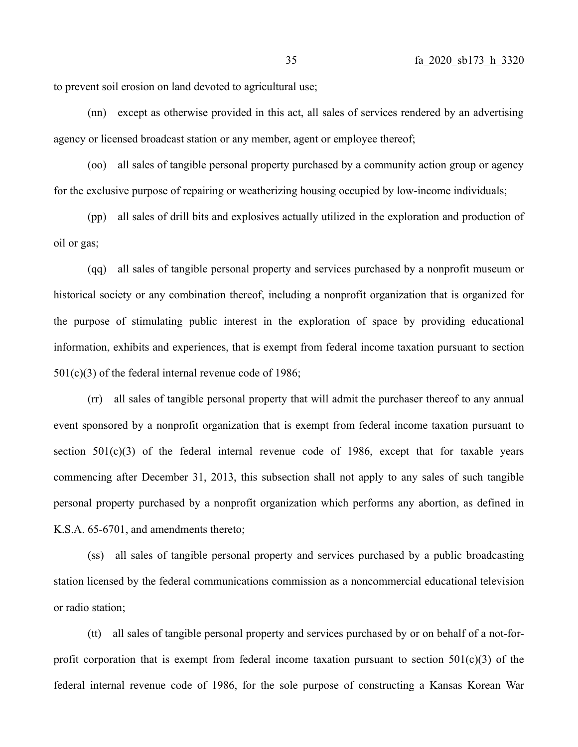to prevent soil erosion on land devoted to agricultural use;

(nn) except as otherwise provided in this act, all sales of services rendered by an advertising agency or licensed broadcast station or any member, agent or employee thereof;

(oo) all sales of tangible personal property purchased by a community action group or agency for the exclusive purpose of repairing or weatherizing housing occupied by low-income individuals;

(pp) all sales of drill bits and explosives actually utilized in the exploration and production of oil or gas;

(qq) all sales of tangible personal property and services purchased by a nonprofit museum or historical society or any combination thereof, including a nonprofit organization that is organized for the purpose of stimulating public interest in the exploration of space by providing educational information, exhibits and experiences, that is exempt from federal income taxation pursuant to section 501(c)(3) of the federal internal revenue code of 1986;

(rr) all sales of tangible personal property that will admit the purchaser thereof to any annual event sponsored by a nonprofit organization that is exempt from federal income taxation pursuant to section 501(c)(3) of the federal internal revenue code of 1986, except that for taxable years commencing after December 31, 2013, this subsection shall not apply to any sales of such tangible personal property purchased by a nonprofit organization which performs any abortion, as defined in K.S.A. 65-6701, and amendments thereto;

(ss) all sales of tangible personal property and services purchased by a public broadcasting station licensed by the federal communications commission as a noncommercial educational television or radio station;

(tt) all sales of tangible personal property and services purchased by or on behalf of a not-for-profit corporation that is exempt from federal income taxation pursuant to section 501(c)(3) of the federal internal revenue code of 1986, for the sole purpose of constructing a Kansas Korean War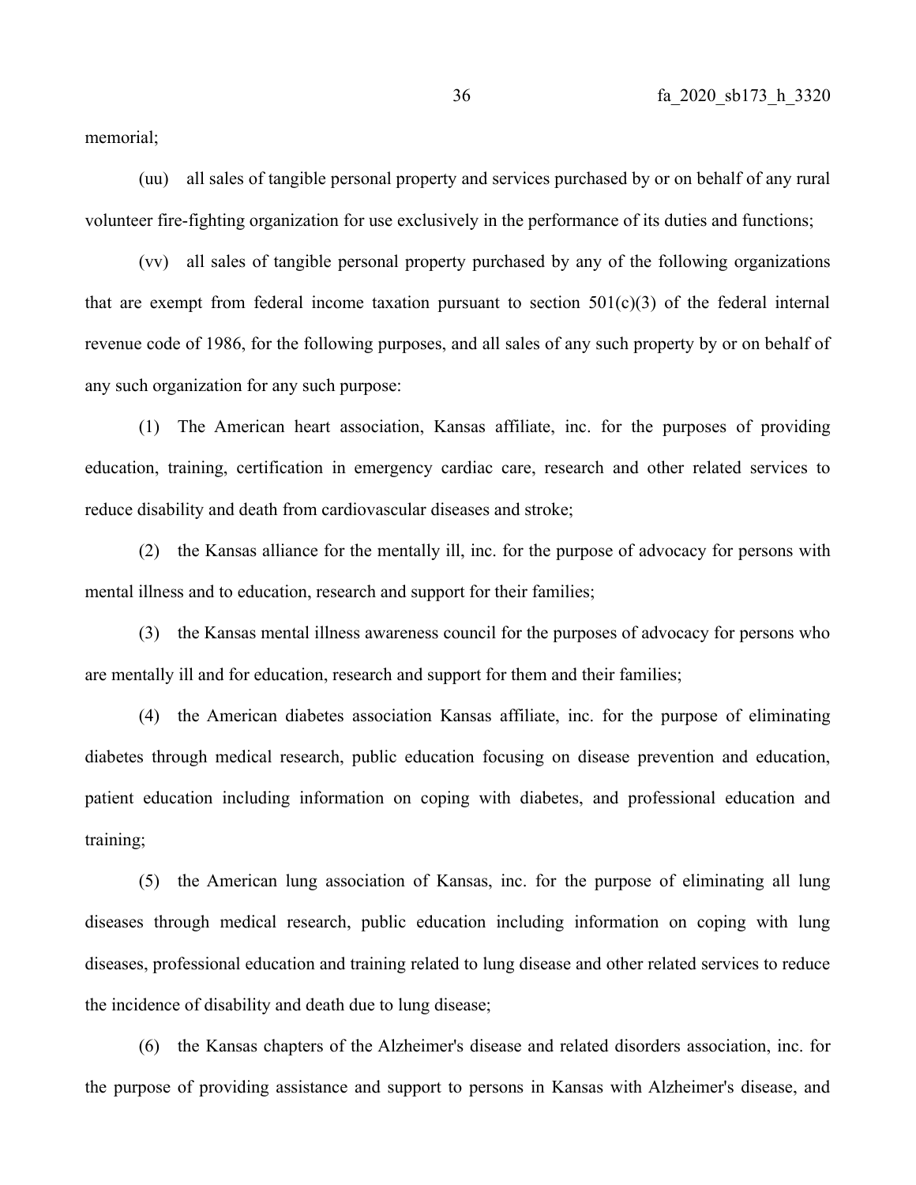memorial;

(uu) all sales of tangible personal property and services purchased by or on behalf of any rural volunteer fire-fighting organization for use exclusively in the performance of its duties and functions;

(vv) all sales of tangible personal property purchased by any of the following organizations that are exempt from federal income taxation pursuant to section 501(c)(3) of the federal internal revenue code of 1986, for the following purposes, and all sales of any such property by or on behalf of any such organization for any such purpose:

(1) The American heart association, Kansas affiliate, inc. for the purposes of providing education, training, certification in emergency cardiac care, research and other related services to reduce disability and death from cardiovascular diseases and stroke;

(2) the Kansas alliance for the mentally ill, inc. for the purpose of advocacy for persons with mental illness and to education, research and support for their families;

(3) the Kansas mental illness awareness council for the purposes of advocacy for persons who are mentally ill and for education, research and support for them and their families;

(4) the American diabetes association Kansas affiliate, inc. for the purpose of eliminating diabetes through medical research, public education focusing on disease prevention and education, patient education including information on coping with diabetes, and professional education and training;

(5) the American lung association of Kansas, inc. for the purpose of eliminating all lung diseases through medical research, public education including information on coping with lung diseases, professional education and training related to lung disease and other related services to reduce the incidence of disability and death due to lung disease;

(6) the Kansas chapters of the Alzheimer's disease and related disorders association, inc. for the purpose of providing assistance and support to persons in Kansas with Alzheimer's disease, and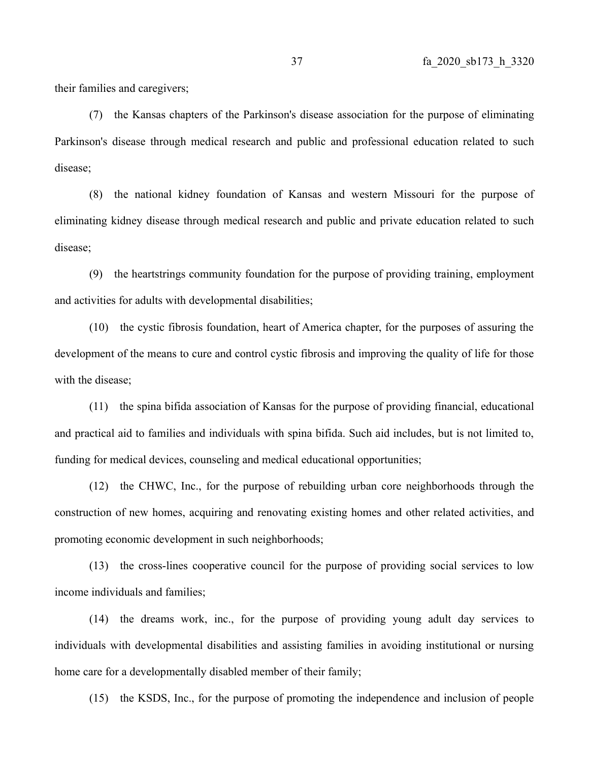their families and caregivers;

(7) the Kansas chapters of the Parkinson's disease association for the purpose of eliminating Parkinson's disease through medical research and public and professional education related to such disease;

(8) the national kidney foundation of Kansas and western Missouri for the purpose of eliminating kidney disease through medical research and public and private education related to such disease;

(9) the heartstrings community foundation for the purpose of providing training, employment and activities for adults with developmental disabilities;

(10) the cystic fibrosis foundation, heart of America chapter, for the purposes of assuring the development of the means to cure and control cystic fibrosis and improving the quality of life for those with the disease;

(11) the spina bifida association of Kansas for the purpose of providing financial, educational and practical aid to families and individuals with spina bifida. Such aid includes, but is not limited to, funding for medical devices, counseling and medical educational opportunities;

(12) the CHWC, Inc., for the purpose of rebuilding urban core neighborhoods through the construction of new homes, acquiring and renovating existing homes and other related activities, and promoting economic development in such neighborhoods;

(13) the cross-lines cooperative council for the purpose of providing social services to low income individuals and families;

(14) the dreams work, inc., for the purpose of providing young adult day services to individuals with developmental disabilities and assisting families in avoiding institutional or nursing home care for a developmentally disabled member of their family;

(15) the KSDS, Inc., for the purpose of promoting the independence and inclusion of people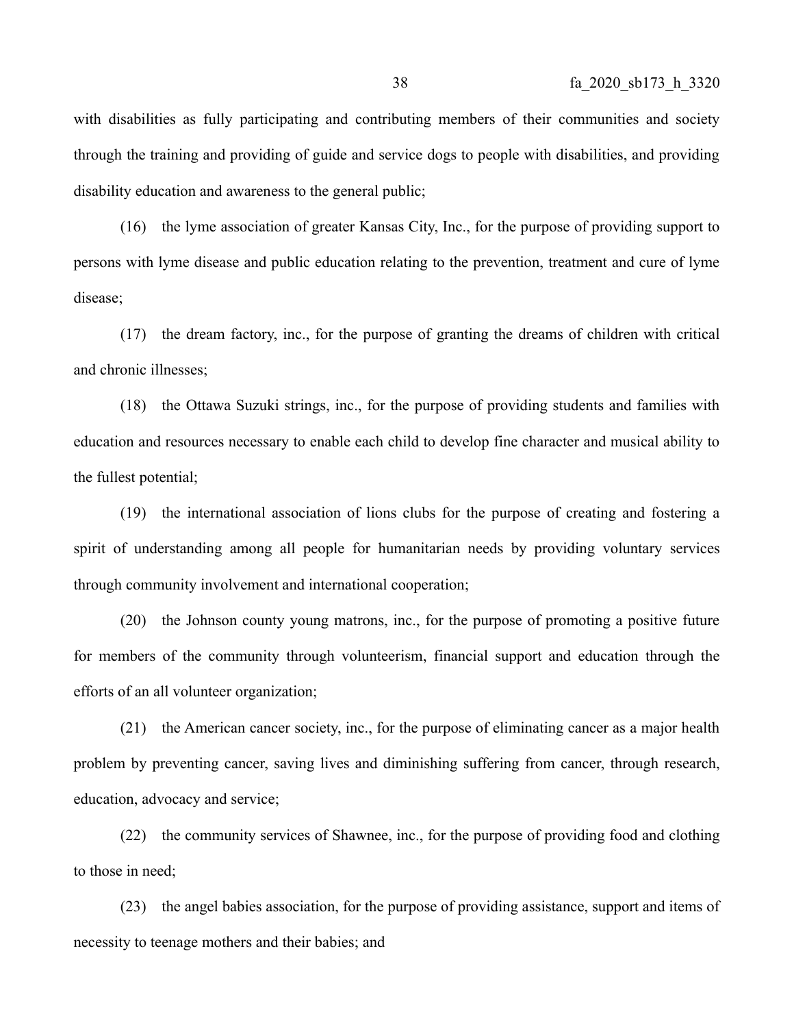with disabilities as fully participating and contributing members of their communities and society through the training and providing of guide and service dogs to people with disabilities, and providing disability education and awareness to the general public;

(16) the lyme association of greater Kansas City, Inc., for the purpose of providing support to persons with lyme disease and public education relating to the prevention, treatment and cure of lyme disease;

(17) the dream factory, inc., for the purpose of granting the dreams of children with critical and chronic illnesses;

(18) the Ottawa Suzuki strings, inc., for the purpose of providing students and families with education and resources necessary to enable each child to develop fine character and musical ability to the fullest potential;

(19) the international association of lions clubs for the purpose of creating and fostering a spirit of understanding among all people for humanitarian needs by providing voluntary services through community involvement and international cooperation;

(20) the Johnson county young matrons, inc., for the purpose of promoting a positive future for members of the community through volunteerism, financial support and education through the efforts of an all volunteer organization;

(21) the American cancer society, inc., for the purpose of eliminating cancer as a major health problem by preventing cancer, saving lives and diminishing suffering from cancer, through research, education, advocacy and service;

(22) the community services of Shawnee, inc., for the purpose of providing food and clothing to those in need;

(23) the angel babies association, for the purpose of providing assistance, support and items of necessity to teenage mothers and their babies; and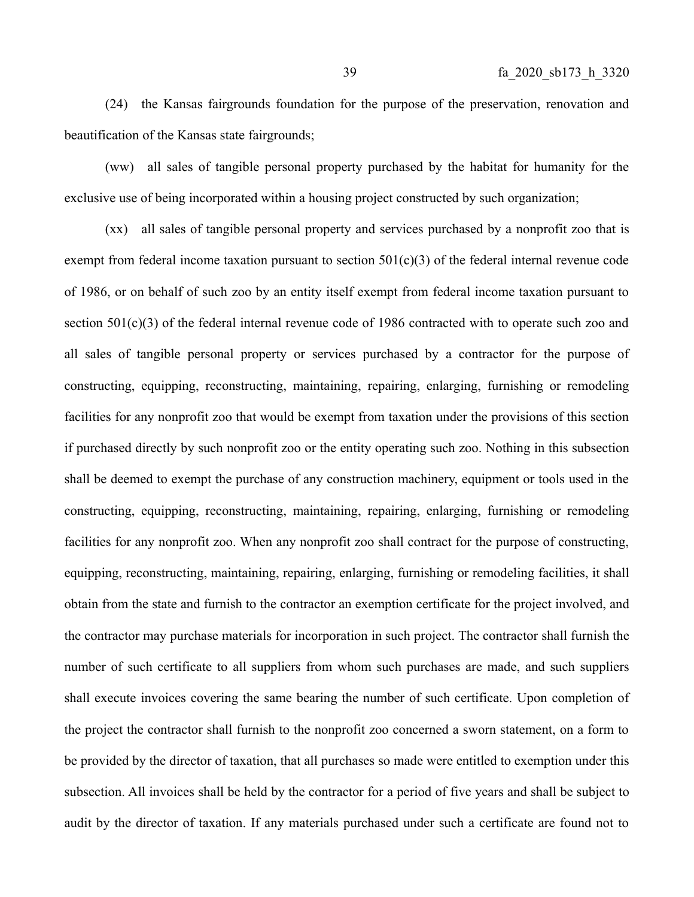(24) the Kansas fairgrounds foundation for the purpose of the preservation, renovation and beautification of the Kansas state fairgrounds;

(ww) all sales of tangible personal property purchased by the habitat for humanity for the exclusive use of being incorporated within a housing project constructed by such organization;

(xx) all sales of tangible personal property and services purchased by a nonprofit zoo that is exempt from federal income taxation pursuant to section 501(c)(3) of the federal internal revenue code of 1986, or on behalf of such zoo by an entity itself exempt from federal income taxation pursuant to section 501(c)(3) of the federal internal revenue code of 1986 contracted with to operate such zoo and all sales of tangible personal property or services purchased by a contractor for the purpose of constructing, equipping, reconstructing, maintaining, repairing, enlarging, furnishing or remodeling facilities for any nonprofit zoo that would be exempt from taxation under the provisions of this section if purchased directly by such nonprofit zoo or the entity operating such zoo. Nothing in this subsection shall be deemed to exempt the purchase of any construction machinery, equipment or tools used in the constructing, equipping, reconstructing, maintaining, repairing, enlarging, furnishing or remodeling facilities for any nonprofit zoo. When any nonprofit zoo shall contract for the purpose of constructing, equipping, reconstructing, maintaining, repairing, enlarging, furnishing or remodeling facilities, it shall obtain from the state and furnish to the contractor an exemption certificate for the project involved, and the contractor may purchase materials for incorporation in such project. The contractor shall furnish the number of such certificate to all suppliers from whom such purchases are made, and such suppliers shall execute invoices covering the same bearing the number of such certificate. Upon completion of the project the contractor shall furnish to the nonprofit zoo concerned a sworn statement, on a form to be provided by the director of taxation, that all purchases so made were entitled to exemption under this subsection. All invoices shall be held by the contractor for a period of five years and shall be subject to audit by the director of taxation. If any materials purchased under such a certificate are found not to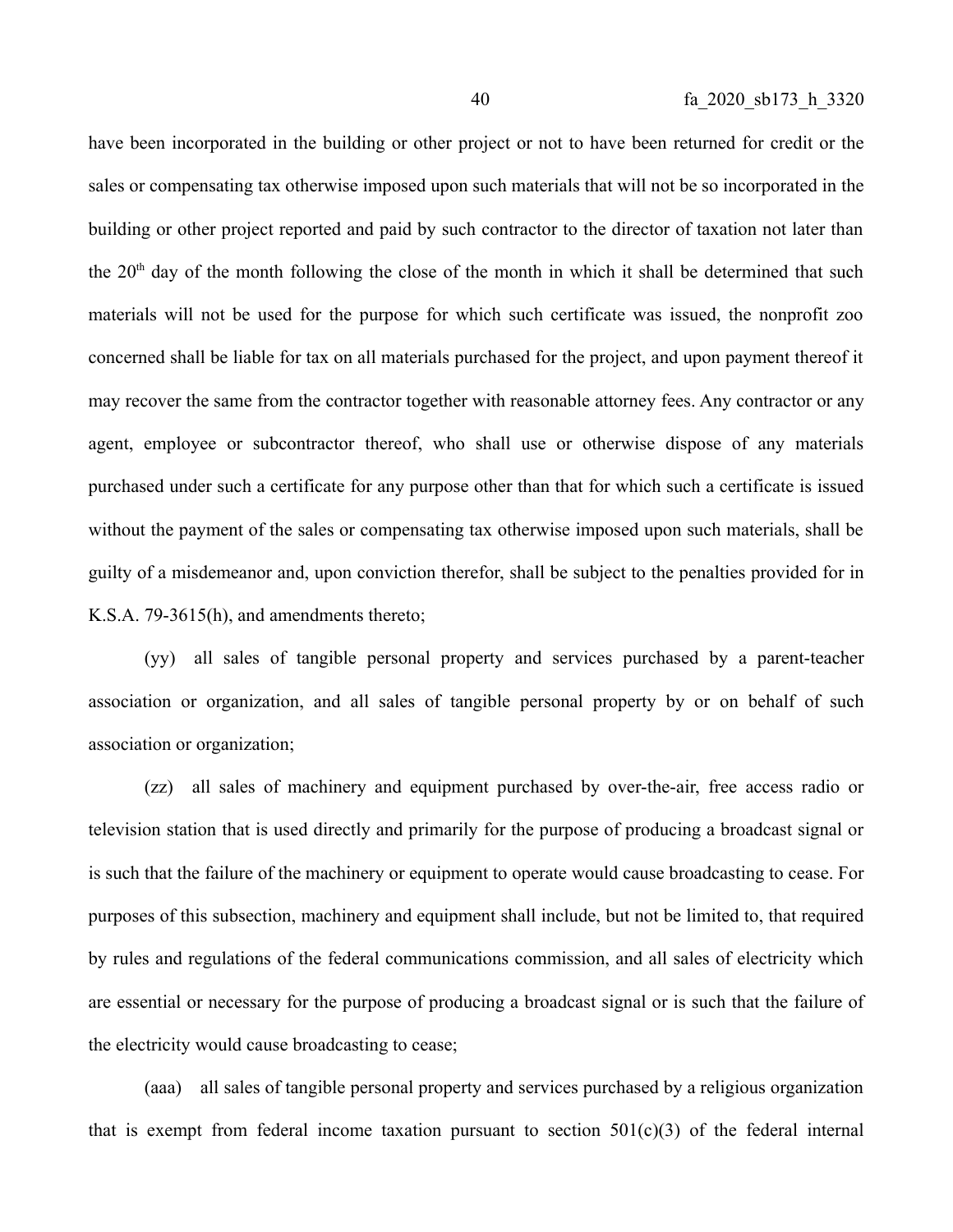have been incorporated in the building or other project or not to have been returned for credit or the sales or compensating tax otherwise imposed upon such materials that will not be so incorporated in the building or other project reported and paid by such contractor to the director of taxation not later than the 20th day of the month following the close of the month in which it shall be determined that such materials will not be used for the purpose for which such certificate was issued, the nonprofit zoo concerned shall be liable for tax on all materials purchased for the project, and upon payment thereof it may recover the same from the contractor together with reasonable attorney fees. Any contractor or any agent, employee or subcontractor thereof, who shall use or otherwise dispose of any materials purchased under such a certificate for any purpose other than that for which such a certificate is issued without the payment of the sales or compensating tax otherwise imposed upon such materials, shall be guilty of a misdemeanor and, upon conviction therefor, shall be subject to the penalties provided for in K.S.A. 79-3615(h), and amendments thereto;

(yy) all sales of tangible personal property and services purchased by a parent-teacher association or organization, and all sales of tangible personal property by or on behalf of such association or organization;

(zz) all sales of machinery and equipment purchased by over-the-air, free access radio or television station that is used directly and primarily for the purpose of producing a broadcast signal or is such that the failure of the machinery or equipment to operate would cause broadcasting to cease. For purposes of this subsection, machinery and equipment shall include, but not be limited to, that required by rules and regulations of the federal communications commission, and all sales of electricity which are essential or necessary for the purpose of producing a broadcast signal or is such that the failure of the electricity would cause broadcasting to cease;

(aaa) all sales of tangible personal property and services purchased by a religious organization that is exempt from federal income taxation pursuant to section 501(c)(3) of the federal internal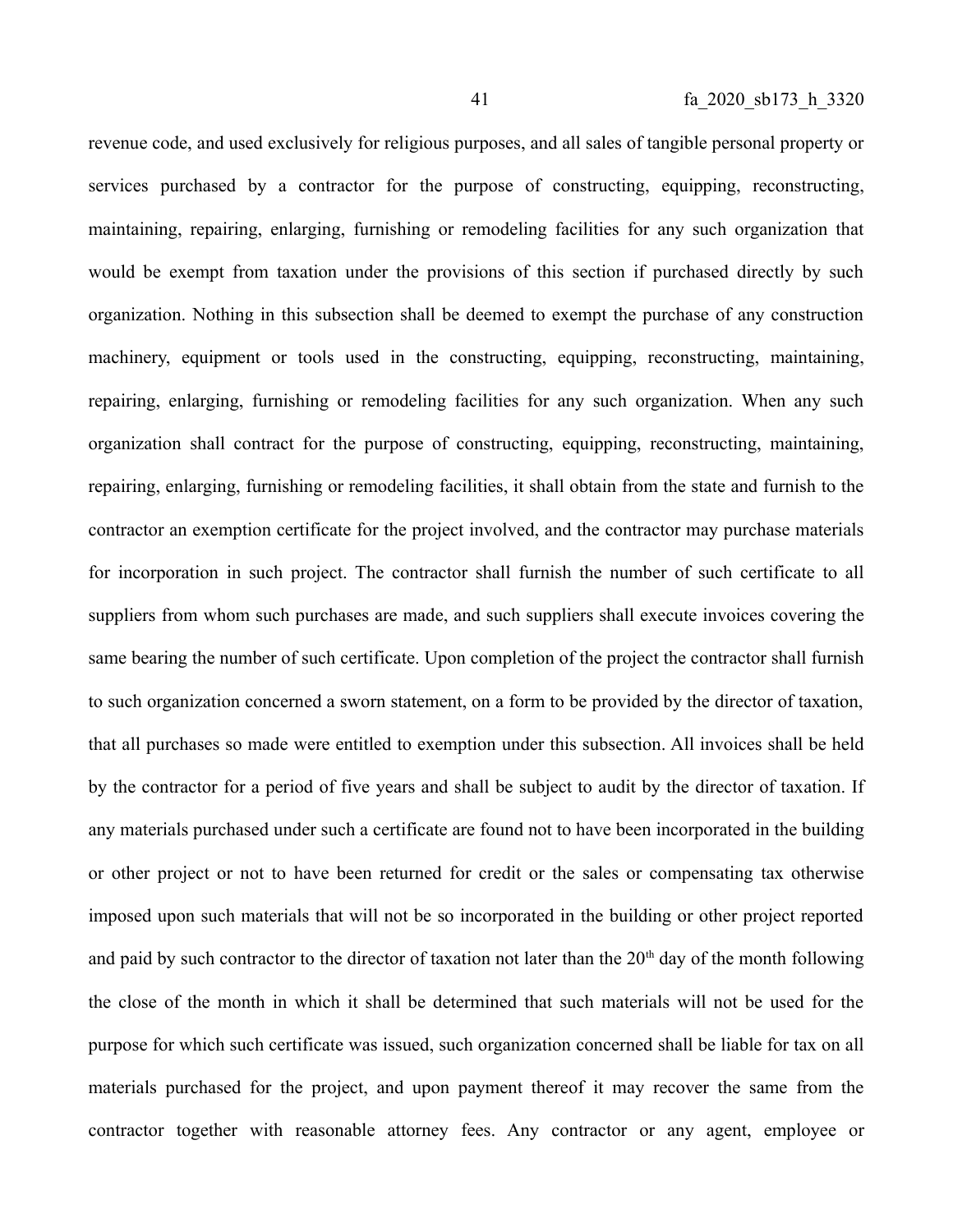revenue code, and used exclusively for religious purposes, and all sales of tangible personal property or services purchased by a contractor for the purpose of constructing, equipping, reconstructing, maintaining, repairing, enlarging, furnishing or remodeling facilities for any such organization that would be exempt from taxation under the provisions of this section if purchased directly by such organization. Nothing in this subsection shall be deemed to exempt the purchase of any construction machinery, equipment or tools used in the constructing, equipping, reconstructing, maintaining, repairing, enlarging, furnishing or remodeling facilities for any such organization. When any such organization shall contract for the purpose of constructing, equipping, reconstructing, maintaining, repairing, enlarging, furnishing or remodeling facilities, it shall obtain from the state and furnish to the contractor an exemption certificate for the project involved, and the contractor may purchase materials for incorporation in such project. The contractor shall furnish the number of such certificate to all suppliers from whom such purchases are made, and such suppliers shall execute invoices covering the same bearing the number of such certificate. Upon completion of the project the contractor shall furnish to such organization concerned a sworn statement, on a form to be provided by the director of taxation, that all purchases so made were entitled to exemption under this subsection. All invoices shall be held by the contractor for a period of five years and shall be subject to audit by the director of taxation. If any materials purchased under such a certificate are found not to have been incorporated in the building or other project or not to have been returned for credit or the sales or compensating tax otherwise imposed upon such materials that will not be so incorporated in the building or other project reported and paid by such contractor to the director of taxation not later than the 20th day of the month following the close of the month in which it shall be determined that such materials will not be used for the purpose for which such certificate was issued, such organization concerned shall be liable for tax on all materials purchased for the project, and upon payment thereof it may recover the same from the contractor together with reasonable attorney fees. Any contractor or any agent, employee or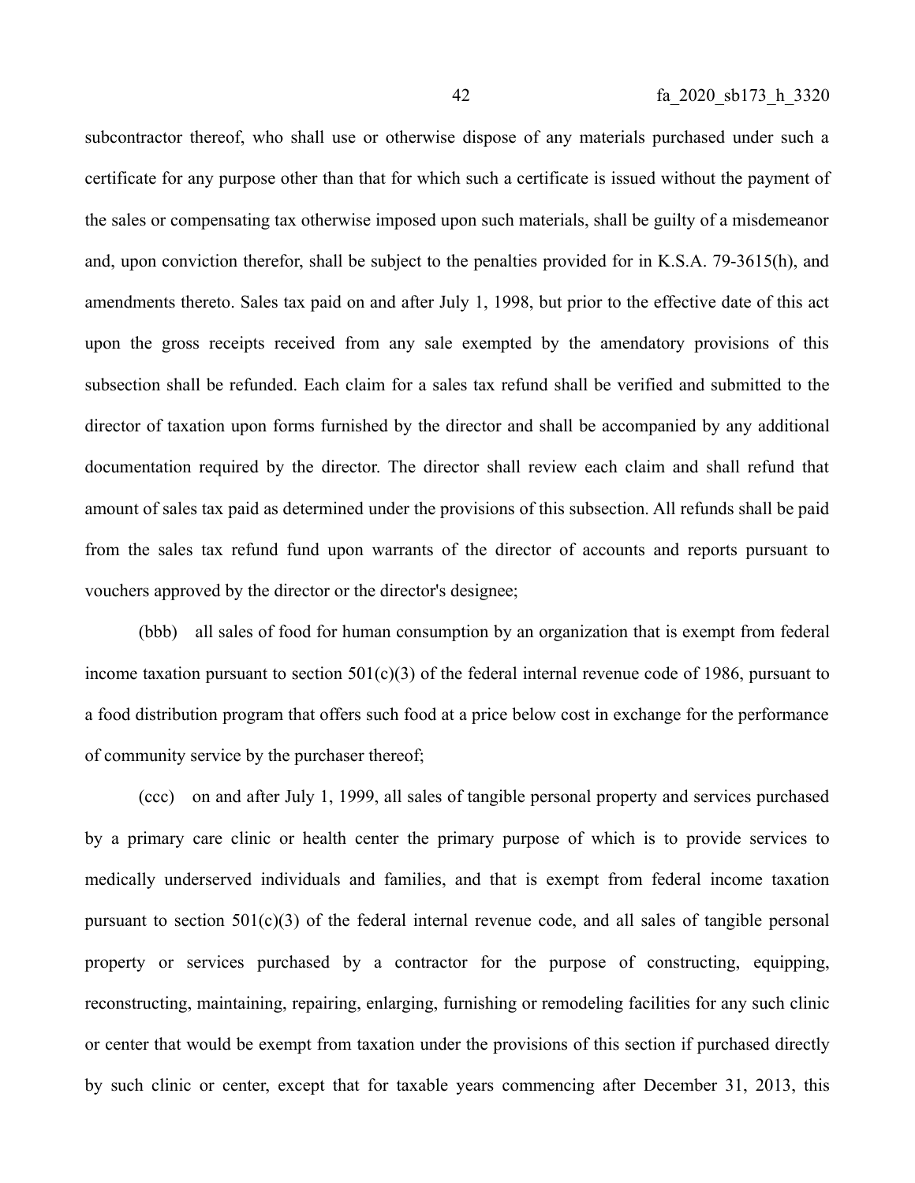subcontractor thereof, who shall use or otherwise dispose of any materials purchased under such a certificate for any purpose other than that for which such a certificate is issued without the payment of the sales or compensating tax otherwise imposed upon such materials, shall be guilty of a misdemeanor and, upon conviction therefor, shall be subject to the penalties provided for in K.S.A. 79-3615(h), and amendments thereto. Sales tax paid on and after July 1, 1998, but prior to the effective date of this act upon the gross receipts received from any sale exempted by the amendatory provisions of this subsection shall be refunded. Each claim for a sales tax refund shall be verified and submitted to the director of taxation upon forms furnished by the director and shall be accompanied by any additional documentation required by the director. The director shall review each claim and shall refund that amount of sales tax paid as determined under the provisions of this subsection. All refunds shall be paid from the sales tax refund fund upon warrants of the director of accounts and reports pursuant to vouchers approved by the director or the director's designee;

(bbb) all sales of food for human consumption by an organization that is exempt from federal income taxation pursuant to section 501(c)(3) of the federal internal revenue code of 1986, pursuant to a food distribution program that offers such food at a price below cost in exchange for the performance of community service by the purchaser thereof;

(ccc) on and after July 1, 1999, all sales of tangible personal property and services purchased by a primary care clinic or health center the primary purpose of which is to provide services to medically underserved individuals and families, and that is exempt from federal income taxation pursuant to section 501(c)(3) of the federal internal revenue code, and all sales of tangible personal property or services purchased by a contractor for the purpose of constructing, equipping, reconstructing, maintaining, repairing, enlarging, furnishing or remodeling facilities for any such clinic or center that would be exempt from taxation under the provisions of this section if purchased directly by such clinic or center, except that for taxable years commencing after December 31, 2013, this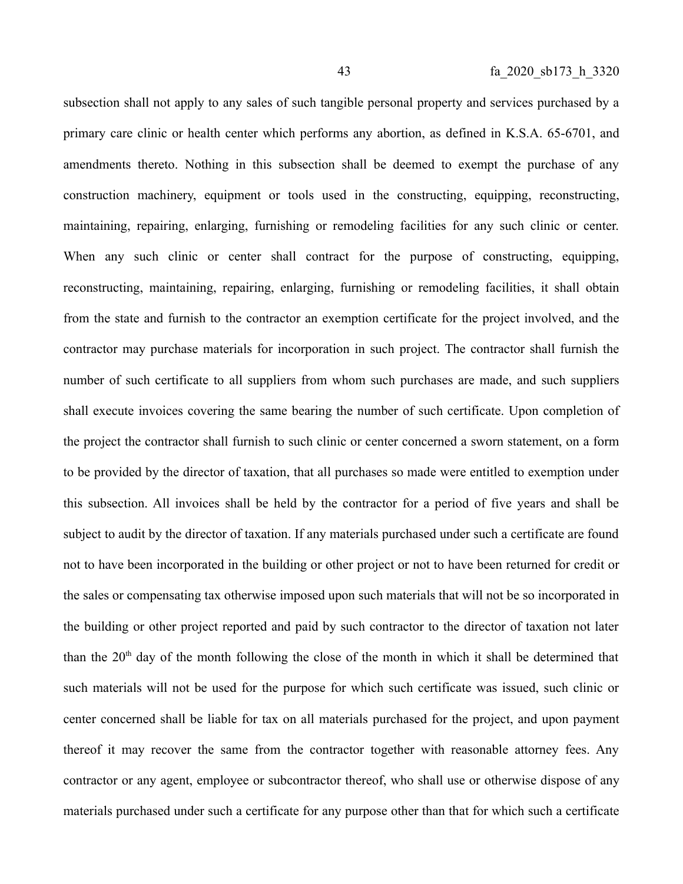subsection shall not apply to any sales of such tangible personal property and services purchased by a primary care clinic or health center which performs any abortion, as defined in K.S.A. 65-6701, and amendments thereto. Nothing in this subsection shall be deemed to exempt the purchase of any construction machinery, equipment or tools used in the constructing, equipping, reconstructing, maintaining, repairing, enlarging, furnishing or remodeling facilities for any such clinic or center. When any such clinic or center shall contract for the purpose of constructing, equipping, reconstructing, maintaining, repairing, enlarging, furnishing or remodeling facilities, it shall obtain from the state and furnish to the contractor an exemption certificate for the project involved, and the contractor may purchase materials for incorporation in such project. The contractor shall furnish the number of such certificate to all suppliers from whom such purchases are made, and such suppliers shall execute invoices covering the same bearing the number of such certificate. Upon completion of the project the contractor shall furnish to such clinic or center concerned a sworn statement, on a form to be provided by the director of taxation, that all purchases so made were entitled to exemption under this subsection. All invoices shall be held by the contractor for a period of five years and shall be subject to audit by the director of taxation. If any materials purchased under such a certificate are found not to have been incorporated in the building or other project or not to have been returned for credit or the sales or compensating tax otherwise imposed upon such materials that will not be so incorporated in the building or other project reported and paid by such contractor to the director of taxation not later than the 20th day of the month following the close of the month in which it shall be determined that such materials will not be used for the purpose for which such certificate was issued, such clinic or center concerned shall be liable for tax on all materials purchased for the project, and upon payment thereof it may recover the same from the contractor together with reasonable attorney fees. Any contractor or any agent, employee or subcontractor thereof, who shall use or otherwise dispose of any materials purchased under such a certificate for any purpose other than that for which such a certificate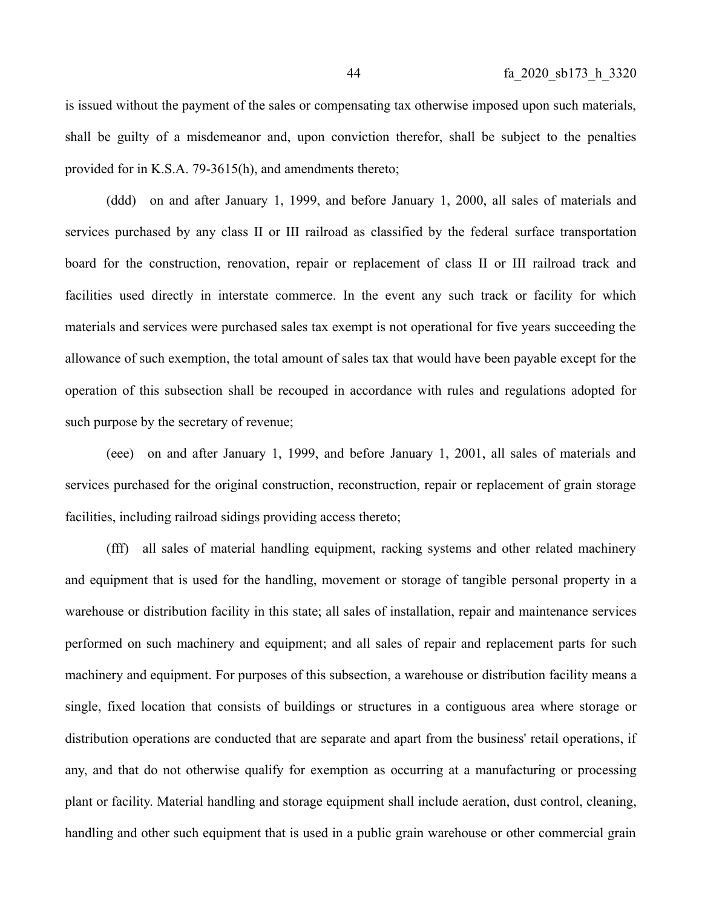is issued without the payment of the sales or compensating tax otherwise imposed upon such materials, shall be guilty of a misdemeanor and, upon conviction therefor, shall be subject to the penalties provided for in K.S.A. 79-3615(h), and amendments thereto;

(ddd) on and after January 1, 1999, and before January 1, 2000, all sales of materials and services purchased by any class II or III railroad as classified by the federal surface transportation board for the construction, renovation, repair or replacement of class II or III railroad track and facilities used directly in interstate commerce. In the event any such track or facility for which materials and services were purchased sales tax exempt is not operational for five years succeeding the allowance of such exemption, the total amount of sales tax that would have been payable except for the operation of this subsection shall be recouped in accordance with rules and regulations adopted for such purpose by the secretary of revenue;

(eee) on and after January 1, 1999, and before January 1, 2001, all sales of materials and services purchased for the original construction, reconstruction, repair or replacement of grain storage facilities, including railroad sidings providing access thereto;

(fff) all sales of material handling equipment, racking systems and other related machinery and equipment that is used for the handling, movement or storage of tangible personal property in a warehouse or distribution facility in this state; all sales of installation, repair and maintenance services performed on such machinery and equipment; and all sales of repair and replacement parts for such machinery and equipment. For purposes of this subsection, a warehouse or distribution facility means a single, fixed location that consists of buildings or structures in a contiguous area where storage or distribution operations are conducted that are separate and apart from the business' retail operations, if any, and that do not otherwise qualify for exemption as occurring at a manufacturing or processing plant or facility. Material handling and storage equipment shall include aeration, dust control, cleaning, handling and other such equipment that is used in a public grain warehouse or other commercial grain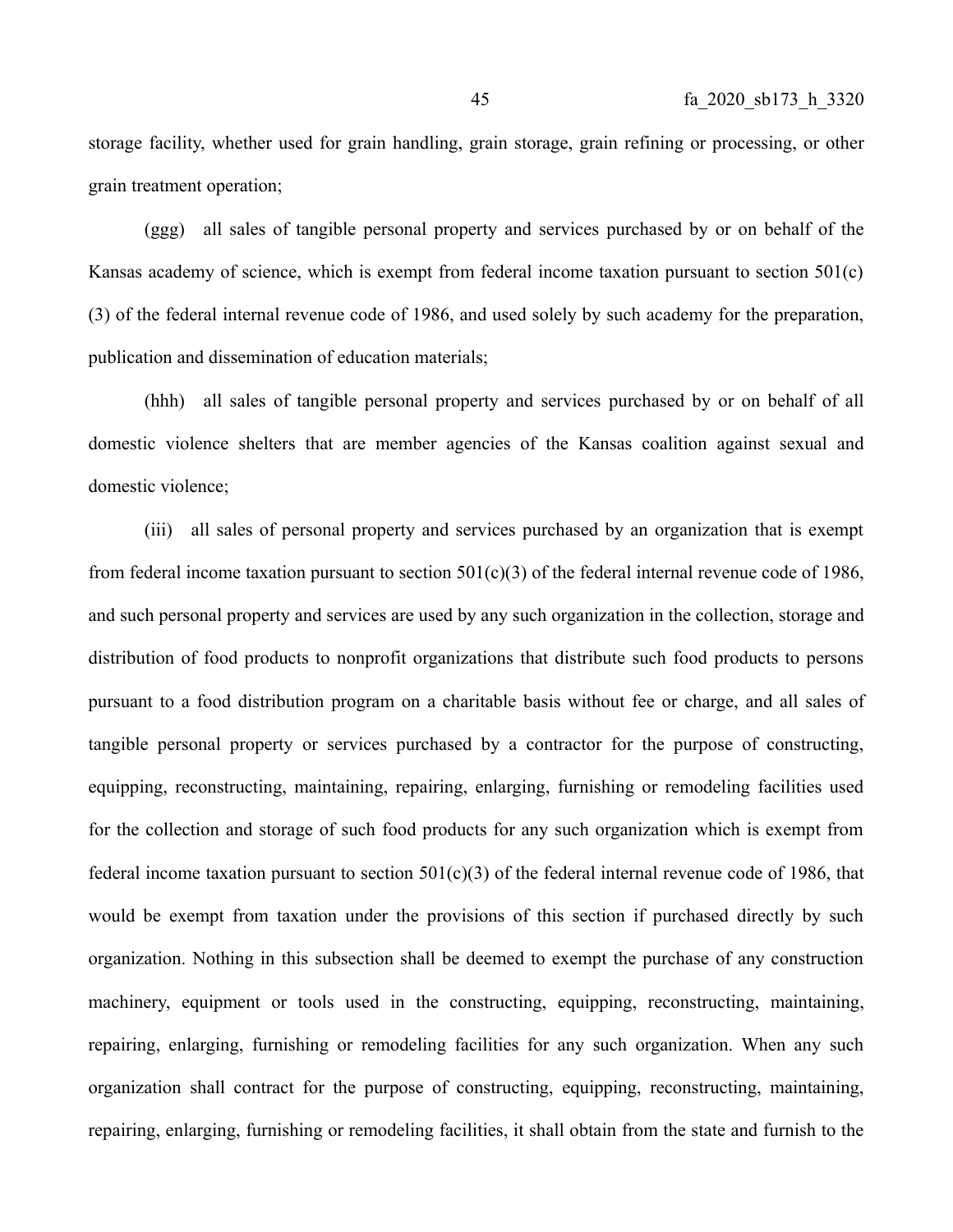storage facility, whether used for grain handling, grain storage, grain refining or processing, or other grain treatment operation;

(ggg) all sales of tangible personal property and services purchased by or on behalf of the Kansas academy of science, which is exempt from federal income taxation pursuant to section 501(c)(3) of the federal internal revenue code of 1986, and used solely by such academy for the preparation, publication and dissemination of education materials;

(hhh) all sales of tangible personal property and services purchased by or on behalf of all domestic violence shelters that are member agencies of the Kansas coalition against sexual and domestic violence;

(iii) all sales of personal property and services purchased by an organization that is exempt from federal income taxation pursuant to section 501(c)(3) of the federal internal revenue code of 1986, and such personal property and services are used by any such organization in the collection, storage and distribution of food products to nonprofit organizations that distribute such food products to persons pursuant to a food distribution program on a charitable basis without fee or charge, and all sales of tangible personal property or services purchased by a contractor for the purpose of constructing, equipping, reconstructing, maintaining, repairing, enlarging, furnishing or remodeling facilities used for the collection and storage of such food products for any such organization which is exempt from federal income taxation pursuant to section 501(c)(3) of the federal internal revenue code of 1986, that would be exempt from taxation under the provisions of this section if purchased directly by such organization. Nothing in this subsection shall be deemed to exempt the purchase of any construction machinery, equipment or tools used in the constructing, equipping, reconstructing, maintaining, repairing, enlarging, furnishing or remodeling facilities for any such organization. When any such organization shall contract for the purpose of constructing, equipping, reconstructing, maintaining, repairing, enlarging, furnishing or remodeling facilities, it shall obtain from the state and furnish to the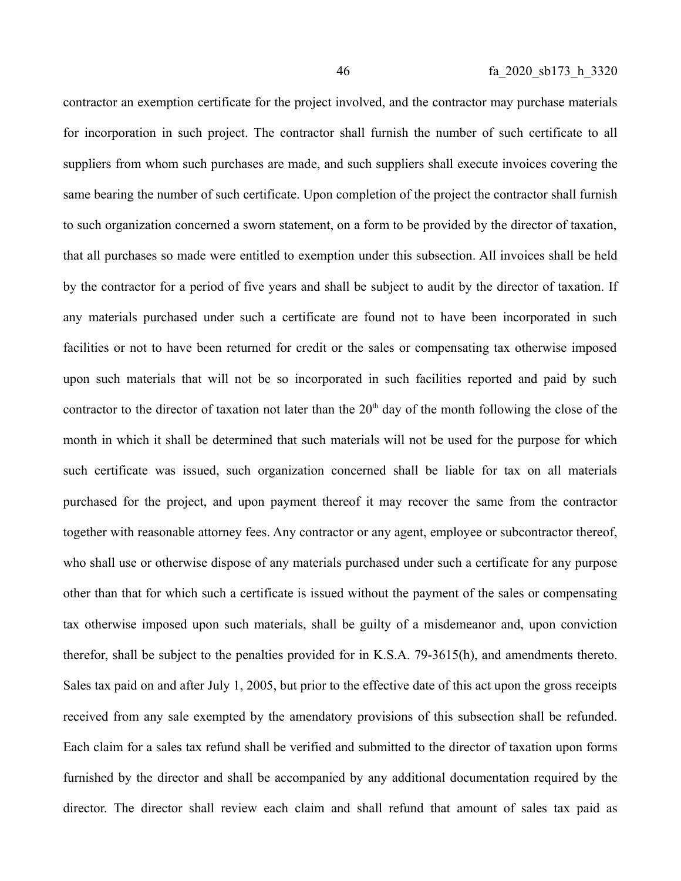contractor an exemption certificate for the project involved, and the contractor may purchase materials for incorporation in such project. The contractor shall furnish the number of such certificate to all suppliers from whom such purchases are made, and such suppliers shall execute invoices covering the same bearing the number of such certificate. Upon completion of the project the contractor shall furnish to such organization concerned a sworn statement, on a form to be provided by the director of taxation, that all purchases so made were entitled to exemption under this subsection. All invoices shall be held by the contractor for a period of five years and shall be subject to audit by the director of taxation. If any materials purchased under such a certificate are found not to have been incorporated in such facilities or not to have been returned for credit or the sales or compensating tax otherwise imposed upon such materials that will not be so incorporated in such facilities reported and paid by such contractor to the director of taxation not later than the 20th day of the month following the close of the month in which it shall be determined that such materials will not be used for the purpose for which such certificate was issued, such organization concerned shall be liable for tax on all materials purchased for the project, and upon payment thereof it may recover the same from the contractor together with reasonable attorney fees. Any contractor or any agent, employee or subcontractor thereof, who shall use or otherwise dispose of any materials purchased under such a certificate for any purpose other than that for which such a certificate is issued without the payment of the sales or compensating tax otherwise imposed upon such materials, shall be guilty of a misdemeanor and, upon conviction therefor, shall be subject to the penalties provided for in K.S.A. 79-3615(h), and amendments thereto. Sales tax paid on and after July 1, 2005, but prior to the effective date of this act upon the gross receipts received from any sale exempted by the amendatory provisions of this subsection shall be refunded. Each claim for a sales tax refund shall be verified and submitted to the director of taxation upon forms furnished by the director and shall be accompanied by any additional documentation required by the director. The director shall review each claim and shall refund that amount of sales tax paid as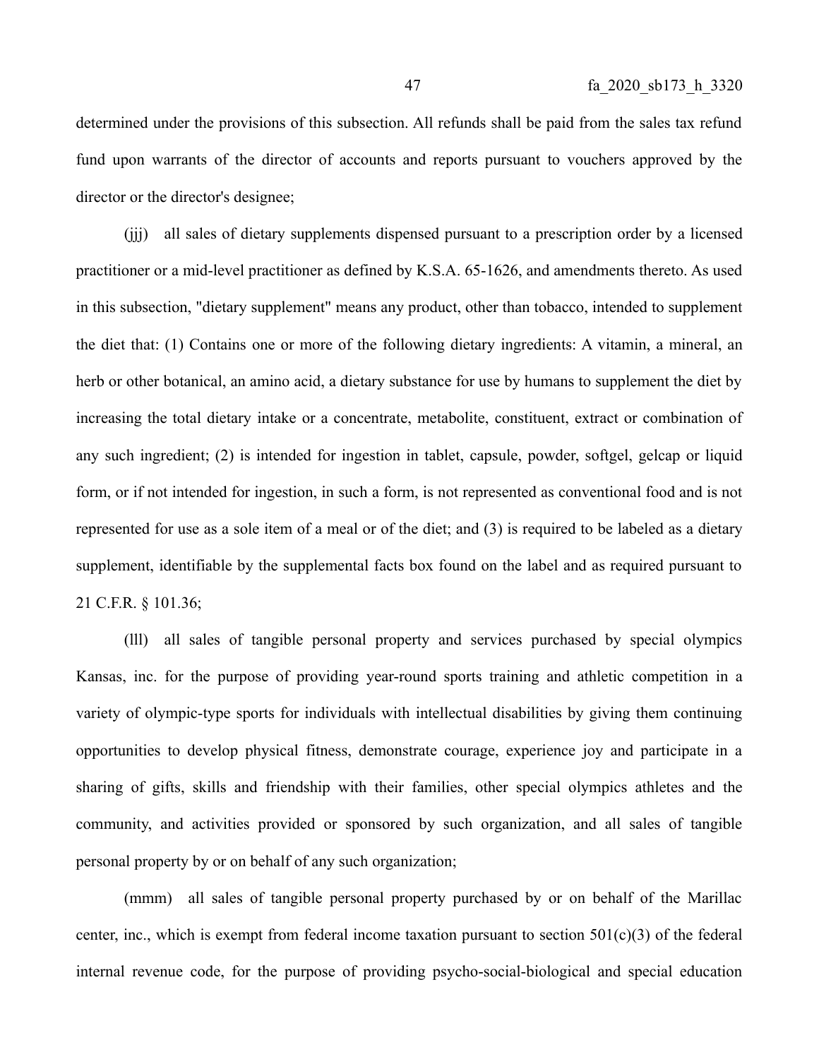determined under the provisions of this subsection. All refunds shall be paid from the sales tax refund fund upon warrants of the director of accounts and reports pursuant to vouchers approved by the director or the director's designee;

(jjj) all sales of dietary supplements dispensed pursuant to a prescription order by a licensed practitioner or a mid-level practitioner as defined by K.S.A. 65-1626, and amendments thereto. As used in this subsection, "dietary supplement" means any product, other than tobacco, intended to supplement the diet that: (1) Contains one or more of the following dietary ingredients: A vitamin, a mineral, an herb or other botanical, an amino acid, a dietary substance for use by humans to supplement the diet by increasing the total dietary intake or a concentrate, metabolite, constituent, extract or combination of any such ingredient; (2) is intended for ingestion in tablet, capsule, powder, softgel, gelcap or liquid form, or if not intended for ingestion, in such a form, is not represented as conventional food and is not represented for use as a sole item of a meal or of the diet; and (3) is required to be labeled as a dietary supplement, identifiable by the supplemental facts box found on the label and as required pursuant to 21 C.F.R. § 101.36;

(lll) all sales of tangible personal property and services purchased by special olympics Kansas, inc. for the purpose of providing year-round sports training and athletic competition in a variety of olympic-type sports for individuals with intellectual disabilities by giving them continuing opportunities to develop physical fitness, demonstrate courage, experience joy and participate in a sharing of gifts, skills and friendship with their families, other special olympics athletes and the community, and activities provided or sponsored by such organization, and all sales of tangible personal property by or on behalf of any such organization;

(mmm) all sales of tangible personal property purchased by or on behalf of the Marillac center, inc., which is exempt from federal income taxation pursuant to section 501(c)(3) of the federal internal revenue code, for the purpose of providing psycho-social-biological and special education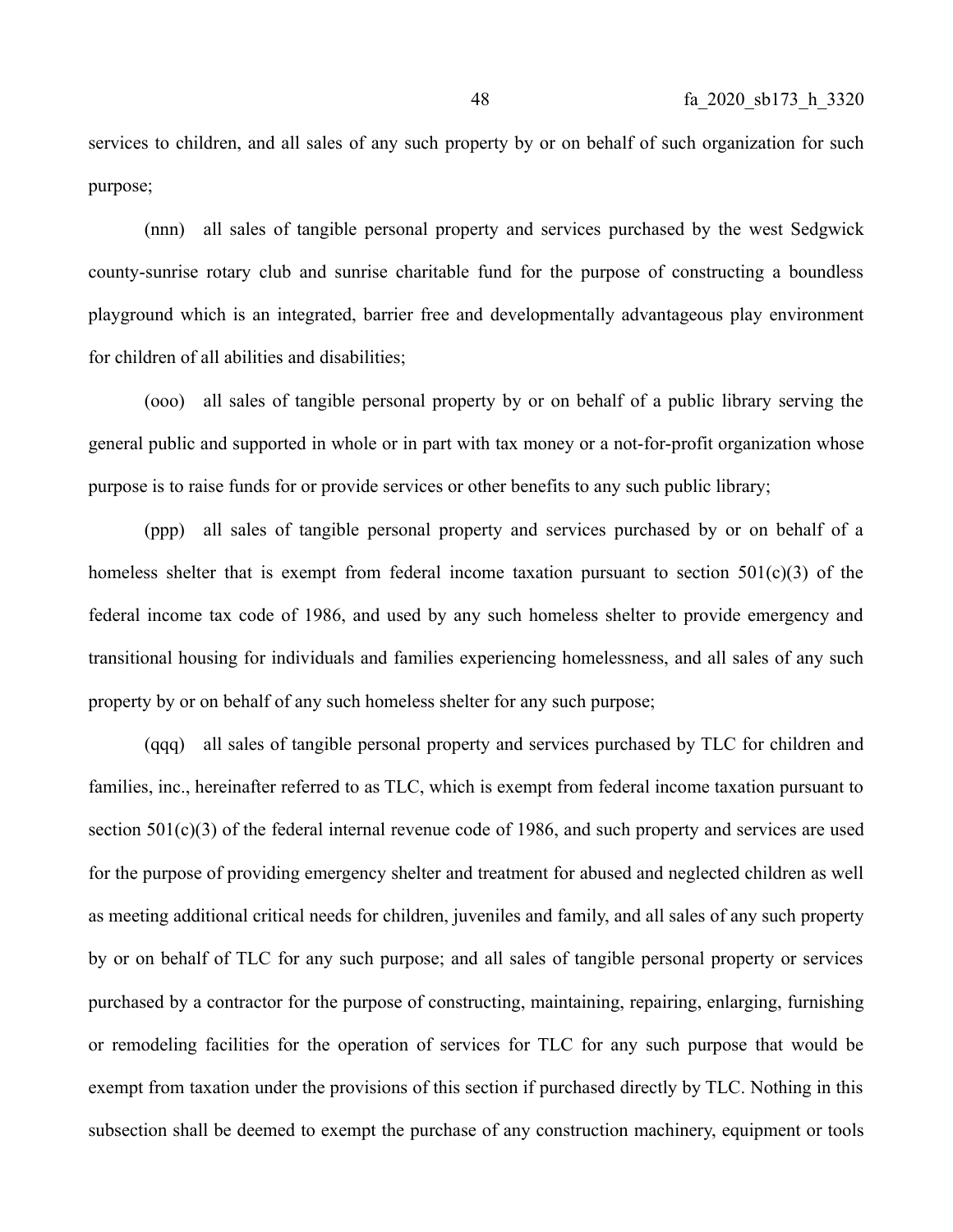services to children, and all sales of any such property by or on behalf of such organization for such purpose;

(nnn) all sales of tangible personal property and services purchased by the west Sedgwick county-sunrise rotary club and sunrise charitable fund for the purpose of constructing a boundless playground which is an integrated, barrier free and developmentally advantageous play environment for children of all abilities and disabilities;

(ooo) all sales of tangible personal property by or on behalf of a public library serving the general public and supported in whole or in part with tax money or a not-for-profit organization whose purpose is to raise funds for or provide services or other benefits to any such public library;

(ppp) all sales of tangible personal property and services purchased by or on behalf of a homeless shelter that is exempt from federal income taxation pursuant to section 501(c)(3) of the federal income tax code of 1986, and used by any such homeless shelter to provide emergency and transitional housing for individuals and families experiencing homelessness, and all sales of any such property by or on behalf of any such homeless shelter for any such purpose;

(qqq) all sales of tangible personal property and services purchased by TLC for children and families, inc., hereinafter referred to as TLC, which is exempt from federal income taxation pursuant to section 501(c)(3) of the federal internal revenue code of 1986, and such property and services are used for the purpose of providing emergency shelter and treatment for abused and neglected children as well as meeting additional critical needs for children, juveniles and family, and all sales of any such property by or on behalf of TLC for any such purpose; and all sales of tangible personal property or services purchased by a contractor for the purpose of constructing, maintaining, repairing, enlarging, furnishing or remodeling facilities for the operation of services for TLC for any such purpose that would be exempt from taxation under the provisions of this section if purchased directly by TLC. Nothing in this subsection shall be deemed to exempt the purchase of any construction machinery, equipment or tools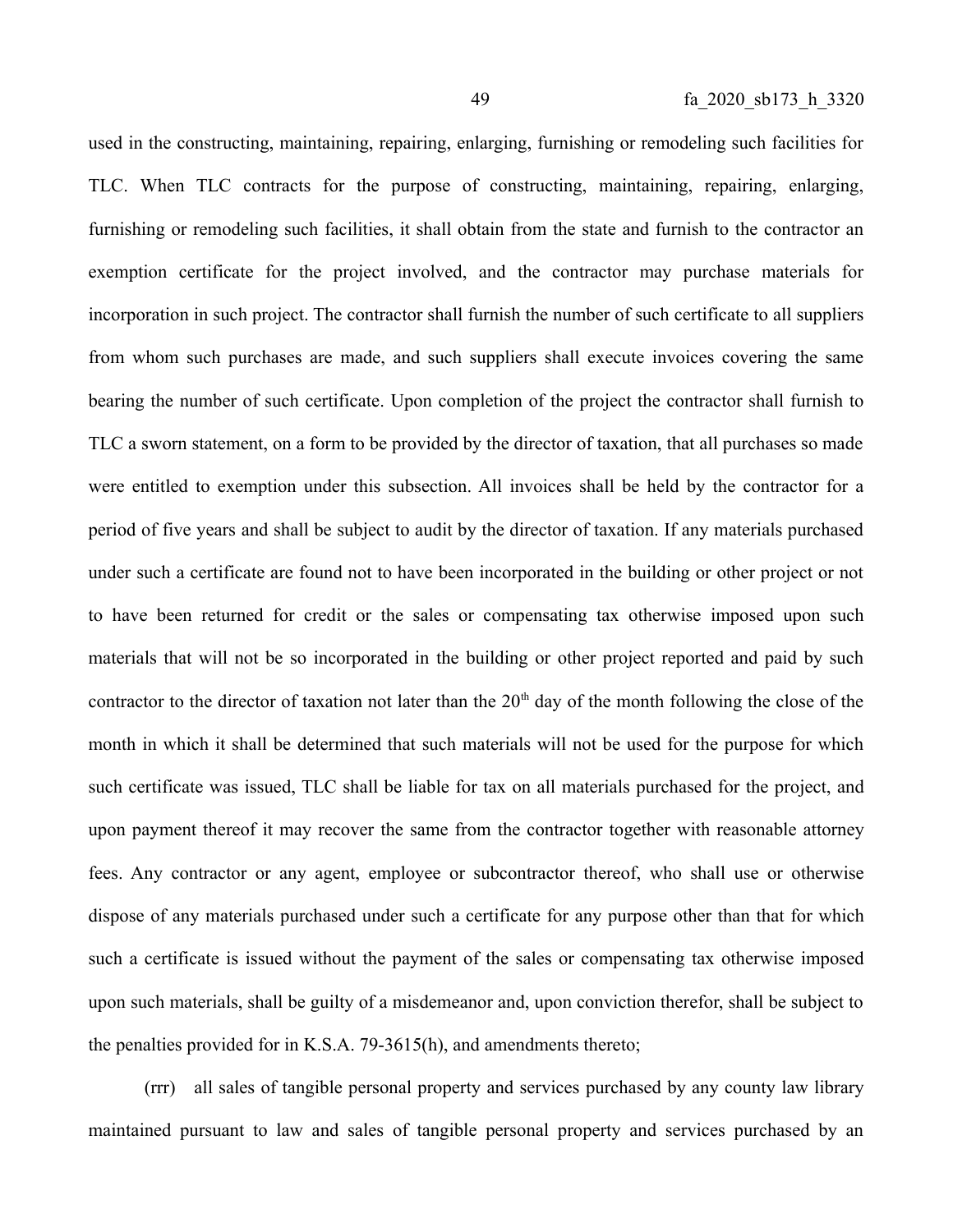used in the constructing, maintaining, repairing, enlarging, furnishing or remodeling such facilities for TLC. When TLC contracts for the purpose of constructing, maintaining, repairing, enlarging, furnishing or remodeling such facilities, it shall obtain from the state and furnish to the contractor an exemption certificate for the project involved, and the contractor may purchase materials for incorporation in such project. The contractor shall furnish the number of such certificate to all suppliers from whom such purchases are made, and such suppliers shall execute invoices covering the same bearing the number of such certificate. Upon completion of the project the contractor shall furnish to TLC a sworn statement, on a form to be provided by the director of taxation, that all purchases so made were entitled to exemption under this subsection. All invoices shall be held by the contractor for a period of five years and shall be subject to audit by the director of taxation. If any materials purchased under such a certificate are found not to have been incorporated in the building or other project or not to have been returned for credit or the sales or compensating tax otherwise imposed upon such materials that will not be so incorporated in the building or other project reported and paid by such contractor to the director of taxation not later than the 20th day of the month following the close of the month in which it shall be determined that such materials will not be used for the purpose for which such certificate was issued, TLC shall be liable for tax on all materials purchased for the project, and upon payment thereof it may recover the same from the contractor together with reasonable attorney fees. Any contractor or any agent, employee or subcontractor thereof, who shall use or otherwise dispose of any materials purchased under such a certificate for any purpose other than that for which such a certificate is issued without the payment of the sales or compensating tax otherwise imposed upon such materials, shall be guilty of a misdemeanor and, upon conviction therefor, shall be subject to the penalties provided for in K.S.A. 79-3615(h), and amendments thereto;

(rrr) all sales of tangible personal property and services purchased by any county law library maintained pursuant to law and sales of tangible personal property and services purchased by an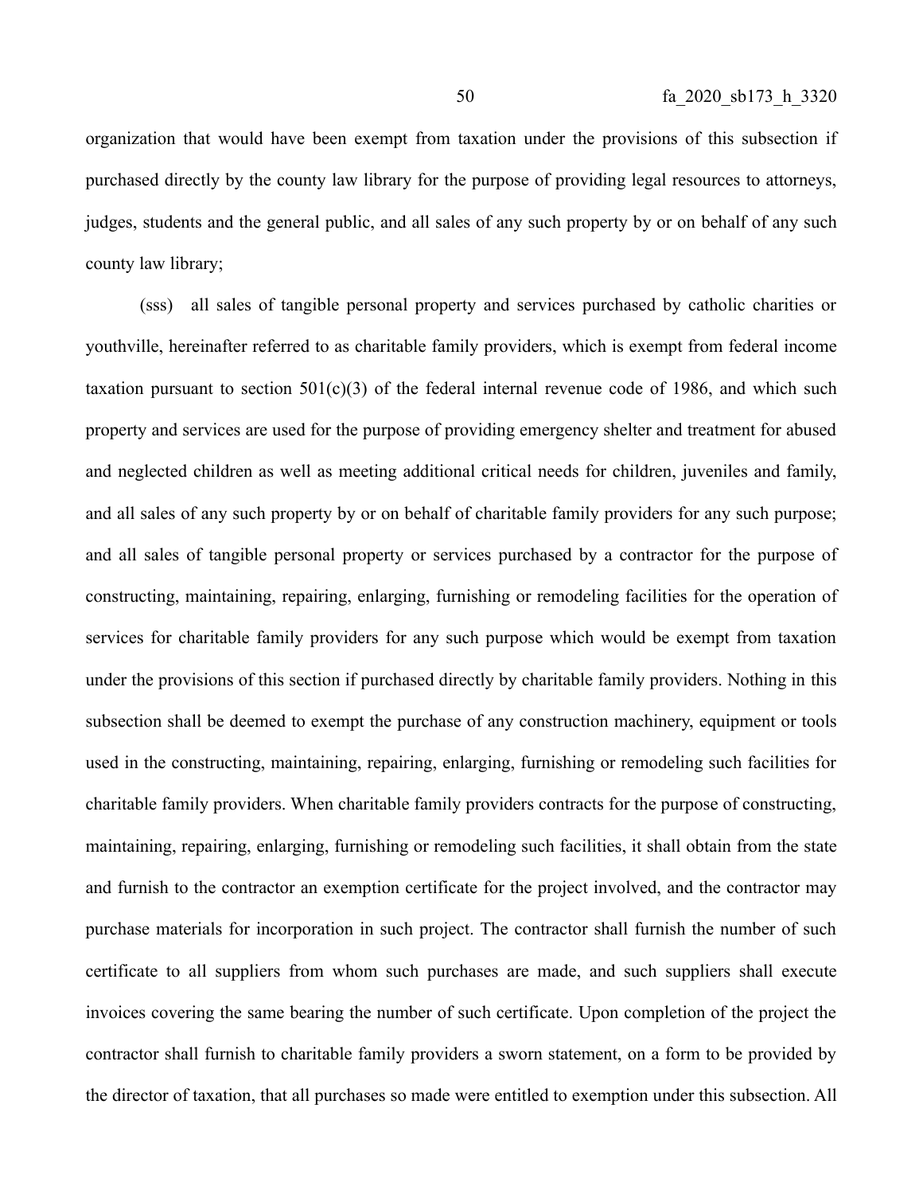organization that would have been exempt from taxation under the provisions of this subsection if purchased directly by the county law library for the purpose of providing legal resources to attorneys, judges, students and the general public, and all sales of any such property by or on behalf of any such county law library;

(sss) all sales of tangible personal property and services purchased by catholic charities or youthville, hereinafter referred to as charitable family providers, which is exempt from federal income taxation pursuant to section 501(c)(3) of the federal internal revenue code of 1986, and which such property and services are used for the purpose of providing emergency shelter and treatment for abused and neglected children as well as meeting additional critical needs for children, juveniles and family, and all sales of any such property by or on behalf of charitable family providers for any such purpose; and all sales of tangible personal property or services purchased by a contractor for the purpose of constructing, maintaining, repairing, enlarging, furnishing or remodeling facilities for the operation of services for charitable family providers for any such purpose which would be exempt from taxation under the provisions of this section if purchased directly by charitable family providers. Nothing in this subsection shall be deemed to exempt the purchase of any construction machinery, equipment or tools used in the constructing, maintaining, repairing, enlarging, furnishing or remodeling such facilities for charitable family providers. When charitable family providers contracts for the purpose of constructing, maintaining, repairing, enlarging, furnishing or remodeling such facilities, it shall obtain from the state and furnish to the contractor an exemption certificate for the project involved, and the contractor may purchase materials for incorporation in such project. The contractor shall furnish the number of such certificate to all suppliers from whom such purchases are made, and such suppliers shall execute invoices covering the same bearing the number of such certificate. Upon completion of the project the contractor shall furnish to charitable family providers a sworn statement, on a form to be provided by the director of taxation, that all purchases so made were entitled to exemption under this subsection. All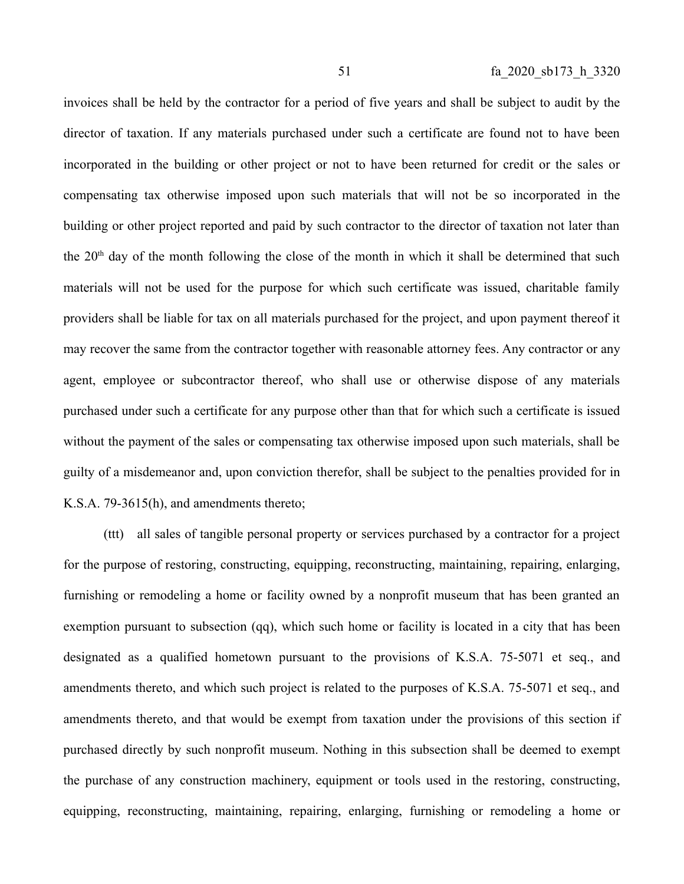invoices shall be held by the contractor for a period of five years and shall be subject to audit by the director of taxation. If any materials purchased under such a certificate are found not to have been incorporated in the building or other project or not to have been returned for credit or the sales or compensating tax otherwise imposed upon such materials that will not be so incorporated in the building or other project reported and paid by such contractor to the director of taxation not later than the 20th day of the month following the close of the month in which it shall be determined that such materials will not be used for the purpose for which such certificate was issued, charitable family providers shall be liable for tax on all materials purchased for the project, and upon payment thereof it may recover the same from the contractor together with reasonable attorney fees. Any contractor or any agent, employee or subcontractor thereof, who shall use or otherwise dispose of any materials purchased under such a certificate for any purpose other than that for which such a certificate is issued without the payment of the sales or compensating tax otherwise imposed upon such materials, shall be guilty of a misdemeanor and, upon conviction therefor, shall be subject to the penalties provided for in K.S.A. 79-3615(h), and amendments thereto;

(ttt) all sales of tangible personal property or services purchased by a contractor for a project for the purpose of restoring, constructing, equipping, reconstructing, maintaining, repairing, enlarging, furnishing or remodeling a home or facility owned by a nonprofit museum that has been granted an exemption pursuant to subsection (qq), which such home or facility is located in a city that has been designated as a qualified hometown pursuant to the provisions of K.S.A. 75-5071 et seq., and amendments thereto, and which such project is related to the purposes of K.S.A. 75-5071 et seq., and amendments thereto, and that would be exempt from taxation under the provisions of this section if purchased directly by such nonprofit museum. Nothing in this subsection shall be deemed to exempt the purchase of any construction machinery, equipment or tools used in the restoring, constructing, equipping, reconstructing, maintaining, repairing, enlarging, furnishing or remodeling a home or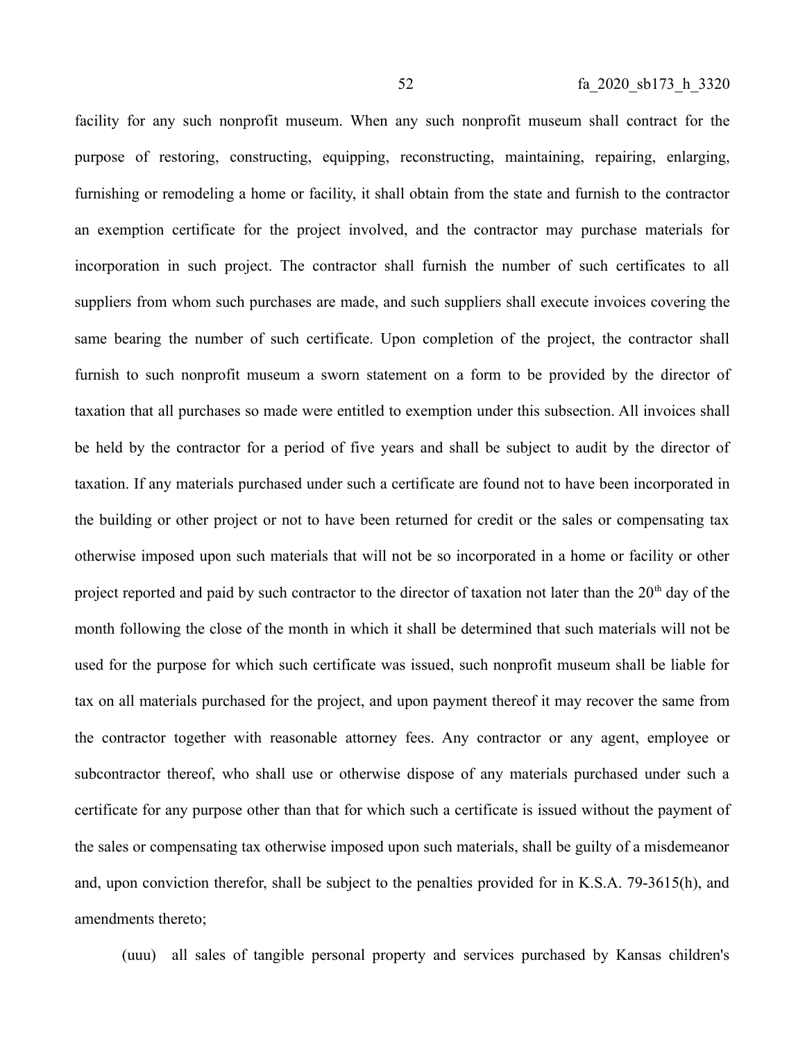facility for any such nonprofit museum. When any such nonprofit museum shall contract for the purpose of restoring, constructing, equipping, reconstructing, maintaining, repairing, enlarging, furnishing or remodeling a home or facility, it shall obtain from the state and furnish to the contractor an exemption certificate for the project involved, and the contractor may purchase materials for incorporation in such project. The contractor shall furnish the number of such certificates to all suppliers from whom such purchases are made, and such suppliers shall execute invoices covering the same bearing the number of such certificate. Upon completion of the project, the contractor shall furnish to such nonprofit museum a sworn statement on a form to be provided by the director of taxation that all purchases so made were entitled to exemption under this subsection. All invoices shall be held by the contractor for a period of five years and shall be subject to audit by the director of taxation. If any materials purchased under such a certificate are found not to have been incorporated in the building or other project or not to have been returned for credit or the sales or compensating tax otherwise imposed upon such materials that will not be so incorporated in a home or facility or other project reported and paid by such contractor to the director of taxation not later than the 20th day of the month following the close of the month in which it shall be determined that such materials will not be used for the purpose for which such certificate was issued, such nonprofit museum shall be liable for tax on all materials purchased for the project, and upon payment thereof it may recover the same from the contractor together with reasonable attorney fees. Any contractor or any agent, employee or subcontractor thereof, who shall use or otherwise dispose of any materials purchased under such a certificate for any purpose other than that for which such a certificate is issued without the payment of the sales or compensating tax otherwise imposed upon such materials, shall be guilty of a misdemeanor and, upon conviction therefor, shall be subject to the penalties provided for in K.S.A. 79-3615(h), and amendments thereto;

(uuu) all sales of tangible personal property and services purchased by Kansas children's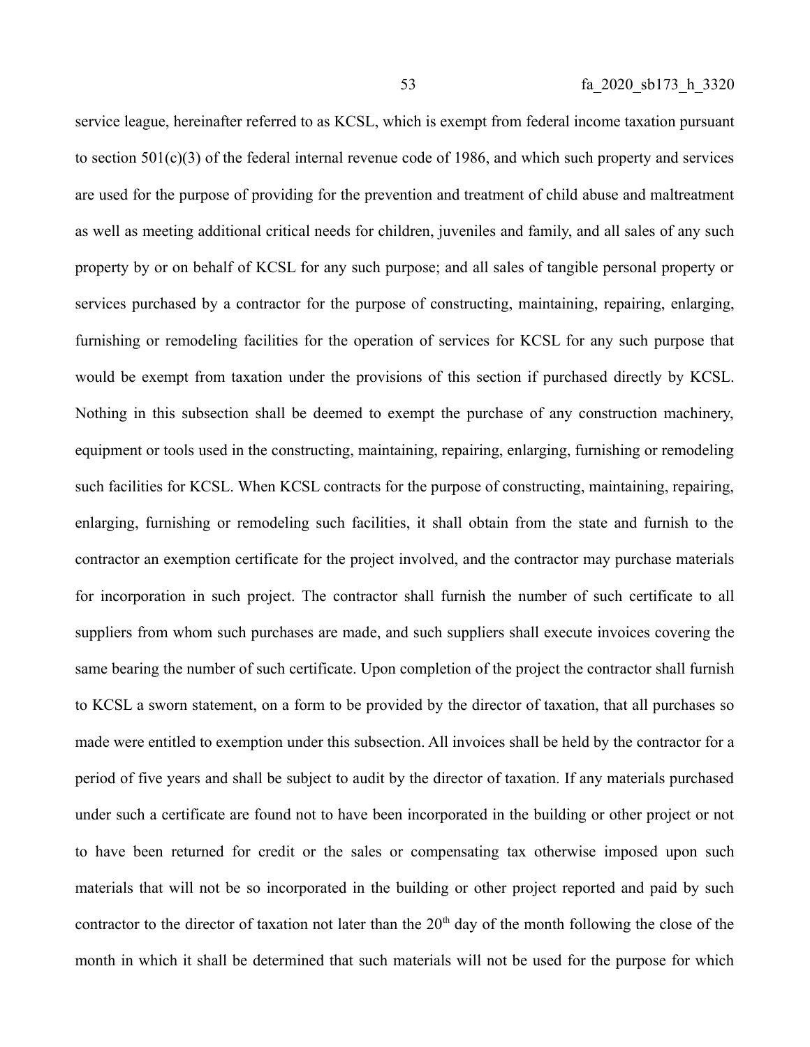service league, hereinafter referred to as KCSL, which is exempt from federal income taxation pursuant to section 501(c)(3) of the federal internal revenue code of 1986, and which such property and services are used for the purpose of providing for the prevention and treatment of child abuse and maltreatment as well as meeting additional critical needs for children, juveniles and family, and all sales of any such property by or on behalf of KCSL for any such purpose; and all sales of tangible personal property or services purchased by a contractor for the purpose of constructing, maintaining, repairing, enlarging, furnishing or remodeling facilities for the operation of services for KCSL for any such purpose that would be exempt from taxation under the provisions of this section if purchased directly by KCSL. Nothing in this subsection shall be deemed to exempt the purchase of any construction machinery, equipment or tools used in the constructing, maintaining, repairing, enlarging, furnishing or remodeling such facilities for KCSL. When KCSL contracts for the purpose of constructing, maintaining, repairing, enlarging, furnishing or remodeling such facilities, it shall obtain from the state and furnish to the contractor an exemption certificate for the project involved, and the contractor may purchase materials for incorporation in such project. The contractor shall furnish the number of such certificate to all suppliers from whom such purchases are made, and such suppliers shall execute invoices covering the same bearing the number of such certificate. Upon completion of the project the contractor shall furnish to KCSL a sworn statement, on a form to be provided by the director of taxation, that all purchases so made were entitled to exemption under this subsection. All invoices shall be held by the contractor for a period of five years and shall be subject to audit by the director of taxation. If any materials purchased under such a certificate are found not to have been incorporated in the building or other project or not to have been returned for credit or the sales or compensating tax otherwise imposed upon such materials that will not be so incorporated in the building or other project reported and paid by such contractor to the director of taxation not later than the 20th day of the month following the close of the month in which it shall be determined that such materials will not be used for the purpose for which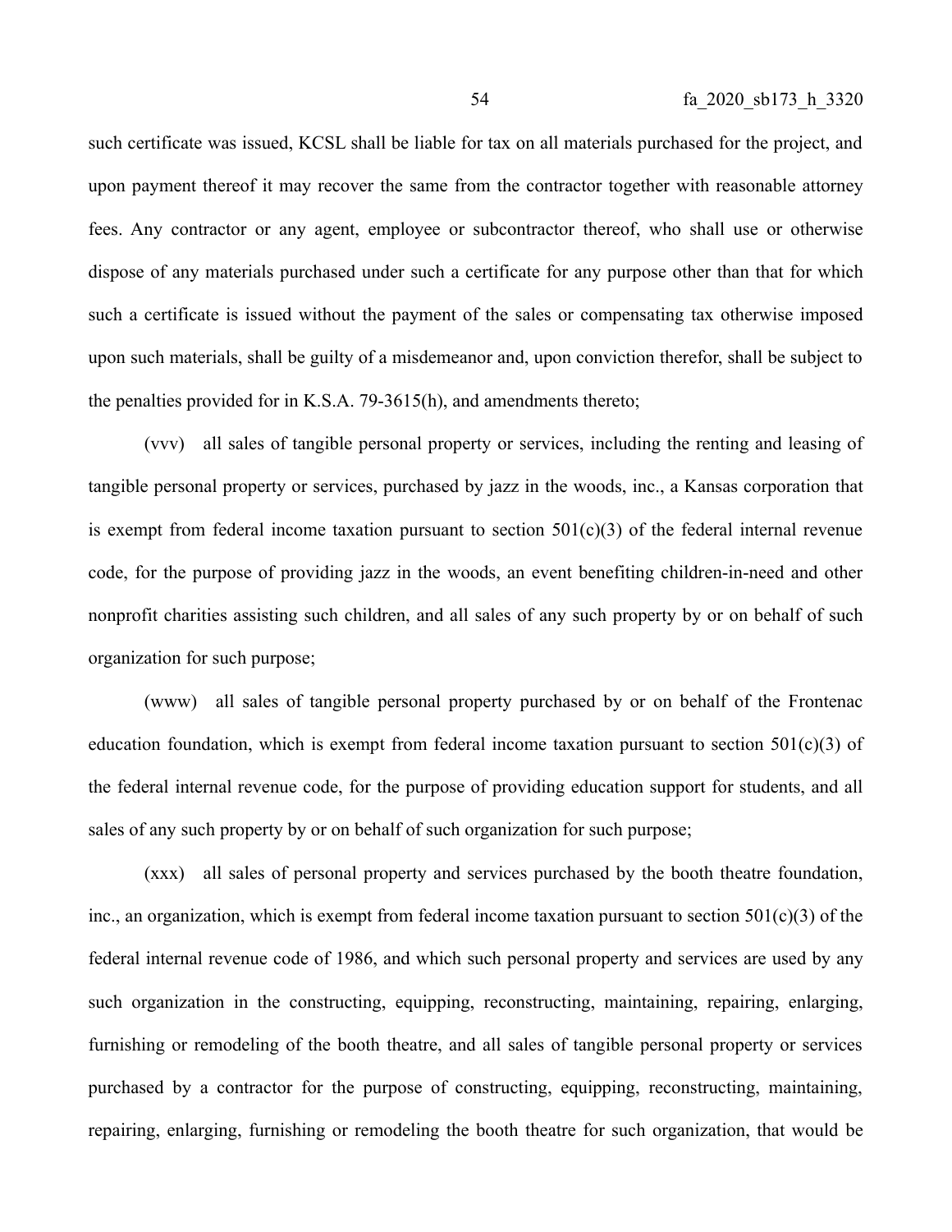such certificate was issued, KCSL shall be liable for tax on all materials purchased for the project, and upon payment thereof it may recover the same from the contractor together with reasonable attorney fees. Any contractor or any agent, employee or subcontractor thereof, who shall use or otherwise dispose of any materials purchased under such a certificate for any purpose other than that for which such a certificate is issued without the payment of the sales or compensating tax otherwise imposed upon such materials, shall be guilty of a misdemeanor and, upon conviction therefor, shall be subject to the penalties provided for in K.S.A. 79-3615(h), and amendments thereto;

(vvv) all sales of tangible personal property or services, including the renting and leasing of tangible personal property or services, purchased by jazz in the woods, inc., a Kansas corporation that is exempt from federal income taxation pursuant to section 501(c)(3) of the federal internal revenue code, for the purpose of providing jazz in the woods, an event benefiting children-in-need and other nonprofit charities assisting such children, and all sales of any such property by or on behalf of such organization for such purpose;

(www) all sales of tangible personal property purchased by or on behalf of the Frontenac education foundation, which is exempt from federal income taxation pursuant to section 501(c)(3) of the federal internal revenue code, for the purpose of providing education support for students, and all sales of any such property by or on behalf of such organization for such purpose;

(xxx) all sales of personal property and services purchased by the booth theatre foundation, inc., an organization, which is exempt from federal income taxation pursuant to section 501(c)(3) of the federal internal revenue code of 1986, and which such personal property and services are used by any such organization in the constructing, equipping, reconstructing, maintaining, repairing, enlarging, furnishing or remodeling of the booth theatre, and all sales of tangible personal property or services purchased by a contractor for the purpose of constructing, equipping, reconstructing, maintaining, repairing, enlarging, furnishing or remodeling the booth theatre for such organization, that would be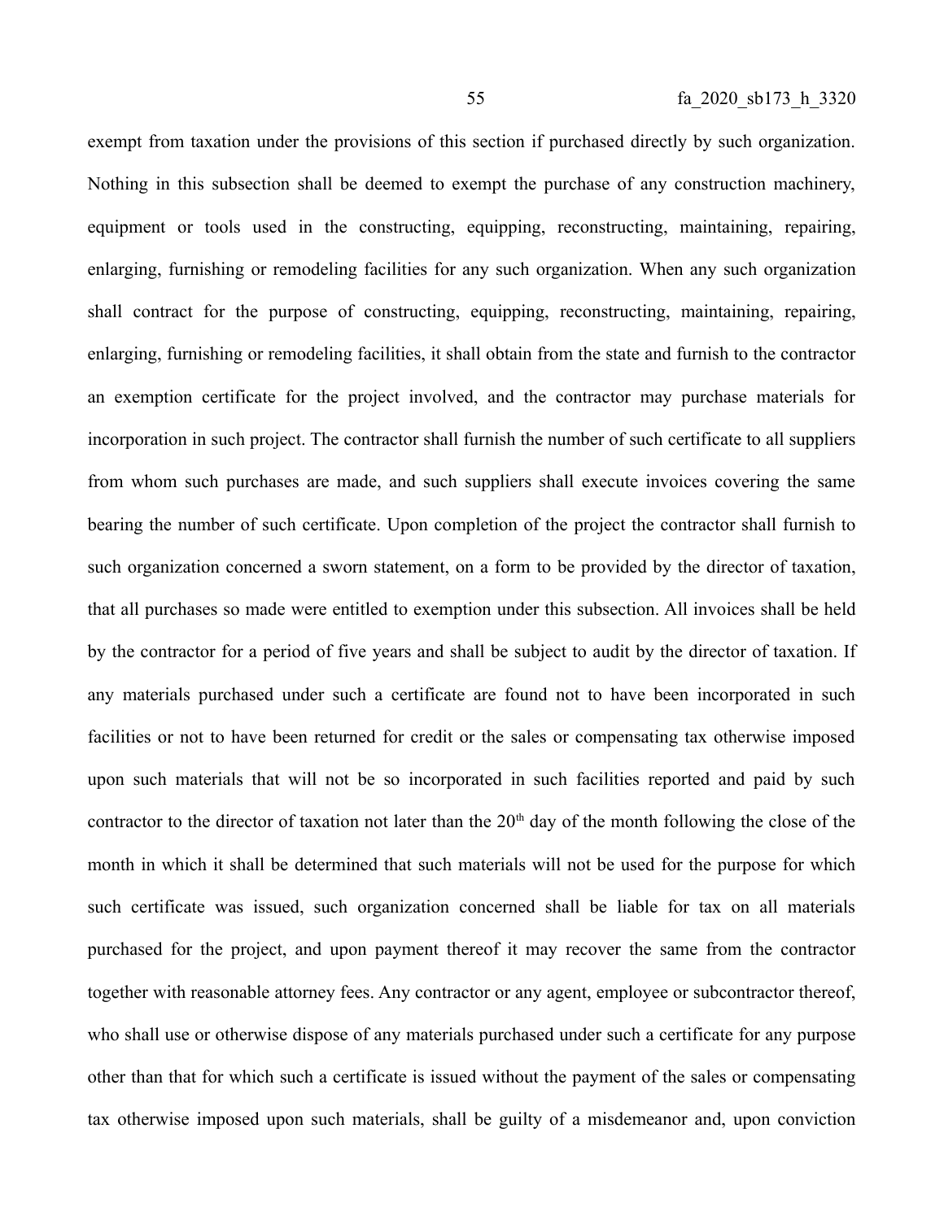exempt from taxation under the provisions of this section if purchased directly by such organization. Nothing in this subsection shall be deemed to exempt the purchase of any construction machinery, equipment or tools used in the constructing, equipping, reconstructing, maintaining, repairing, enlarging, furnishing or remodeling facilities for any such organization. When any such organization shall contract for the purpose of constructing, equipping, reconstructing, maintaining, repairing, enlarging, furnishing or remodeling facilities, it shall obtain from the state and furnish to the contractor an exemption certificate for the project involved, and the contractor may purchase materials for incorporation in such project. The contractor shall furnish the number of such certificate to all suppliers from whom such purchases are made, and such suppliers shall execute invoices covering the same bearing the number of such certificate. Upon completion of the project the contractor shall furnish to such organization concerned a sworn statement, on a form to be provided by the director of taxation, that all purchases so made were entitled to exemption under this subsection. All invoices shall be held by the contractor for a period of five years and shall be subject to audit by the director of taxation. If any materials purchased under such a certificate are found not to have been incorporated in such facilities or not to have been returned for credit or the sales or compensating tax otherwise imposed upon such materials that will not be so incorporated in such facilities reported and paid by such contractor to the director of taxation not later than the 20th day of the month following the close of the month in which it shall be determined that such materials will not be used for the purpose for which such certificate was issued, such organization concerned shall be liable for tax on all materials purchased for the project, and upon payment thereof it may recover the same from the contractor together with reasonable attorney fees. Any contractor or any agent, employee or subcontractor thereof, who shall use or otherwise dispose of any materials purchased under such a certificate for any purpose other than that for which such a certificate is issued without the payment of the sales or compensating tax otherwise imposed upon such materials, shall be guilty of a misdemeanor and, upon conviction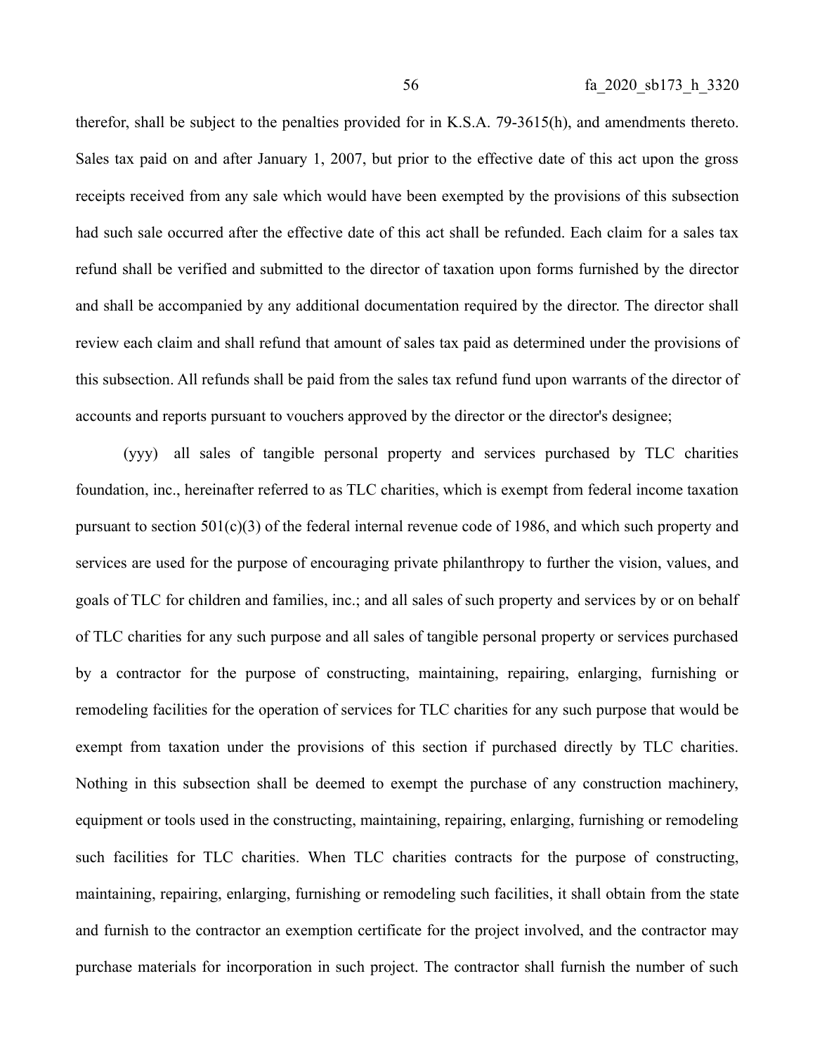therefor, shall be subject to the penalties provided for in K.S.A. 79-3615(h), and amendments thereto. Sales tax paid on and after January 1, 2007, but prior to the effective date of this act upon the gross receipts received from any sale which would have been exempted by the provisions of this subsection had such sale occurred after the effective date of this act shall be refunded. Each claim for a sales tax refund shall be verified and submitted to the director of taxation upon forms furnished by the director and shall be accompanied by any additional documentation required by the director. The director shall review each claim and shall refund that amount of sales tax paid as determined under the provisions of this subsection. All refunds shall be paid from the sales tax refund fund upon warrants of the director of accounts and reports pursuant to vouchers approved by the director or the director's designee;

(yyy) all sales of tangible personal property and services purchased by TLC charities foundation, inc., hereinafter referred to as TLC charities, which is exempt from federal income taxation pursuant to section 501(c)(3) of the federal internal revenue code of 1986, and which such property and services are used for the purpose of encouraging private philanthropy to further the vision, values, and goals of TLC for children and families, inc.; and all sales of such property and services by or on behalf of TLC charities for any such purpose and all sales of tangible personal property or services purchased by a contractor for the purpose of constructing, maintaining, repairing, enlarging, furnishing or remodeling facilities for the operation of services for TLC charities for any such purpose that would be exempt from taxation under the provisions of this section if purchased directly by TLC charities. Nothing in this subsection shall be deemed to exempt the purchase of any construction machinery, equipment or tools used in the constructing, maintaining, repairing, enlarging, furnishing or remodeling such facilities for TLC charities. When TLC charities contracts for the purpose of constructing, maintaining, repairing, enlarging, furnishing or remodeling such facilities, it shall obtain from the state and furnish to the contractor an exemption certificate for the project involved, and the contractor may purchase materials for incorporation in such project. The contractor shall furnish the number of such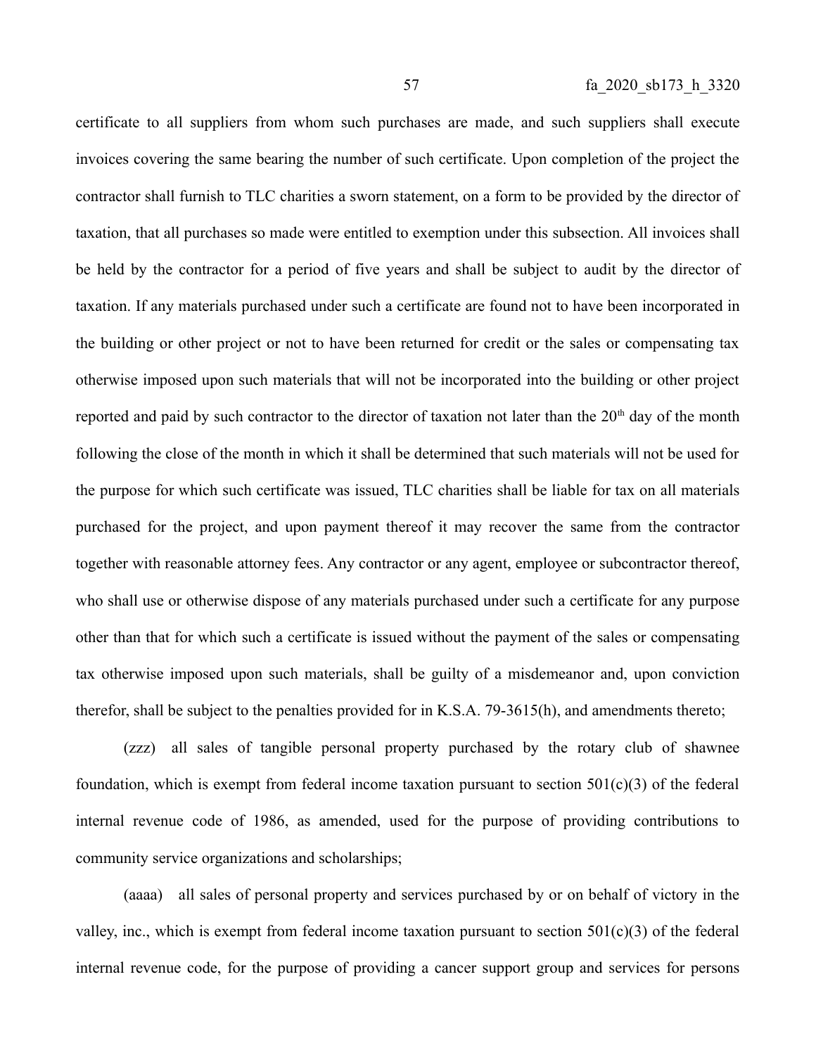certificate to all suppliers from whom such purchases are made, and such suppliers shall execute invoices covering the same bearing the number of such certificate. Upon completion of the project the contractor shall furnish to TLC charities a sworn statement, on a form to be provided by the director of taxation, that all purchases so made were entitled to exemption under this subsection. All invoices shall be held by the contractor for a period of five years and shall be subject to audit by the director of taxation. If any materials purchased under such a certificate are found not to have been incorporated in the building or other project or not to have been returned for credit or the sales or compensating tax otherwise imposed upon such materials that will not be incorporated into the building or other project reported and paid by such contractor to the director of taxation not later than the 20th day of the month following the close of the month in which it shall be determined that such materials will not be used for the purpose for which such certificate was issued, TLC charities shall be liable for tax on all materials purchased for the project, and upon payment thereof it may recover the same from the contractor together with reasonable attorney fees. Any contractor or any agent, employee or subcontractor thereof, who shall use or otherwise dispose of any materials purchased under such a certificate for any purpose other than that for which such a certificate is issued without the payment of the sales or compensating tax otherwise imposed upon such materials, shall be guilty of a misdemeanor and, upon conviction therefor, shall be subject to the penalties provided for in K.S.A. 79-3615(h), and amendments thereto;

(zzz) all sales of tangible personal property purchased by the rotary club of shawnee foundation, which is exempt from federal income taxation pursuant to section 501(c)(3) of the federal internal revenue code of 1986, as amended, used for the purpose of providing contributions to community service organizations and scholarships;

(aaaa) all sales of personal property and services purchased by or on behalf of victory in the valley, inc., which is exempt from federal income taxation pursuant to section 501(c)(3) of the federal internal revenue code, for the purpose of providing a cancer support group and services for persons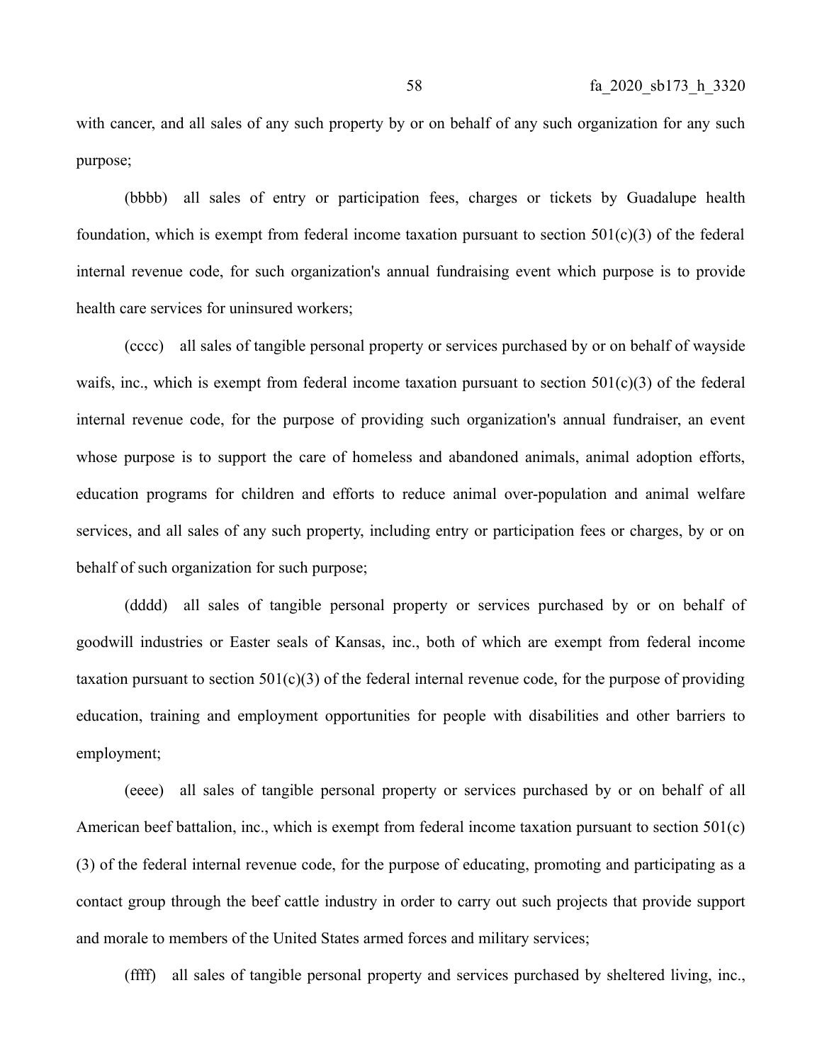with cancer, and all sales of any such property by or on behalf of any such organization for any such purpose;

(bbbb) all sales of entry or participation fees, charges or tickets by Guadalupe health foundation, which is exempt from federal income taxation pursuant to section 501(c)(3) of the federal internal revenue code, for such organization's annual fundraising event which purpose is to provide health care services for uninsured workers;

(cccc) all sales of tangible personal property or services purchased by or on behalf of wayside waifs, inc., which is exempt from federal income taxation pursuant to section 501(c)(3) of the federal internal revenue code, for the purpose of providing such organization's annual fundraiser, an event whose purpose is to support the care of homeless and abandoned animals, animal adoption efforts, education programs for children and efforts to reduce animal over-population and animal welfare services, and all sales of any such property, including entry or participation fees or charges, by or on behalf of such organization for such purpose;

(dddd) all sales of tangible personal property or services purchased by or on behalf of goodwill industries or Easter seals of Kansas, inc., both of which are exempt from federal income taxation pursuant to section 501(c)(3) of the federal internal revenue code, for the purpose of providing education, training and employment opportunities for people with disabilities and other barriers to employment;

(eeee) all sales of tangible personal property or services purchased by or on behalf of all American beef battalion, inc., which is exempt from federal income taxation pursuant to section 501(c)(3) of the federal internal revenue code, for the purpose of educating, promoting and participating as a contact group through the beef cattle industry in order to carry out such projects that provide support and morale to members of the United States armed forces and military services;

(ffff) all sales of tangible personal property and services purchased by sheltered living, inc.,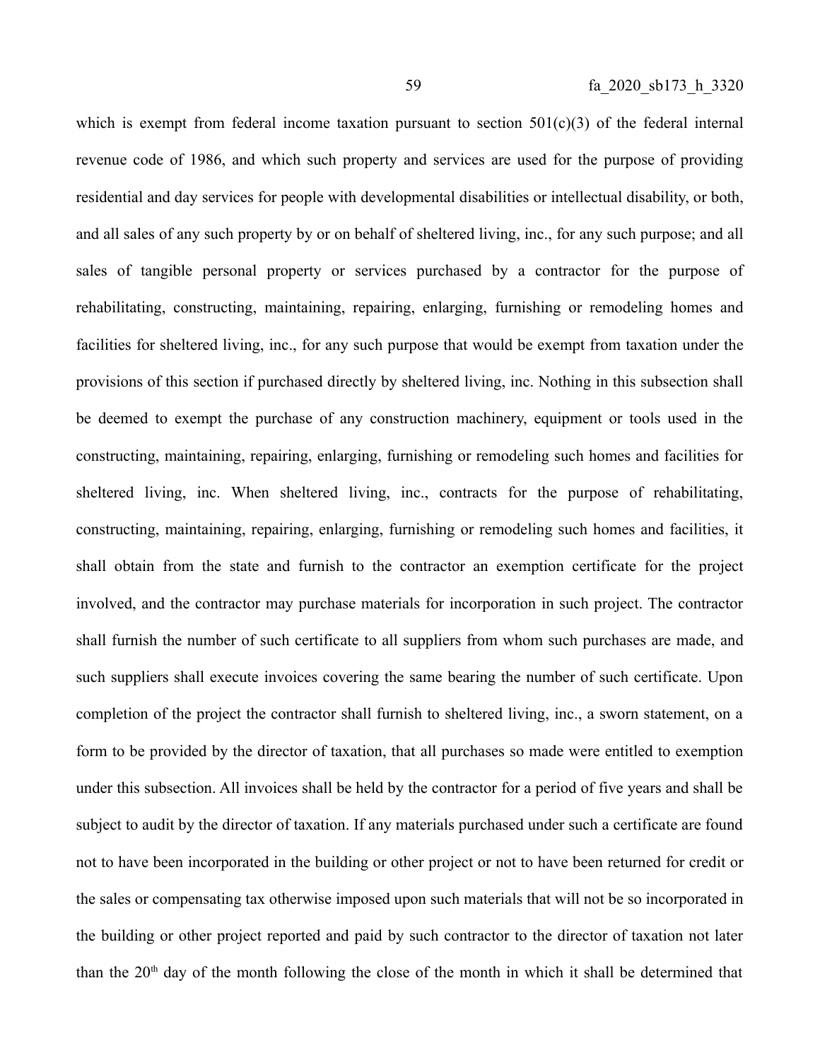which is exempt from federal income taxation pursuant to section 501(c)(3) of the federal internal revenue code of 1986, and which such property and services are used for the purpose of providing residential and day services for people with developmental disabilities or intellectual disability, or both, and all sales of any such property by or on behalf of sheltered living, inc., for any such purpose; and all sales of tangible personal property or services purchased by a contractor for the purpose of rehabilitating, constructing, maintaining, repairing, enlarging, furnishing or remodeling homes and facilities for sheltered living, inc., for any such purpose that would be exempt from taxation under the provisions of this section if purchased directly by sheltered living, inc. Nothing in this subsection shall be deemed to exempt the purchase of any construction machinery, equipment or tools used in the constructing, maintaining, repairing, enlarging, furnishing or remodeling such homes and facilities for sheltered living, inc. When sheltered living, inc., contracts for the purpose of rehabilitating, constructing, maintaining, repairing, enlarging, furnishing or remodeling such homes and facilities, it shall obtain from the state and furnish to the contractor an exemption certificate for the project involved, and the contractor may purchase materials for incorporation in such project. The contractor shall furnish the number of such certificate to all suppliers from whom such purchases are made, and such suppliers shall execute invoices covering the same bearing the number of such certificate. Upon completion of the project the contractor shall furnish to sheltered living, inc., a sworn statement, on a form to be provided by the director of taxation, that all purchases so made were entitled to exemption under this subsection. All invoices shall be held by the contractor for a period of five years and shall be subject to audit by the director of taxation. If any materials purchased under such a certificate are found not to have been incorporated in the building or other project or not to have been returned for credit or the sales or compensating tax otherwise imposed upon such materials that will not be so incorporated in the building or other project reported and paid by such contractor to the director of taxation not later than the 20th day of the month following the close of the month in which it shall be determined that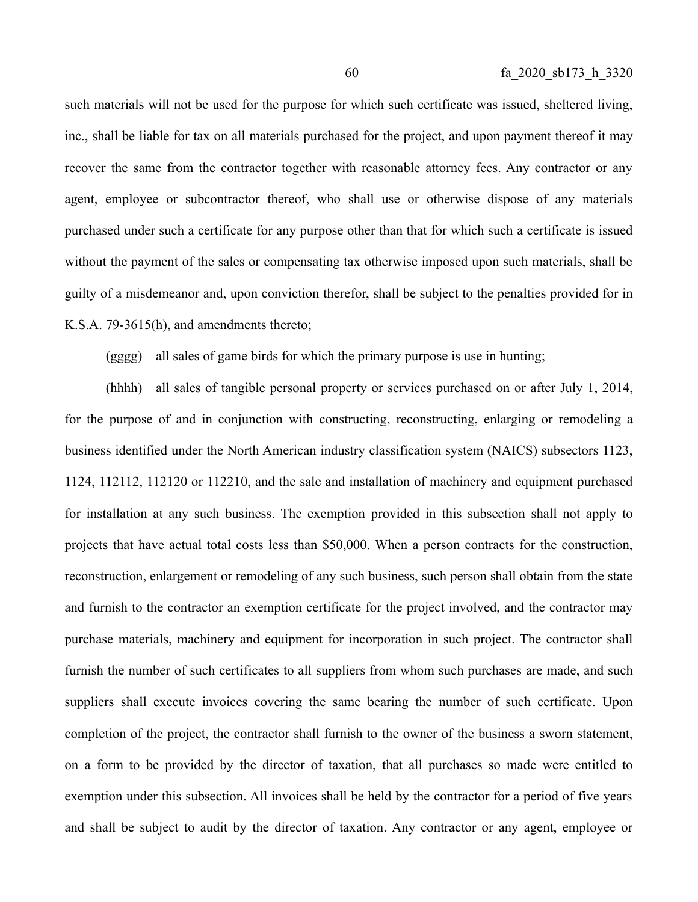such materials will not be used for the purpose for which such certificate was issued, sheltered living, inc., shall be liable for tax on all materials purchased for the project, and upon payment thereof it may recover the same from the contractor together with reasonable attorney fees. Any contractor or any agent, employee or subcontractor thereof, who shall use or otherwise dispose of any materials purchased under such a certificate for any purpose other than that for which such a certificate is issued without the payment of the sales or compensating tax otherwise imposed upon such materials, shall be guilty of a misdemeanor and, upon conviction therefor, shall be subject to the penalties provided for in K.S.A. 79-3615(h), and amendments thereto;

(gggg) all sales of game birds for which the primary purpose is use in hunting;

(hhhh) all sales of tangible personal property or services purchased on or after July 1, 2014, for the purpose of and in conjunction with constructing, reconstructing, enlarging or remodeling a business identified under the North American industry classification system (NAICS) subsectors 1123, 1124, 112112, 112120 or 112210, and the sale and installation of machinery and equipment purchased for installation at any such business. The exemption provided in this subsection shall not apply to projects that have actual total costs less than $50,000. When a person contracts for the construction, reconstruction, enlargement or remodeling of any such business, such person shall obtain from the state and furnish to the contractor an exemption certificate for the project involved, and the contractor may purchase materials, machinery and equipment for incorporation in such project. The contractor shall furnish the number of such certificates to all suppliers from whom such purchases are made, and such suppliers shall execute invoices covering the same bearing the number of such certificate. Upon completion of the project, the contractor shall furnish to the owner of the business a sworn statement, on a form to be provided by the director of taxation, that all purchases so made were entitled to exemption under this subsection. All invoices shall be held by the contractor for a period of five years and shall be subject to audit by the director of taxation. Any contractor or any agent, employee or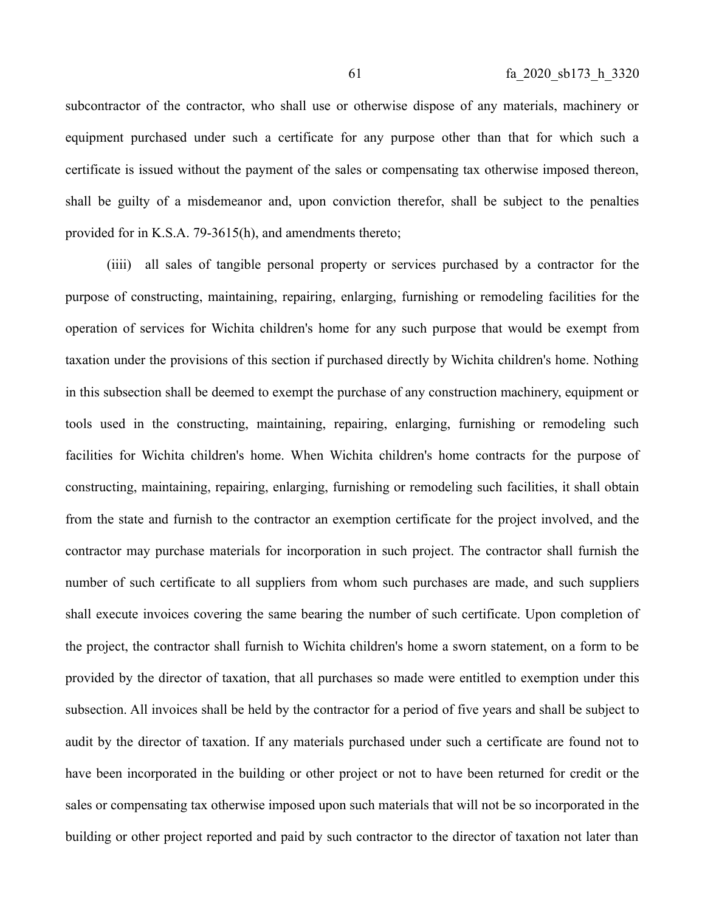subcontractor of the contractor, who shall use or otherwise dispose of any materials, machinery or equipment purchased under such a certificate for any purpose other than that for which such a certificate is issued without the payment of the sales or compensating tax otherwise imposed thereon, shall be guilty of a misdemeanor and, upon conviction therefor, shall be subject to the penalties provided for in K.S.A. 79-3615(h), and amendments thereto;

(iiii) all sales of tangible personal property or services purchased by a contractor for the purpose of constructing, maintaining, repairing, enlarging, furnishing or remodeling facilities for the operation of services for Wichita children's home for any such purpose that would be exempt from taxation under the provisions of this section if purchased directly by Wichita children's home. Nothing in this subsection shall be deemed to exempt the purchase of any construction machinery, equipment or tools used in the constructing, maintaining, repairing, enlarging, furnishing or remodeling such facilities for Wichita children's home. When Wichita children's home contracts for the purpose of constructing, maintaining, repairing, enlarging, furnishing or remodeling such facilities, it shall obtain from the state and furnish to the contractor an exemption certificate for the project involved, and the contractor may purchase materials for incorporation in such project. The contractor shall furnish the number of such certificate to all suppliers from whom such purchases are made, and such suppliers shall execute invoices covering the same bearing the number of such certificate. Upon completion of the project, the contractor shall furnish to Wichita children's home a sworn statement, on a form to be provided by the director of taxation, that all purchases so made were entitled to exemption under this subsection. All invoices shall be held by the contractor for a period of five years and shall be subject to audit by the director of taxation. If any materials purchased under such a certificate are found not to have been incorporated in the building or other project or not to have been returned for credit or the sales or compensating tax otherwise imposed upon such materials that will not be so incorporated in the building or other project reported and paid by such contractor to the director of taxation not later than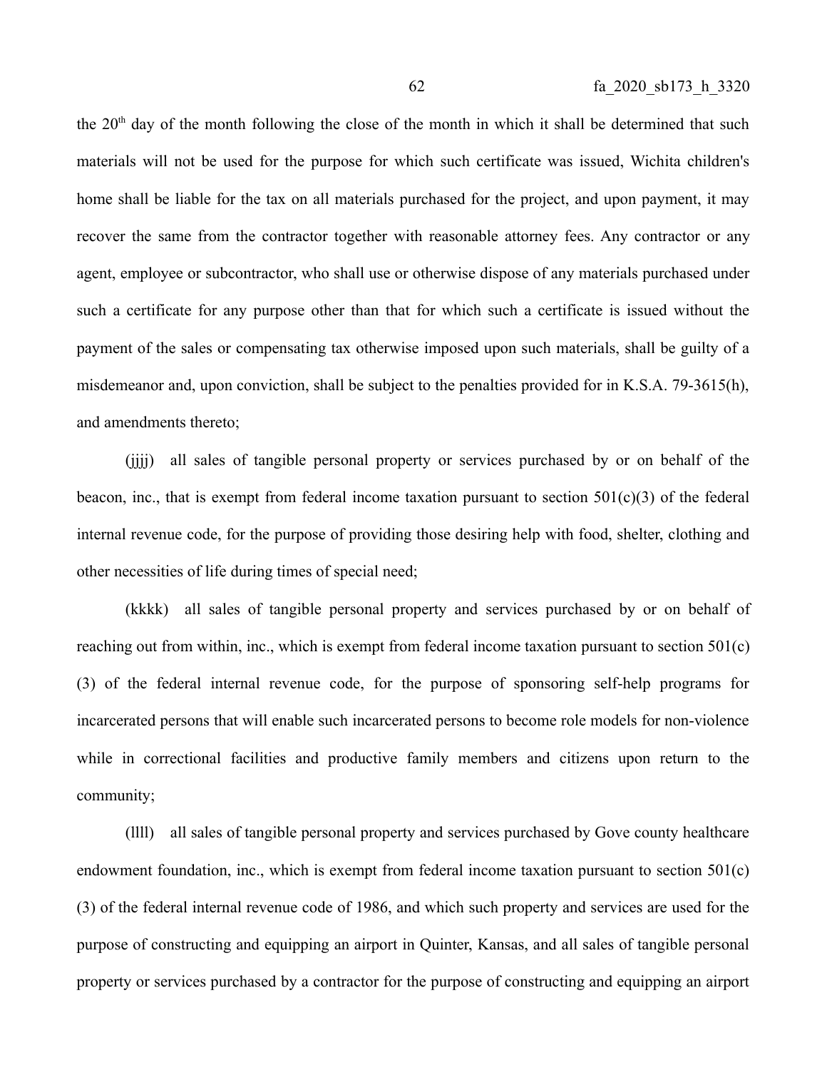the 20th day of the month following the close of the month in which it shall be determined that such materials will not be used for the purpose for which such certificate was issued, Wichita children's home shall be liable for the tax on all materials purchased for the project, and upon payment, it may recover the same from the contractor together with reasonable attorney fees. Any contractor or any agent, employee or subcontractor, who shall use or otherwise dispose of any materials purchased under such a certificate for any purpose other than that for which such a certificate is issued without the payment of the sales or compensating tax otherwise imposed upon such materials, shall be guilty of a misdemeanor and, upon conviction, shall be subject to the penalties provided for in K.S.A. 79-3615(h), and amendments thereto;

(jjjj) all sales of tangible personal property or services purchased by or on behalf of the beacon, inc., that is exempt from federal income taxation pursuant to section 501(c)(3) of the federal internal revenue code, for the purpose of providing those desiring help with food, shelter, clothing and other necessities of life during times of special need;

(kkkk) all sales of tangible personal property and services purchased by or on behalf of reaching out from within, inc., which is exempt from federal income taxation pursuant to section 501(c)(3) of the federal internal revenue code, for the purpose of sponsoring self-help programs for incarcerated persons that will enable such incarcerated persons to become role models for non-violence while in correctional facilities and productive family members and citizens upon return to the community;

(llll) all sales of tangible personal property and services purchased by Gove county healthcare endowment foundation, inc., which is exempt from federal income taxation pursuant to section 501(c)(3) of the federal internal revenue code of 1986, and which such property and services are used for the purpose of constructing and equipping an airport in Quinter, Kansas, and all sales of tangible personal property or services purchased by a contractor for the purpose of constructing and equipping an airport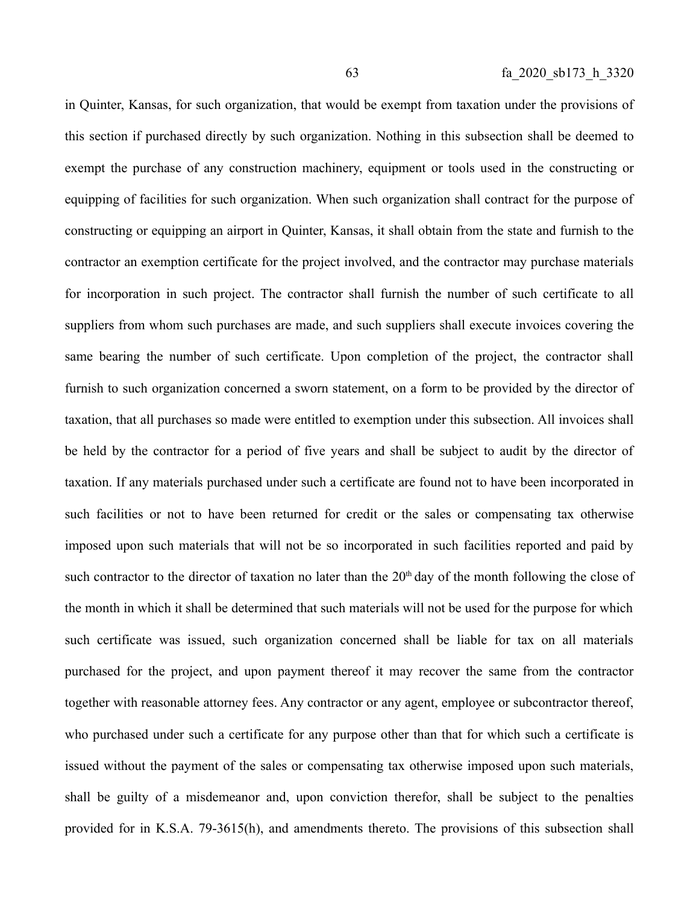in Quinter, Kansas, for such organization, that would be exempt from taxation under the provisions of this section if purchased directly by such organization. Nothing in this subsection shall be deemed to exempt the purchase of any construction machinery, equipment or tools used in the constructing or equipping of facilities for such organization. When such organization shall contract for the purpose of constructing or equipping an airport in Quinter, Kansas, it shall obtain from the state and furnish to the contractor an exemption certificate for the project involved, and the contractor may purchase materials for incorporation in such project. The contractor shall furnish the number of such certificate to all suppliers from whom such purchases are made, and such suppliers shall execute invoices covering the same bearing the number of such certificate. Upon completion of the project, the contractor shall furnish to such organization concerned a sworn statement, on a form to be provided by the director of taxation, that all purchases so made were entitled to exemption under this subsection. All invoices shall be held by the contractor for a period of five years and shall be subject to audit by the director of taxation. If any materials purchased under such a certificate are found not to have been incorporated in such facilities or not to have been returned for credit or the sales or compensating tax otherwise imposed upon such materials that will not be so incorporated in such facilities reported and paid by such contractor to the director of taxation no later than the 20th day of the month following the close of the month in which it shall be determined that such materials will not be used for the purpose for which such certificate was issued, such organization concerned shall be liable for tax on all materials purchased for the project, and upon payment thereof it may recover the same from the contractor together with reasonable attorney fees. Any contractor or any agent, employee or subcontractor thereof, who purchased under such a certificate for any purpose other than that for which such a certificate is issued without the payment of the sales or compensating tax otherwise imposed upon such materials, shall be guilty of a misdemeanor and, upon conviction therefor, shall be subject to the penalties provided for in K.S.A. 79-3615(h), and amendments thereto. The provisions of this subsection shall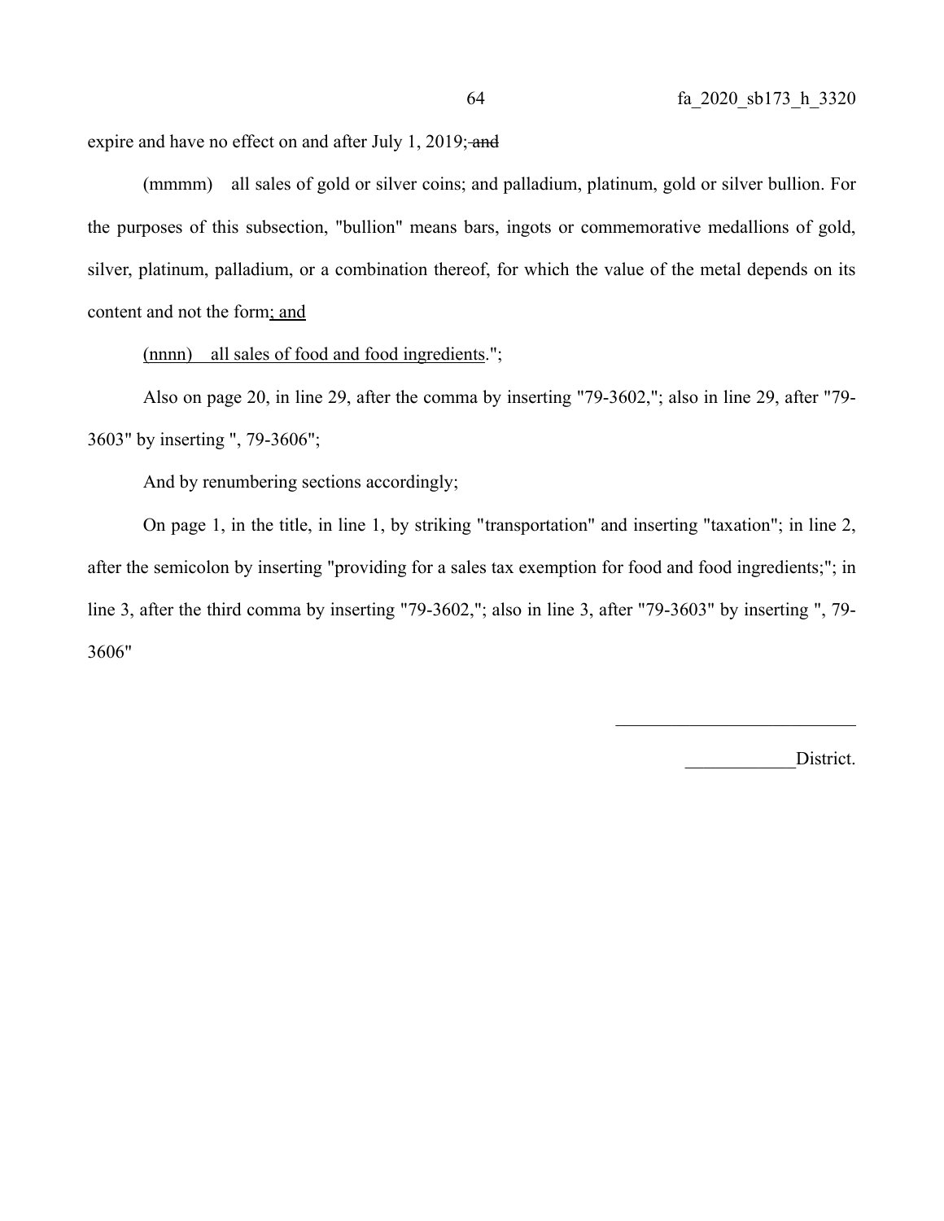expire and have no effect on and after July 1, 2019; ~~and~~

(mmmm) all sales of gold or silver coins; and palladium, platinum, gold or silver bullion. For the purposes of this subsection, "bullion" means bars, ingots or commemorative medallions of gold, silver, platinum, palladium, or a combination thereof, for which the value of the metal depends on its content and not the form<u>; and</u>

<u>(nnnn) all sales of food and food ingredients</u>.";

Also on page 20, in line 29, after the comma by inserting "79-3602,"; also in line 29, after "79-3603" by inserting ", 79-3606";

And by renumbering sections accordingly;

On page 1, in the title, in line 1, by striking "transportation" and inserting "taxation"; in line 2, after the semicolon by inserting "providing for a sales tax exemption for food and food ingredients;"; in line 3, after the third comma by inserting "79-3602,"; also in line 3, after "79-3603" by inserting ", 79-3606"

\_\_\_\_\_\_\_\_\_\_\_\_\_\_\_\_\_\_\_\_\_\_\_\_\_\_

\_\_\_\_\_\_\_\_\_\_\_\_District.